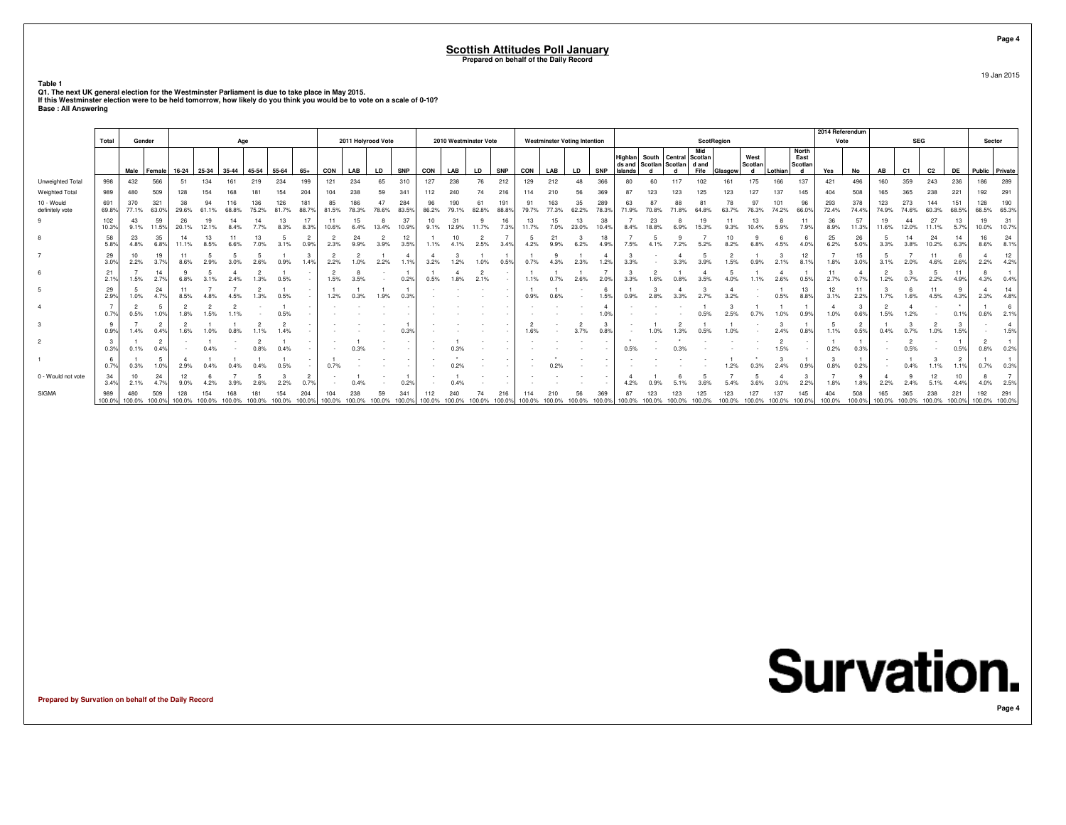# Scottish Attitudes Poll January

**Prepared on behalf of the Daily Record**

19 Jan 2015

**Table 1**

**Q1. The next UK general election for the Westminster Parliament is due to take place in May 2015.**
**If this Westminster election were to be held tomorrow, how likely do you think you would be to vote on a scale of 0-10?**
**Base : All Answering**

| | Total | Gender | | Age | | | | | | 2011 Holyrood Vote | | | | 2010 Westminster Vote | | | | Westminster Voting Intention | | | | ScotRegion | | | | | | | | 2014 Referendum Vote | | SEG | | | | Sector | |
|---|---|---|---|---|---|---|---|---|---|---|---|---|---|---|---|---|---|---|---|---|---|---|---|---|---|---|---|---|---|---|---|---|---|---|---|---|---|
| | | Male | Female | 16-24 | 25-34 | 35-44 | 45-54 | 55-64 | 65+ | CON | LAB | LD | SNP | CON | LAB | LD | SNP | CON | LAB | LD | SNP | Highlands and Islands | South Scotland | Central Scotland | Mid Scotland and Fife | Glasgow | West Scotland | Lothian | North East Scotland | Yes | No | AB | C1 | C2 | DE | Public | Private |
| Unweighted Total | 998 | 432 | 566 | 51 | 134 | 161 | 219 | 234 | 199 | 121 | 234 | 65 | 310 | 127 | 238 | 76 | 212 | 129 | 212 | 48 | 366 | 80 | 60 | 117 | 102 | 161 | 175 | 166 | 137 | 421 | 496 | 160 | 359 | 243 | 236 | 186 | 289 |
| Weighted Total | 989 | 480 | 509 | 128 | 154 | 168 | 181 | 154 | 204 | 104 | 238 | 59 | 341 | 112 | 240 | 74 | 216 | 114 | 210 | 56 | 369 | 87 | 123 | 123 | 125 | 123 | 127 | 137 | 145 | 404 | 508 | 165 | 365 | 238 | 221 | 192 | 291 |
| 10 - Would definitely vote | 691 69.8% | 370 77.1% | 321 63.0% | 38 29.6% | 94 61.1% | 116 68.8% | 136 75.2% | 126 81.7% | 181 88.7% | 85 81.5% | 186 78.3% | 47 78.6% | 284 83.5% | 96 86.2% | 190 79.1% | 61 82.8% | 191 88.8% | 91 79.7% | 163 77.3% | 35 62.2% | 289 78.3% | 63 71.9% | 87 70.8% | 88 71.8% | 81 64.8% | 78 63.7% | 97 76.3% | 101 74.2% | 96 66.0% | 293 72.4% | 378 74.4% | 123 74.9% | 273 74.6% | 144 60.3% | 151 68.5% | 128 66.5% | 190 65.3% |
| 9 | 102 10.3% | 43 9.1% | 59 11.5% | 26 20.1% | 19 12.1% | 14 8.4% | 14 7.7% | 13 8.3% | 17 8.3% | 11 10.6% | 15 6.4% | 8 13.4% | 37 10.9% | 10 9.1% | 31 12.9% | 9 11.7% | 16 7.3% | 13 11.7% | 15 7.0% | 13 23.0% | 38 10.4% | 7 8.4% | 23 18.8% | 8 6.9% | 19 15.3% | 11 9.3% | 13 10.4% | 8 5.9% | 11 7.9% | 36 8.9% | 57 11.3% | 19 11.6% | 44 12.0% | 27 11.1% | 13 5.7% | 19 10.0% | 31 10.7% |
| 8 | 58 5.8% | 23 4.8% | 35 6.8% | 14 11.1% | 13 8.5% | 11 6.6% | 13 7.0% | 5 3.1% | 2 0.9% | 2 2.3% | 24 9.9% | 2 3.9% | 12 3.5% | 1 1.1% | 10 4.1% | 2 2.5% | 7 3.4% | 5 4.2% | 21 9.9% | 3 6.2% | 18 4.9% | 7 7.5% | 5 4.1% | 9 7.2% | 7 5.2% | 10 8.2% | 9 6.8% | 6 4.5% | 6 4.0% | 25 6.2% | 26 5.0% | 5 3.3% | 14 3.8% | 24 10.2% | 14 6.3% | 16 8.6% | 24 8.1% |
| 7 | 29 3.0% | 10 2.2% | 19 3.7% | 11 8.6% | 5 2.9% | 5 3.0% | 5 2.6% | 1 0.9% | 3 1.4% | 2 2.2% | 2 1.0% | 1 2.2% | 4 1.1% | 4 3.2% | 3 1.2% | 1 1.0% | 1 0.5% | 1 0.7% | 9 4.3% | 1 2.3% | 4 1.2% | 3 3.3% | - | 4 3.3% | 5 3.9% | 2 1.5% | 1 0.9% | 3 2.1% | 12 8.1% | 7 1.8% | 15 3.0% | 5 3.1% | 7 2.0% | 11 4.6% | 6 2.6% | 4 2.2% | 12 4.2% |
| 6 | 21 2.1% | 7 1.5% | 14 2.7% | 9 6.8% | 5 3.1% | 4 2.4% | 2 1.3% | 1 0.5% | - | 2 1.5% | 8 3.5% | - | 1 0.2% | 1 0.5% | 4 1.8% | 2 2.1% | - | 1 1.1% | 1 0.7% | 1 2.6% | 7 2.0% | 3 3.3% | 2 1.6% | 1 0.8% | 4 3.5% | 5 4.0% | 1 1.1% | 4 2.6% | 1 0.5% | 11 2.7% | 4 0.7% | 2 1.2% | 3 0.7% | 5 2.2% | 11 4.9% | 8 4.3% | 1 0.4% |
| 5 | 29 2.9% | 5 1.0% | 24 4.7% | 11 8.5% | 7 4.8% | 7 4.5% | 2 1.3% | 1 0.5% | - | 1 1.2% | 1 0.3% | 1 1.9% | 1 0.3% | - | - | - | - | 1 0.9% | 1 0.6% | - | 6 1.5% | 1 0.9% | 3 2.8% | 4 3.3% | 3 2.7% | 4 3.2% | - | 1 0.5% | 13 8.8% | 12 3.1% | 11 2.2% | 3 1.7% | 6 1.6% | 11 4.5% | 9 4.3% | 4 2.3% | 14 4.8% |
| 4 | 7 0.7% | 2 0.5% | 5 1.0% | 2 1.8% | 2 1.5% | 2 1.1% | - | 1 0.5% | - | - | - | - | - | - | - | - | - | - | - | - | 4 1.0% | - | - | - | 1 0.5% | 3 2.5% | 1 0.7% | 1 1.0% | 1 0.9% | 4 1.0% | 3 0.6% | 2 1.5% | 4 1.2% | - | * 0.1% | 1 0.6% | 6 2.1% |
| 3 | 9 0.9% | 7 1.4% | 2 0.4% | 2 1.6% | 1 1.0% | 1 0.8% | 2 1.1% | 2 1.4% | - | - | - | - | 1 0.3% | - | - | - | - | 2 1.6% | - | 2 3.7% | 3 0.8% | - | 1 1.0% | 2 1.3% | 1 0.5% | 1 1.0% | - | 3 2.4% | 1 0.8% | 5 1.1% | 2 0.5% | 1 0.4% | 3 0.7% | 2 1.0% | 3 1.5% | - | 4 1.5% |
| 2 | 3 0.3% | 1 0.1% | 2 0.4% | - | 1 0.4% | - | 2 0.8% | 1 0.4% | - | - | 1 0.3% | - | - | - | 1 0.3% | - | - | - | - | - | - | * 0.5% | - | * 0.3% | - | - | - | 2 1.5% | - | 1 0.2% | 1 0.3% | - | 2 0.5% | - | 1 0.5% | 2 0.8% | 1 0.2% |
| 1 | 6 0.7% | 1 0.3% | 5 1.0% | 4 2.9% | 1 0.4% | 1 0.4% | 1 0.4% | 1 0.5% | - | 1 0.7% | - | - | - | - | * 0.2% | - | - | - | * 0.2% | - | - | - | - | - | - | 1 1.2% | * 0.3% | 3 2.4% | 1 0.9% | 3 0.8% | 1 0.2% | - | 1 0.4% | 3 1.1% | 2 1.1% | 1 0.7% | 1 0.3% |
| 0 - Would not vote | 34 3.4% | 10 2.1% | 24 4.7% | 12 9.0% | 6 4.2% | 7 3.9% | 5 2.6% | 3 2.2% | 2 0.7% | - | 1 0.4% | - | 1 0.2% | - | 1 0.4% | - | - | - | - | - | - | 4 4.2% | 1 0.9% | 6 5.1% | 5 3.6% | 7 5.4% | 5 3.6% | 4 3.0% | 3 2.2% | 7 1.8% | 9 1.8% | 4 2.2% | 9 2.4% | 12 5.1% | 10 4.4% | 8 4.0% | 7 2.5% |
| SIGMA | 989 100.0% | 480 100.0% | 509 100.0% | 128 100.0% | 154 100.0% | 168 100.0% | 181 100.0% | 154 100.0% | 204 100.0% | 104 100.0% | 238 100.0% | 59 100.0% | 341 100.0% | 112 100.0% | 240 100.0% | 74 100.0% | 216 100.0% | 114 100.0% | 210 100.0% | 56 100.0% | 369 100.0% | 87 100.0% | 123 100.0% | 123 100.0% | 125 100.0% | 123 100.0% | 127 100.0% | 137 100.0% | 145 100.0% | 404 100.0% | 508 100.0% | 165 100.0% | 365 100.0% | 238 100.0% | 221 100.0% | 192 100.0% | 291 100.0% |

**Prepared by Survation on behalf of the Daily Record**

Survation.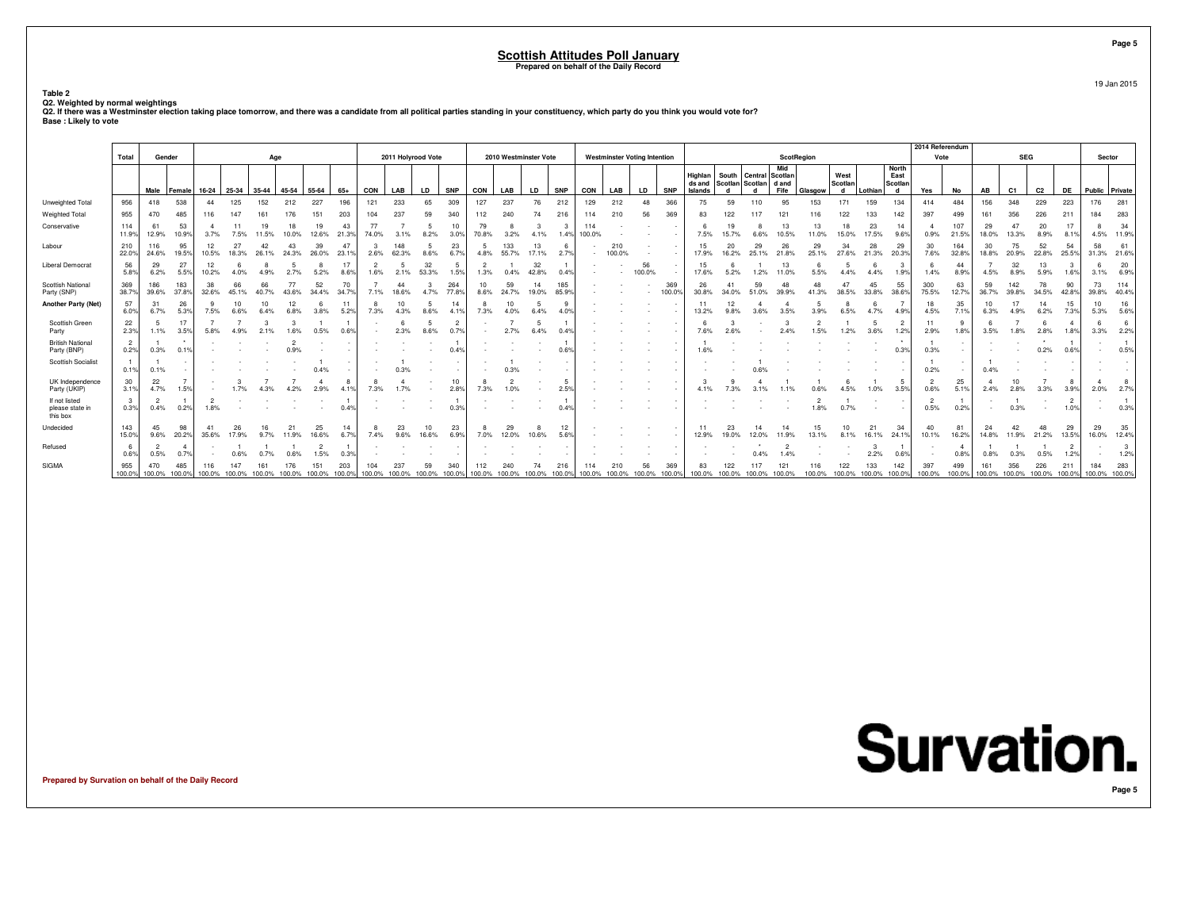# Scottish Attitudes Poll January

**Prepared on behalf of the Daily Record**

19 Jan 2015

**Table 2**
**Q2. Weighted by normal weightings**
**Q2. If there was a Westminster election taking place tomorrow, and there was a candidate from all political parties standing in your constituency, which party do you think you would vote for?**
**Base : Likely to vote**

| | Total | Gender | | Age | | | | | | 2011 Holyrood Vote | | | | 2010 Westminster Vote | | | | Westminster Voting Intention | | | | ScotRegion | | | | | | | | 2014 Referendum Vote | | SEG | | | | Sector | |
|---|---|---|---|---|---|---|---|---|---|---|---|---|---|---|---|---|---|---|---|---|---|---|---|---|---|---|---|---|---|---|---|---|---|---|---|---|---|
| | | Male | Female | 16-24 | 25-34 | 35-44 | 45-54 | 55-64 | 65+ | CON | LAB | LD | SNP | CON | LAB | LD | SNP | CON | LAB | LD | SNP | Highlands and Islands | South Scotland | Central Scotland | Mid Scotland and Fife | Glasgow | West Scotland | Lothian | North East Scotland | Yes | No | AB | C1 | C2 | DE | Public | Private |
| Unweighted Total | 956 | 418 | 538 | 44 | 125 | 152 | 212 | 227 | 196 | 121 | 233 | 65 | 309 | 127 | 237 | 76 | 212 | 129 | 212 | 48 | 366 | 75 | 59 | 110 | 95 | 153 | 171 | 159 | 134 | 414 | 484 | 156 | 348 | 229 | 223 | 176 | 281 |
| Weighted Total | 955 | 470 | 485 | 116 | 147 | 161 | 176 | 151 | 203 | 104 | 237 | 59 | 340 | 112 | 240 | 74 | 216 | 114 | 210 | 56 | 369 | 83 | 122 | 117 | 121 | 116 | 122 | 133 | 142 | 397 | 499 | 161 | 356 | 226 | 211 | 184 | 283 |
| Conservative | 114 11.9% | 61 12.9% | 53 10.9% | 4 3.7% | 11 7.5% | 19 11.5% | 18 10.0% | 19 12.6% | 43 21.3% | 77 74.0% | 7 3.1% | 5 8.2% | 10 3.0% | 79 70.8% | 8 3.2% | 3 4.1% | 3 1.4% | 114 100.0% | - | - | - | 6 7.5% | 19 15.7% | 8 6.6% | 13 10.5% | 13 11.0% | 18 15.0% | 23 17.5% | 14 9.6% | 4 0.9% | 107 21.5% | 29 18.0% | 47 13.3% | 20 8.9% | 17 8.1% | 8 4.5% | 34 11.9% |
| Labour | 210 22.0% | 116 24.6% | 95 19.5% | 12 10.5% | 27 18.3% | 42 26.1% | 43 24.3% | 39 26.0% | 47 23.1% | 3 2.6% | 148 62.3% | 5 8.6% | 23 6.7% | 5 4.8% | 133 55.7% | 13 17.1% | 6 2.7% | - | 210 100.0% | - | - | 15 17.9% | 20 16.2% | 29 25.1% | 26 21.8% | 29 25.1% | 34 27.6% | 28 21.3% | 29 20.3% | 30 7.6% | 164 32.8% | 30 18.8% | 75 20.9% | 52 22.8% | 54 25.5% | 58 31.3% | 61 21.6% |
| Liberal Democrat | 56 5.8% | 29 6.2% | 27 5.5% | 12 10.2% | 6 4.0% | 8 4.9% | 5 2.7% | 8 5.2% | 17 8.6% | 2 1.6% | 5 2.1% | 32 53.3% | 5 1.5% | 2 1.3% | 1 0.4% | 32 42.8% | 1 0.4% | - | - | 56 100.0% | - | 15 17.6% | 6 5.2% | 1 1.2% | 13 11.0% | 6 5.5% | 5 4.4% | 6 4.4% | 3 1.9% | 6 1.4% | 44 8.9% | 7 4.5% | 32 8.9% | 13 5.9% | 3 1.6% | 6 3.1% | 20 6.9% |
| Scottish National Party (SNP) | 369 38.7% | 186 39.6% | 183 37.8% | 38 32.6% | 66 45.1% | 66 40.7% | 77 43.6% | 52 34.4% | 70 34.7% | 7 7.1% | 44 18.6% | 3 4.7% | 264 77.8% | 10 8.6% | 59 24.7% | 14 19.0% | 185 85.9% | - | - | - | 369 100.0% | 26 30.8% | 41 34.0% | 59 51.0% | 48 39.9% | 48 41.3% | 47 38.5% | 45 33.8% | 55 38.6% | 300 75.5% | 63 12.7% | 59 36.7% | 142 39.8% | 78 34.5% | 90 42.8% | 73 39.8% | 114 40.4% |
| **Another Party (Net)** | 57 6.0% | 31 6.7% | 26 5.3% | 9 7.5% | 10 6.6% | 10 6.4% | 12 6.8% | 6 3.8% | 11 5.2% | 8 7.3% | 10 4.3% | 5 8.6% | 14 4.1% | 8 7.3% | 10 4.0% | 5 6.4% | 9 4.0% | - | - | - | - | 11 13.2% | 12 9.8% | 4 3.6% | 4 3.5% | 5 3.9% | 8 6.5% | 6 4.7% | 7 4.9% | 18 4.5% | 35 7.1% | 10 6.3% | 17 4.9% | 14 6.2% | 15 7.3% | 10 5.3% | 16 5.6% |
| Scottish Green Party | 22 2.3% | 5 1.1% | 17 3.5% | 7 5.8% | 7 4.9% | 3 2.1% | 3 1.6% | 1 0.5% | 1 0.6% | - | 6 2.3% | 5 8.6% | 2 0.7% | - | 7 2.7% | 5 6.4% | 1 0.4% | - | - | - | - | 6 7.6% | 3 2.6% | - | 3 2.4% | 2 1.5% | 1 1.2% | 5 3.6% | 2 1.2% | 11 2.9% | 9 1.8% | 6 3.5% | 7 1.8% | 6 2.8% | 4 1.8% | 6 3.3% | 6 2.2% |
| British National Party (BNP) | 2 0.2% | 1 0.3% | * 0.1% | - | - | - | 2 0.9% | - | - | - | - | - | 1 0.4% | - | - | - | 1 0.6% | - | - | - | - | 1 1.6% | - | - | - | - | - | - | * 0.3% | 1 0.3% | - | - | - | * 0.2% | 1 0.6% | - | 1 0.5% |
| Scottish Socialist | 1 0.1% | 1 0.1% | - | - | - | - | - | 1 0.4% | - | - | 1 0.3% | - | - | - | 1 0.3% | - | - | - | - | - | - | - | - | 1 0.6% | - | - | - | - | - | 1 0.2% | - | 1 0.4% | - | - | - | - | - |
| UK Independence Party (UKIP) | 30 3.1% | 22 4.7% | 7 1.5% | - | 3 1.7% | 7 4.3% | 7 4.2% | 4 2.9% | 8 4.1% | 8 7.3% | 4 1.7% | - | 10 2.8% | 8 7.3% | 2 1.0% | - | 5 2.5% | - | - | - | - | 3 4.1% | 9 7.3% | 4 3.1% | 1 1.1% | 1 0.6% | 6 4.5% | 1 1.0% | 5 3.5% | 2 0.6% | 25 5.1% | 4 2.4% | 10 2.8% | 7 3.3% | 8 3.9% | 4 2.0% | 8 2.7% |
| If not listed please state in this box | 3 0.3% | 2 0.4% | 1 0.2% | 2 1.8% | - | - | - | - | 1 0.4% | - | - | - | 1 0.3% | - | - | - | 1 0.4% | - | - | - | - | - | - | - | - | 2 1.8% | 1 0.7% | - | - | 2 0.5% | 1 0.2% | - | 1 0.3% | - | 2 1.0% | - | 1 0.3% |
| Undecided | 143 15.0% | 45 9.6% | 98 20.2% | 41 35.6% | 26 17.9% | 16 9.7% | 21 11.9% | 25 16.6% | 14 6.7% | 8 7.4% | 23 9.6% | 10 16.6% | 23 6.9% | 8 7.0% | 29 12.0% | 8 10.6% | 12 5.6% | - | - | - | - | 11 12.9% | 23 19.0% | 14 12.0% | 14 11.9% | 15 13.1% | 10 8.1% | 21 16.1% | 34 24.1% | 40 10.1% | 81 16.2% | 24 14.8% | 42 11.9% | 48 21.2% | 29 13.5% | 29 16.0% | 35 12.4% |
| Refused | 6 0.6% | 2 0.5% | 4 0.7% | - | 1 0.6% | 1 0.7% | 1 0.6% | 2 1.5% | 1 0.3% | - | - | - | - | - | - | - | - | - | - | - | - | - | - | * 0.4% | 2 1.4% | - | - | 3 2.2% | 1 0.6% | - | 4 0.8% | 1 0.8% | 1 0.3% | 1 0.5% | 2 1.2% | - | 3 1.2% |
| SIGMA | 955 100.0% | 470 100.0% | 485 100.0% | 116 100.0% | 147 100.0% | 161 100.0% | 176 100.0% | 151 100.0% | 203 100.0% | 104 100.0% | 237 100.0% | 59 100.0% | 340 100.0% | 112 100.0% | 240 100.0% | 74 100.0% | 216 100.0% | 114 100.0% | 210 100.0% | 56 100.0% | 369 100.0% | 83 100.0% | 122 100.0% | 117 100.0% | 121 100.0% | 116 100.0% | 122 100.0% | 133 100.0% | 142 100.0% | 397 100.0% | 499 100.0% | 161 100.0% | 356 100.0% | 226 100.0% | 211 100.0% | 184 100.0% | 283 100.0% |

Prepared by Survation on behalf of the Daily Record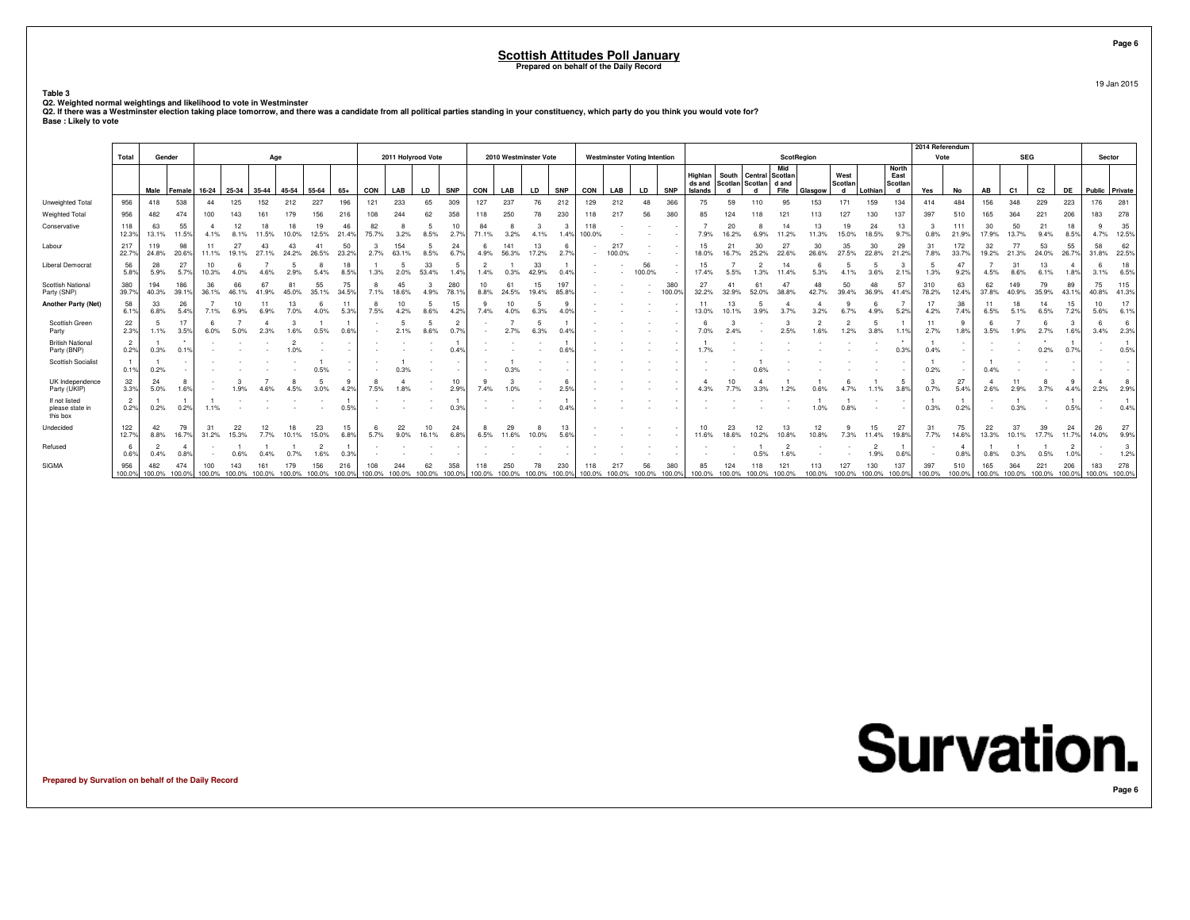# Scottish Attitudes Poll January

**Prepared on behalf of the Daily Record**

19 Jan 2015

**Table 3**

**Q2. Weighted normal weightings and likelihood to vote in Westminster**

**Q2. If there was a Westminster election taking place tomorrow, and there was a candidate from all political parties standing in your constituency, which party do you think you would vote for?**

**Base : Likely to vote**

| | Total | Gender | | Age | | | | | | 2011 Holyrood Vote | | | | 2010 Westminster Vote | | | | Westminster Voting Intention | | | | ScotRegion | | | | | | | | 2014 Referendum Vote | | SEG | | | | Sector | |
|---|---|---|---|---|---|---|---|---|---|---|---|---|---|---|---|---|---|---|---|---|---|---|---|---|---|---|---|---|---|---|---|---|---|---|---|---|---|
| | | Male | Female | 16-24 | 25-34 | 35-44 | 45-54 | 55-64 | 65+ | CON | LAB | LD | SNP | CON | LAB | LD | SNP | CON | LAB | LD | SNP | Highlands and Islands | South Scotland | Central Scotland | Mid Scotland and Fife | Glasgow | West Scotland | Lothian | North East Scotland | Yes | No | AB | C1 | C2 | DE | Public | Private |
| Unweighted Total | 956 | 418 | 538 | 44 | 125 | 152 | 212 | 227 | 196 | 121 | 233 | 65 | 309 | 127 | 237 | 76 | 212 | 129 | 212 | 48 | 366 | 75 | 59 | 110 | 95 | 153 | 171 | 159 | 134 | 414 | 484 | 156 | 348 | 229 | 223 | 176 | 281 |
| Weighted Total | 956 | 482 | 474 | 100 | 143 | 161 | 179 | 156 | 216 | 108 | 244 | 62 | 358 | 118 | 250 | 78 | 230 | 118 | 217 | 56 | 380 | 85 | 124 | 118 | 121 | 113 | 127 | 130 | 137 | 397 | 510 | 165 | 364 | 221 | 206 | 183 | 278 |
| Conservative | 118 | 63 | 55 | 4 | 12 | 18 | 18 | 19 | 46 | 82 | 8 | 5 | 10 | 84 | 8 | 3 | 3 | 118 | - | - | - | 7 | 20 | 8 | 14 | 13 | 19 | 24 | 13 | 3 | 111 | 30 | 50 | 21 | 18 | 9 | 35 |
| | 12.3% | 13.1% | 11.5% | 4.1% | 8.1% | 11.5% | 10.0% | 12.5% | 21.4% | 75.7% | 3.2% | 8.5% | 2.7% | 71.1% | 3.2% | 4.1% | 1.4% | 100.0% | - | - | - | 7.9% | 16.2% | 6.9% | 11.2% | 11.3% | 15.0% | 18.5% | 9.7% | 0.8% | 21.9% | 17.9% | 13.7% | 9.4% | 8.5% | 4.7% | 12.5% |
| Labour | 217 | 119 | 98 | 11 | 27 | 43 | 43 | 41 | 50 | 3 | 154 | 5 | 24 | 6 | 141 | 13 | 6 | - | 217 | - | - | 15 | 21 | 30 | 27 | 30 | 35 | 30 | 29 | 31 | 172 | 32 | 77 | 53 | 55 | 58 | 62 |
| | 22.7% | 24.8% | 20.6% | 11.1% | 19.1% | 27.1% | 24.2% | 26.5% | 23.2% | 2.7% | 63.1% | 8.5% | 6.7% | 4.9% | 56.3% | 17.2% | 2.7% | - | 100.0% | - | - | 18.0% | 16.7% | 25.2% | 22.6% | 26.6% | 27.5% | 22.8% | 21.2% | 7.8% | 33.7% | 19.2% | 21.3% | 24.0% | 26.7% | 31.8% | 22.5% |
| Liberal Democrat | 56 | 28 | 27 | 10 | 6 | 7 | 5 | 8 | 18 | 1 | 5 | 33 | 5 | 2 | 1 | 33 | 1 | - | - | 56 | - | 15 | 7 | 2 | 14 | 6 | 5 | 5 | 3 | 5 | 47 | 7 | 31 | 13 | 4 | 6 | 18 |
| | 5.8% | 5.9% | 5.7% | 10.3% | 4.0% | 4.6% | 2.9% | 5.4% | 8.5% | 1.3% | 2.0% | 53.4% | 1.4% | 1.4% | 0.3% | 42.9% | 0.4% | - | - | 100.0% | - | 17.4% | 5.5% | 1.3% | 11.4% | 5.3% | 4.1% | 3.6% | 2.1% | 1.3% | 9.2% | 4.5% | 8.6% | 6.1% | 1.8% | 3.1% | 6.5% |
| Scottish National Party (SNP) | 380 | 194 | 186 | 36 | 66 | 67 | 81 | 55 | 75 | 8 | 45 | 3 | 280 | 10 | 61 | 15 | 197 | - | - | - | 380 | 27 | 41 | 61 | 47 | 48 | 50 | 48 | 57 | 310 | 63 | 62 | 149 | 79 | 89 | 75 | 115 |
| | 39.7% | 40.3% | 39.1% | 36.1% | 46.1% | 41.9% | 45.0% | 35.1% | 34.5% | 7.1% | 18.6% | 4.9% | 78.1% | 8.8% | 24.5% | 19.4% | 85.8% | - | - | - | 100.0% | 32.2% | 32.9% | 52.0% | 38.8% | 42.7% | 39.4% | 36.9% | 41.4% | 78.2% | 12.4% | 37.8% | 40.9% | 35.9% | 43.1% | 40.8% | 41.3% |
| **Another Party (Net)** | 58 | 33 | 26 | 7 | 10 | 11 | 13 | 6 | 11 | 8 | 10 | 5 | 15 | 9 | 10 | 5 | 9 | - | - | - | - | 11 | 13 | 5 | 4 | 4 | 9 | 6 | 7 | 17 | 38 | 11 | 18 | 14 | 15 | 10 | 17 |
| | 6.1% | 6.8% | 5.4% | 7.1% | 6.9% | 6.9% | 7.0% | 4.0% | 5.3% | 7.5% | 4.2% | 8.6% | 4.2% | 7.4% | 4.0% | 6.3% | 4.0% | - | - | - | - | 13.0% | 10.1% | 3.9% | 3.7% | 3.2% | 6.7% | 4.9% | 5.2% | 4.2% | 7.4% | 6.5% | 5.1% | 6.5% | 7.2% | 5.6% | 6.1% |
| Scottish Green Party | 22 | 5 | 17 | 6 | 7 | 4 | 3 | 1 | 1 | - | 5 | 5 | 2 | - | 7 | 5 | 1 | - | - | - | - | 6 | 3 | - | 3 | 2 | 2 | 5 | 1 | 11 | 9 | 6 | 7 | 6 | 3 | 6 | 6 |
| | 2.3% | 1.1% | 3.5% | 6.0% | 5.0% | 2.3% | 1.6% | 0.5% | 0.6% | - | 2.1% | 8.6% | 0.7% | - | 2.7% | 6.3% | 0.4% | - | - | - | - | 7.0% | 2.4% | - | 2.5% | 1.6% | 1.2% | 3.8% | 1.1% | 2.7% | 1.8% | 3.5% | 1.9% | 2.7% | 1.6% | 3.4% | 2.3% |
| British National Party (BNP) | 2 | 1 | * | - | - | - | 2 | - | - | - | - | - | 1 | - | - | - | 1 | - | - | - | - | 1 | - | - | - | - | - | - | * | 1 | - | - | - | * | 1 | - | 1 |
| | 0.2% | 0.3% | 0.1% | - | - | - | 1.0% | - | - | - | - | - | 0.4% | - | - | - | 0.6% | - | - | - | - | 1.7% | - | - | - | - | - | - | 0.3% | 0.4% | - | - | - | 0.2% | 0.7% | - | 0.5% |
| Scottish Socialist | 1 | 1 | - | - | - | - | - | 1 | - | - | 1 | - | - | - | 1 | - | - | - | - | - | - | - | - | 1 | - | - | - | - | - | 1 | - | 1 | - | - | - | - | - |
| | 0.1% | 0.2% | - | - | - | - | - | 0.5% | - | - | 0.3% | - | - | - | 0.3% | - | - | - | - | - | - | - | - | 0.6% | - | - | - | - | - | 0.2% | - | 0.4% | - | - | - | - | - |
| UK Independence Party (UKIP) | 32 | 24 | 8 | - | 3 | 7 | 8 | 5 | 9 | 8 | 4 | - | 10 | 9 | 3 | - | 6 | - | - | - | - | 4 | 10 | 4 | 1 | 1 | 6 | 1 | 5 | 3 | 27 | 4 | 11 | 8 | 9 | 4 | 8 |
| | 3.3% | 5.0% | 1.6% | - | 1.9% | 4.6% | 4.5% | 3.0% | 4.2% | 7.5% | 1.8% | - | 2.9% | 7.4% | 1.0% | - | 2.5% | - | - | - | - | 4.3% | 7.7% | 3.3% | 1.2% | 0.6% | 4.7% | 1.1% | 3.8% | 0.7% | 5.4% | 2.6% | 2.9% | 3.7% | 4.4% | 2.2% | 2.9% |
| If not listed please state in this box | 2 | 1 | 1 | 1 | - | - | - | - | 1 | - | - | - | 1 | - | - | - | 1 | - | - | - | - | - | - | - | - | 1 | 1 | - | - | 1 | 1 | - | 1 | - | 1 | - | 1 |
| | 0.2% | 0.2% | 0.2% | 1.1% | - | - | - | - | 0.5% | - | - | - | 0.3% | - | - | - | 0.4% | - | - | - | - | - | - | - | - | 1.0% | 0.8% | - | - | 0.3% | 0.2% | - | 0.3% | - | 0.5% | - | 0.4% |
| Undecided | 122 | 42 | 79 | 31 | 22 | 12 | 18 | 23 | 15 | 6 | 22 | 10 | 24 | 8 | 29 | 8 | 13 | - | - | - | - | 10 | 23 | 12 | 13 | 12 | 9 | 15 | 27 | 31 | 75 | 22 | 37 | 39 | 24 | 26 | 27 |
| | 12.7% | 8.8% | 16.7% | 31.2% | 15.3% | 7.7% | 10.1% | 15.0% | 6.8% | 5.7% | 9.0% | 16.1% | 6.8% | 6.5% | 11.6% | 10.0% | 5.6% | - | - | - | - | 11.6% | 18.6% | 10.2% | 10.8% | 10.8% | 7.3% | 11.4% | 19.8% | 7.7% | 14.6% | 13.3% | 10.1% | 17.7% | 11.7% | 14.0% | 9.9% |
| Refused | 6 | 2 | 4 | - | 1 | 1 | 1 | 2 | 1 | - | - | - | - | - | - | - | - | - | - | - | - | - | - | 1 | 2 | - | - | 2 | 1 | - | 4 | 1 | 1 | 1 | 2 | - | 3 |
| | 0.6% | 0.4% | 0.8% | - | 0.6% | 0.4% | 0.7% | 1.6% | 0.3% | - | - | - | - | - | - | - | - | - | - | - | - | - | - | 0.5% | 1.6% | - | - | 1.9% | 0.6% | - | 0.8% | 0.8% | 0.3% | 0.5% | 1.0% | - | 1.2% |
| SIGMA | 956 | 482 | 474 | 100 | 143 | 161 | 179 | 156 | 216 | 108 | 244 | 62 | 358 | 118 | 250 | 78 | 230 | 118 | 217 | 56 | 380 | 85 | 124 | 118 | 121 | 113 | 127 | 130 | 137 | 397 | 510 | 165 | 364 | 221 | 206 | 183 | 278 |
| | 100.0% | 100.0% | 100.0% | 100.0% | 100.0% | 100.0% | 100.0% | 100.0% | 100.0% | 100.0% | 100.0% | 100.0% | 100.0% | 100.0% | 100.0% | 100.0% | 100.0% | 100.0% | 100.0% | 100.0% | 100.0% | 100.0% | 100.0% | 100.0% | 100.0% | 100.0% | 100.0% | 100.0% | 100.0% | 100.0% | 100.0% | 100.0% | 100.0% | 100.0% | 100.0% | 100.0% | 100.0% |

**Prepared by Survation on behalf of the Daily Record**

Survation.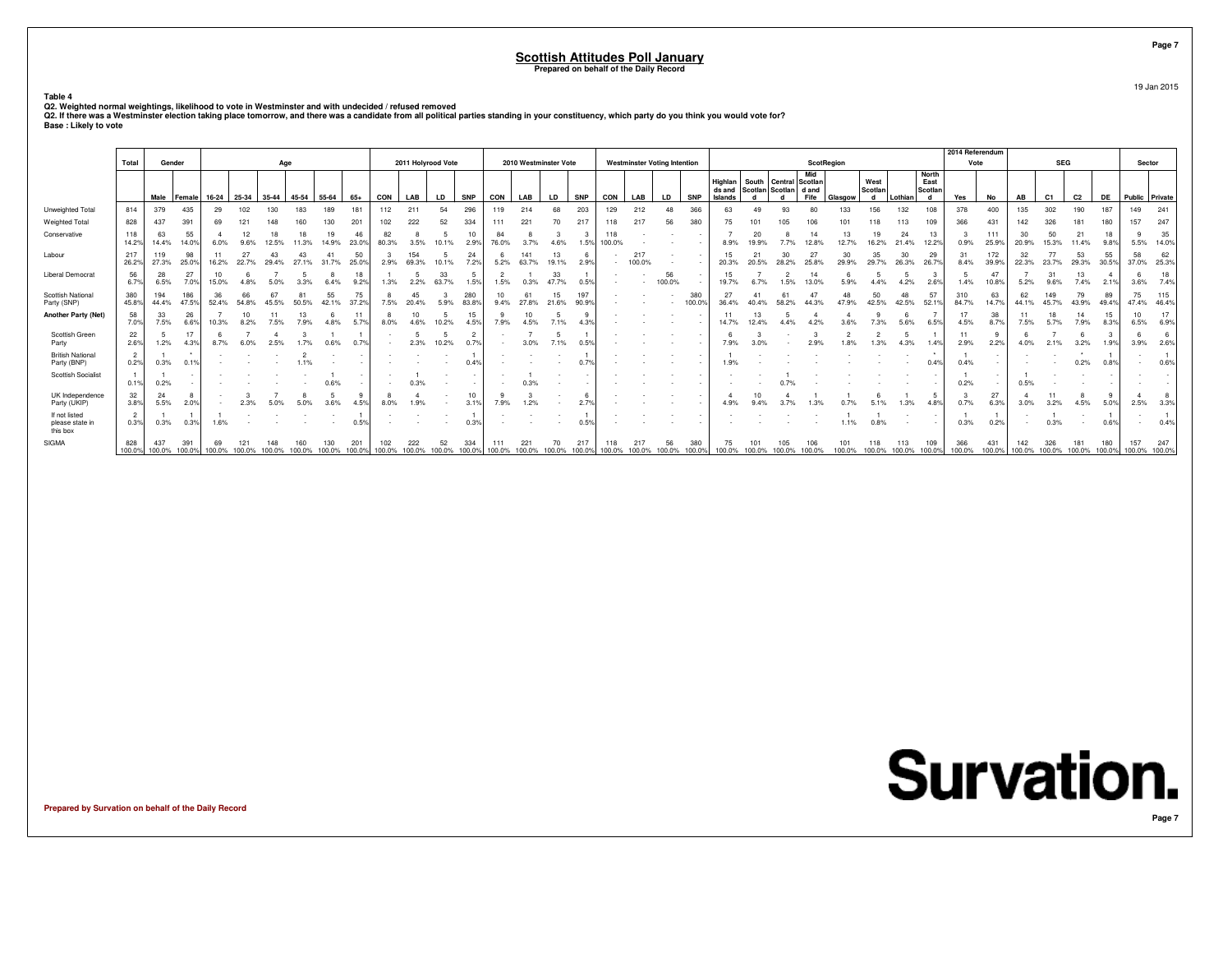# Scottish Attitudes Poll January

**Prepared on behalf of the Daily Record**

19 Jan 2015

**Table 4**

**Q2. Weighted normal weightings, likelihood to vote in Westminster and with undecided / refused removed**

**Q2. If there was a Westminster election taking place tomorrow, and there was a candidate from all political parties standing in your constituency, which party do you think you would vote for?**

**Base : Likely to vote**

| | Total | Gender | | Age | | | | | | 2011 Holyrood Vote | | | | 2010 Westminster Vote | | | | Westminster Voting Intention | | | | ScotRegion | | | | | | | | 2014 Referendum Vote | | SEG | | | | Sector | |
|---|---|---|---|---|---|---|---|---|---|---|---|---|---|---|---|---|---|---|---|---|---|---|---|---|---|---|---|---|---|---|---|---|---|---|---|---|---|
| | | Male | Female | 16-24 | 25-34 | 35-44 | 45-54 | 55-64 | 65+ | CON | LAB | LD | SNP | CON | LAB | LD | SNP | CON | LAB | LD | SNP | Highlands and Islands | South Scotland | Central Scotland | Mid Scotland and Fife | Glasgow | West Scotland | Lothian | North East Scotland | Yes | No | AB | C1 | C2 | DE | Public | Private |
| Unweighted Total | 814 | 379 | 435 | 29 | 102 | 130 | 183 | 189 | 181 | 112 | 211 | 54 | 296 | 119 | 214 | 68 | 203 | 129 | 212 | 48 | 366 | 63 | 49 | 93 | 80 | 133 | 156 | 132 | 108 | 378 | 400 | 135 | 302 | 190 | 187 | 149 | 241 |
| Weighted Total | 828 | 437 | 391 | 69 | 121 | 148 | 160 | 130 | 201 | 102 | 222 | 52 | 334 | 111 | 221 | 70 | 217 | 118 | 217 | 56 | 380 | 75 | 101 | 105 | 106 | 101 | 118 | 113 | 109 | 366 | 431 | 142 | 326 | 181 | 180 | 157 | 247 |
| Conservative | 118 14.2% | 63 14.4% | 55 14.0% | 4 6.0% | 12 9.6% | 18 12.5% | 18 11.3% | 19 14.9% | 46 23.0% | 82 80.3% | 8 3.5% | 5 10.1% | 10 2.9% | 84 76.0% | 8 3.7% | 3 4.6% | 3 1.5% | 118 100.0% | - | - | - | 7 8.9% | 20 19.9% | 8 7.7% | 14 12.8% | 13 12.7% | 19 16.2% | 24 21.4% | 13 12.2% | 3 0.9% | 111 25.9% | 30 20.9% | 50 15.3% | 21 11.4% | 18 9.8% | 9 5.5% | 35 14.0% |
| Labour | 217 26.2% | 119 27.3% | 98 25.0% | 11 16.2% | 27 22.7% | 43 29.4% | 43 27.1% | 41 31.7% | 50 25.0% | 3 2.9% | 154 69.3% | 5 10.1% | 24 7.2% | 6 5.2% | 141 63.7% | 13 19.1% | 6 2.9% | - | 217 100.0% | - | - | 15 20.3% | 21 20.5% | 30 28.2% | 27 25.8% | 30 29.9% | 35 29.7% | 30 26.3% | 29 26.7% | 31 8.4% | 172 39.9% | 32 22.3% | 77 23.7% | 53 29.3% | 55 30.5% | 58 37.0% | 62 25.3% |
| Liberal Democrat | 56 6.7% | 28 6.5% | 27 7.0% | 10 15.0% | 6 4.8% | 7 5.0% | 5 3.3% | 8 6.4% | 18 9.2% | 1 1.3% | 5 2.2% | 33 63.7% | 5 1.5% | 2 1.5% | 1 0.3% | 33 47.7% | 1 0.5% | - | - | 56 100.0% | - | 15 19.7% | 7 6.7% | 2 1.5% | 14 13.0% | 6 5.9% | 5 4.4% | 5 4.2% | 3 2.6% | 5 1.4% | 47 10.8% | 7 5.2% | 31 9.6% | 13 7.4% | 4 2.1% | 6 3.6% | 18 7.4% |
| Scottish National Party (SNP) | 380 45.8% | 194 44.4% | 186 47.5% | 36 52.4% | 66 54.8% | 67 45.5% | 81 50.5% | 55 42.1% | 75 37.2% | 8 7.5% | 45 20.4% | 3 5.9% | 280 83.8% | 10 9.4% | 61 27.8% | 15 21.6% | 197 90.9% | - | - | - | 380 100.0% | 27 36.4% | 41 40.4% | 61 58.2% | 47 44.3% | 48 47.9% | 50 42.5% | 48 42.5% | 57 52.1% | 310 84.7% | 63 14.7% | 62 44.1% | 149 45.7% | 79 43.9% | 89 49.4% | 75 47.4% | 115 46.4% |
| **Another Party (Net)** | 58 7.0% | 33 7.5% | 26 6.6% | 7 10.3% | 10 8.2% | 11 7.5% | 13 7.9% | 6 4.8% | 11 5.7% | 8 8.0% | 10 4.6% | 5 10.2% | 15 4.5% | 9 7.9% | 10 4.5% | 5 7.1% | 9 4.3% | - | - | - | - | 11 14.7% | 13 12.4% | 5 4.4% | 4 4.2% | 4 3.6% | 9 7.3% | 6 5.6% | 7 6.5% | 17 4.5% | 38 8.7% | 11 7.5% | 18 5.7% | 14 7.9% | 15 8.3% | 10 6.5% | 17 6.9% |
| Scottish Green Party | 22 2.6% | 5 1.2% | 17 4.3% | 6 8.7% | 7 6.0% | 4 2.5% | 3 1.7% | 1 0.6% | 1 0.7% | - | 5 2.3% | 5 10.2% | 2 0.7% | - | 7 3.0% | 5 7.1% | 1 0.5% | - | - | - | - | 6 7.9% | 3 3.0% | - | 3 2.9% | 2 1.8% | 2 1.3% | 5 4.3% | 1 1.4% | 11 2.9% | 9 2.2% | 6 4.0% | 7 2.1% | 6 3.2% | 3 1.9% | 6 3.9% | 6 2.6% |
| British National Party (BNP) | 2 0.2% | 1 0.3% | * 0.1% | - | - | - | 2 1.1% | - | - | - | - | - | 1 0.4% | - | - | - | 1 0.7% | - | - | - | - | 1 1.9% | - | - | - | - | - | - | * 0.4% | 1 0.4% | - | - | - | * 0.2% | 1 0.8% | - | 1 0.6% |
| Scottish Socialist | 1 0.1% | 1 0.2% | - | - | - | - | - | 1 0.6% | - | - | 1 0.3% | - | - | - | 1 0.3% | - | - | - | - | - | - | - | - | 1 0.7% | - | - | - | - | - | 1 0.2% | - | 1 0.5% | - | - | - | - | - |
| UK Independence Party (UKIP) | 32 3.8% | 24 5.5% | 8 2.0% | - | 3 2.3% | 7 5.0% | 8 5.0% | 5 3.6% | 9 4.5% | 8 8.0% | 4 1.9% | - | 10 3.1% | 9 7.9% | 3 1.2% | - | 6 2.7% | - | - | - | - | 4 4.9% | 10 9.4% | 4 3.7% | 1 1.3% | 1 0.7% | 6 5.1% | 1 1.3% | 5 4.8% | 3 0.7% | 27 6.3% | 4 3.0% | 11 3.2% | 8 4.5% | 9 5.0% | 4 2.5% | 8 3.3% |
| If not listed please state in this box | 2 0.3% | 1 0.3% | 1 0.3% | 1 1.6% | - | - | - | - | 1 0.5% | - | - | - | 1 0.3% | - | - | - | 1 0.5% | - | - | - | - | - | - | - | - | 1 1.1% | 1 0.8% | - | - | 1 0.3% | 1 0.2% | - | 1 0.3% | - | 1 0.6% | - | 1 0.4% |
| SIGMA | 828 100.0% | 437 100.0% | 391 100.0% | 69 100.0% | 121 100.0% | 148 100.0% | 160 100.0% | 130 100.0% | 201 100.0% | 102 100.0% | 222 100.0% | 52 100.0% | 334 100.0% | 111 100.0% | 221 100.0% | 70 100.0% | 217 100.0% | 118 100.0% | 217 100.0% | 56 100.0% | 380 100.0% | 75 100.0% | 101 100.0% | 105 100.0% | 106 100.0% | 101 100.0% | 118 100.0% | 113 100.0% | 109 100.0% | 366 100.0% | 431 100.0% | 142 100.0% | 326 100.0% | 181 100.0% | 180 100.0% | 157 100.0% | 247 100.0% |

Survation.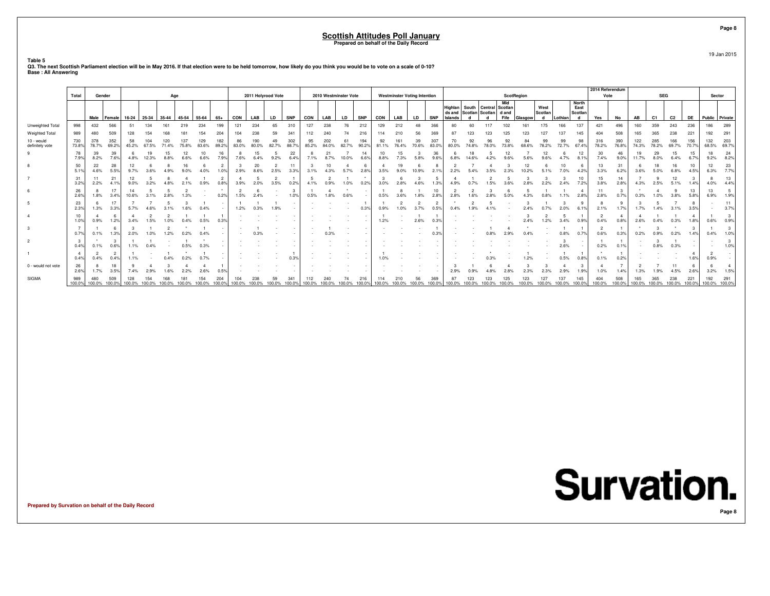# Scottish Attitudes Poll January

**Prepared on behalf of the Daily Record**

19 Jan 2015

**Table 5**
**Q3. The next Scottish Parliament election will be in May 2016. If that election were to be held tomorrow, how likely do you think you would be to vote on a scale of 0-10?**
**Base : All Answering**

| | Total | Gender | | Age | | | | | | 2011 Holyrood Vote | | | | 2010 Westminster Vote | | | | Westminster Voting Intention | | | | ScotRegion | | | | | | | | 2014 Referendum Vote | | SEG | | | | Sector | |
|---|---|---|---|---|---|---|---|---|---|---|---|---|---|---|---|---|---|---|---|---|---|---|---|---|---|---|---|---|---|---|---|---|---|---|---|---|---|
| | | Male | Female | 16-24 | 25-34 | 35-44 | 45-54 | 55-64 | 65+ | CON | LAB | LD | SNP | CON | LAB | LD | SNP | CON | LAB | LD | SNP | Highlands and Islands | South Scotland | Central Scotland | Mid Scotland and Fife | Glasgow | West Scotland | Lothian | North East Scotland | Yes | No | AB | C1 | C2 | DE | Public | Private |
| Unweighted Total | 998 | 432 | 566 | 51 | 134 | 161 | 219 | 234 | 199 | 121 | 234 | 65 | 310 | 127 | 238 | 76 | 212 | 129 | 212 | 48 | 366 | 80 | 60 | 117 | 102 | 161 | 175 | 166 | 137 | 421 | 496 | 160 | 359 | 243 | 236 | 186 | 289 |
| Weighted Total | 989 | 480 | 509 | 128 | 154 | 168 | 181 | 154 | 204 | 104 | 238 | 59 | 341 | 112 | 240 | 74 | 216 | 114 | 210 | 56 | 369 | 87 | 123 | 123 | 125 | 123 | 127 | 137 | 145 | 404 | 508 | 165 | 365 | 238 | 221 | 192 | 291 |
| 10 - would definitely vote | 730 | 378 | 352 | 58 | 104 | 120 | 137 | 129 | 182 | 86 | 190 | 49 | 302 | 95 | 202 | 61 | 194 | 92 | 161 | 39 | 307 | 70 | 92 | 96 | 92 | 84 | 99 | 99 | 98 | 316 | 390 | 122 | 285 | 166 | 156 | 132 | 203 |
| | 73.8% | 78.7% | 69.2% | 45.2% | 67.5% | 71.4% | 75.8% | 83.6% | 89.2% | 83.0% | 80.0% | 82.7% | 88.7% | 85.2% | 84.0% | 82.7% | 90.2% | 81.1% | 76.4% | 70.6% | 83.0% | 80.0% | 74.8% | 78.0% | 73.8% | 68.6% | 78.2% | 72.7% | 67.4% | 78.2% | 76.8% | 74.3% | 78.2% | 69.7% | 70.7% | 68.5% | 69.7% |
| 9 | 78 | 39 | 39 | 6 | 19 | 15 | 12 | 10 | 16 | 8 | 15 | 5 | 22 | 8 | 21 | 7 | 14 | 10 | 15 | 3 | 36 | 6 | 18 | 5 | 12 | 7 | 12 | 6 | 12 | 30 | 46 | 19 | 29 | 15 | 15 | 18 | 24 |
| | 7.9% | 8.2% | 7.6% | 4.8% | 12.3% | 8.8% | 6.6% | 6.6% | 7.9% | 7.6% | 6.4% | 9.2% | 6.4% | 7.1% | 8.7% | 10.0% | 6.6% | 8.8% | 7.3% | 5.8% | 9.6% | 6.8% | 14.6% | 4.2% | 9.6% | 5.6% | 9.6% | 4.7% | 8.1% | 7.4% | 9.0% | 11.7% | 8.0% | 6.4% | 6.7% | 9.2% | 8.2% |
| 8 | 50 | 22 | 28 | 12 | 6 | 8 | 16 | 6 | 2 | 3 | 20 | 2 | 11 | 3 | 10 | 4 | 6 | 4 | 19 | 6 | 8 | 2 | 7 | 4 | 3 | 12 | 6 | 10 | 6 | 13 | 31 | 6 | 18 | 16 | 10 | 12 | 23 |
| | 5.1% | 4.6% | 5.5% | 9.7% | 3.6% | 4.9% | 9.0% | 4.0% | 1.0% | 2.9% | 8.6% | 2.5% | 3.3% | 3.1% | 4.3% | 5.7% | 2.8% | 3.5% | 9.0% | 10.9% | 2.1% | 2.2% | 5.4% | 3.5% | 2.3% | 10.2% | 5.1% | 7.0% | 4.2% | 3.3% | 6.2% | 3.6% | 5.0% | 6.8% | 4.5% | 6.3% | 7.7% |
| 7 | 31 | 11 | 21 | 12 | 5 | 8 | 4 | 1 | 2 | 4 | 5 | 2 | 1 | 5 | 2 | 1 | * | 3 | 6 | 3 | 5 | 4 | 1 | 2 | 5 | 3 | 3 | 3 | 10 | 15 | 14 | 7 | 9 | 12 | 3 | 8 | 13 |
| | 3.2% | 2.2% | 4.1% | 9.0% | 3.2% | 4.8% | 2.1% | 0.9% | 0.8% | 3.9% | 2.0% | 3.5% | 0.2% | 4.1% | 0.9% | 1.0% | 0.2% | 3.0% | 2.8% | 4.6% | 1.3% | 4.9% | 0.7% | 1.5% | 3.6% | 2.8% | 2.2% | 2.4% | 7.2% | 3.8% | 2.8% | 4.3% | 2.5% | 5.1% | 1.4% | 4.0% | 4.4% |
| 6 | 26 | 8 | 17 | 14 | 5 | 5 | 2 | - | * | 2 | 6 | - | 3 | 1 | 4 | * | - | 1 | 8 | 1 | 10 | 2 | 2 | 3 | 6 | 5 | 1 | 1 | 4 | 11 | 3 | * | 4 | 9 | 13 | 13 | 5 |
| | 2.6% | 1.8% | 3.4% | 10.6% | 3.1% | 2.8% | 1.3% | - | 0.2% | 1.5% | 2.4% | - | 1.0% | 0.5% | 1.8% | 0.6% | - | 0.5% | 3.6% | 1.8% | 2.8% | 2.8% | 1.6% | 2.8% | 5.0% | 4.3% | 0.8% | 1.1% | 2.8% | 2.8% | 0.7% | 0.3% | 1.0% | 3.8% | 5.8% | 6.9% | 1.9% |
| 5 | 23 | 6 | 17 | 7 | 7 | 5 | 3 | 1 | - | 1 | 1 | 1 | - | - | - | - | 1 | 1 | 2 | 2 | 2 | * | 2 | 5 | - | 3 | 1 | 3 | 9 | 8 | 9 | 3 | 5 | 7 | 8 | - | 11 |
| | 2.3% | 1.3% | 3.3% | 5.7% | 4.6% | 3.1% | 1.6% | 0.4% | - | 1.2% | 0.3% | 1.9% | - | - | - | - | 0.3% | 0.9% | 1.0% | 3.7% | 0.5% | 0.4% | 1.9% | 4.1% | - | 2.4% | 0.7% | 2.0% | 6.1% | 2.1% | 1.7% | 1.7% | 1.4% | 3.1% | 3.5% | - | 3.7% |
| 4 | 10 | 4 | 6 | 4 | 2 | 2 | 1 | 1 | 1 | - | - | - | - | - | - | - | - | 1 | - | 1 | 1 | - | - | - | - | 3 | 2 | 5 | 1 | 2 | 4 | 4 | 1 | 1 | 4 | 1 | 3 |
| | 1.0% | 0.9% | 1.2% | 3.4% | 1.5% | 1.0% | 0.4% | 0.5% | 0.3% | - | - | - | - | - | - | - | - | 1.2% | - | 2.6% | 0.3% | - | - | - | - | 2.4% | 1.2% | 3.4% | 0.9% | 0.4% | 0.8% | 2.6% | 0.4% | 0.3% | 1.8% | 0.6% | 0.9% |
| 3 | 7 | 1 | 6 | 3 | 1 | 2 | * | 1 | - | - | 1 | - | - | - | 1 | - | - | - | - | - | 1 | - | - | 1 | 4 | * | - | 1 | 1 | 2 | 1 | * | 3 | * | 3 | 1 | 3 |
| | 0.7% | 0.1% | 1.3% | 2.0% | 1.0% | 1.2% | 0.2% | 0.4% | - | - | 0.3% | - | - | - | 0.3% | - | - | - | - | - | 0.3% | - | - | 0.8% | 2.9% | 0.4% | - | 0.8% | 0.7% | 0.6% | 0.3% | 0.2% | 0.9% | 0.2% | 1.4% | 0.4% | 1.0% |
| 2 | 3 | * | 3 | 1 | 1 | - | 1 | * | - | - | - | - | - | - | - | - | - | - | - | - | - | - | - | - | - | - | - | 3 | - | 1 | 1 | - | 3 | 1 | - | - | 3 |
| | 0.4% | 0.1% | 0.6% | 1.1% | 0.4% | - | 0.5% | 0.3% | - | - | - | - | - | - | - | - | - | - | - | - | - | - | - | - | - | - | - | 2.6% | - | 0.2% | 0.1% | - | 0.8% | 0.3% | - | - | 1.0% |
| 1 | 4 | 2 | 2 | 1 | - | 1 | * | 1 | - | - | - | - | 1 | - | - | - | - | 1 | - | - | - | - | - | * | - | 1 | - | 1 | 1 | * | 1 | - | - | - | 4 | 2 | - |
| | 0.4% | 0.4% | 0.4% | 1.1% | - | 0.4% | 0.2% | 0.7% | - | - | - | - | 0.3% | - | - | - | - | 1.0% | - | - | - | - | - | 0.3% | - | 1.2% | - | 0.5% | 0.8% | 0.1% | 0.2% | - | - | - | 1.6% | 0.9% | - |
| 0 - would not vote | 26 | 8 | 18 | 9 | 4 | 3 | 4 | 4 | 1 | - | - | - | - | - | - | - | - | - | - | - | - | 3 | 1 | 6 | 4 | 3 | 3 | 4 | 3 | 4 | 7 | 2 | 7 | 11 | 6 | 6 | 4 |
| | 2.6% | 1.7% | 3.5% | 7.4% | 2.9% | 1.6% | 2.2% | 2.6% | 0.5% | - | - | - | - | - | - | - | - | - | - | - | - | 2.9% | 0.9% | 4.8% | 2.8% | 2.3% | 2.3% | 2.9% | 1.9% | 1.0% | 1.4% | 1.3% | 1.9% | 4.5% | 2.6% | 3.2% | 1.5% |
| SIGMA | 989 | 480 | 509 | 128 | 154 | 168 | 181 | 154 | 204 | 104 | 238 | 59 | 341 | 112 | 240 | 74 | 216 | 114 | 210 | 56 | 369 | 87 | 123 | 123 | 125 | 123 | 127 | 137 | 145 | 404 | 508 | 165 | 365 | 238 | 221 | 192 | 291 |
| | 100.0% | 100.0% | 100.0% | 100.0% | 100.0% | 100.0% | 100.0% | 100.0% | 100.0% | 100.0% | 100.0% | 100.0% | 100.0% | 100.0% | 100.0% | 100.0% | 100.0% | 100.0% | 100.0% | 100.0% | 100.0% | 100.0% | 100.0% | 100.0% | 100.0% | 100.0% | 100.0% | 100.0% | 100.0% | 100.0% | 100.0% | 100.0% | 100.0% | 100.0% | 100.0% | 100.0% | 100.0% |

**Prepared by Survation on behalf of the Daily Record**

**Survation.**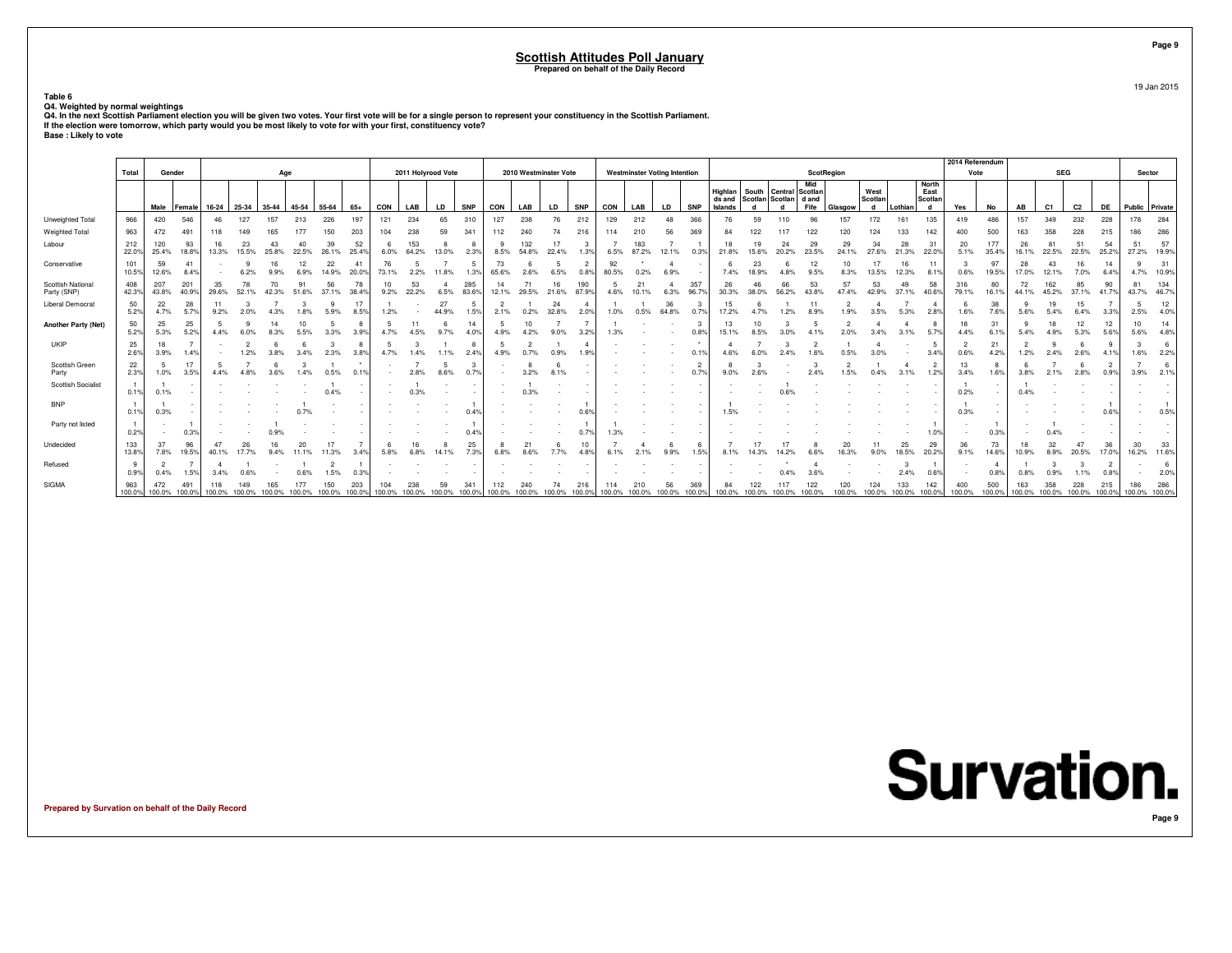# Scottish Attitudes Poll January

**Prepared on behalf of the Daily Record**

19 Jan 2015

**Table 6**

**Q4. Weighted by normal weightings**

**Q4. In the next Scottish Parliament election you will be given two votes. Your first vote will be for a single person to represent your constituency in the Scottish Parliament.**
**If the election were tomorrow, which party would you be most likely to vote for with your first, constituency vote?**

**Base : Likely to vote**

| | Total | Gender | | Age | | | | | | 2011 Holyrood Vote | | | | 2010 Westminster Vote | | | | Westminster Voting Intention | | | | ScotRegion | | | | | | | | 2014 Referendum Vote | | SEG | | | | Sector | |
|---|---|---|---|---|---|---|---|---|---|---|---|---|---|---|---|---|---|---|---|---|---|---|---|---|---|---|---|---|---|---|---|---|---|---|---|---|---|
| | | Male | Female | 16-24 | 25-34 | 35-44 | 45-54 | 55-64 | 65+ | CON | LAB | LD | SNP | CON | LAB | LD | SNP | CON | LAB | LD | SNP | Highlands and Islands | South Scotland | Central Scotland | Mid Scotland and Fife | Glasgow | West Scotland | Lothian | North East Scotland | Yes | No | AB | C1 | C2 | DE | Public | Private |
| Unweighted Total | 966 | 420 | 546 | 46 | 127 | 157 | 213 | 226 | 197 | 121 | 234 | 65 | 310 | 127 | 238 | 76 | 212 | 129 | 212 | 48 | 366 | 76 | 59 | 110 | 96 | 157 | 172 | 161 | 135 | 419 | 486 | 157 | 349 | 232 | 228 | 178 | 284 |
| Weighted Total | 963 | 472 | 491 | 118 | 149 | 165 | 177 | 150 | 203 | 104 | 238 | 59 | 341 | 112 | 240 | 74 | 216 | 114 | 210 | 56 | 369 | 84 | 122 | 117 | 122 | 120 | 124 | 133 | 142 | 400 | 500 | 163 | 358 | 228 | 215 | 186 | 286 |
| Labour | 212 | 120 | 93 | 16 | 23 | 43 | 40 | 39 | 52 | 6 | 153 | 8 | 8 | 9 | 132 | 17 | 3 | 7 | 183 | 7 | 1 | 18 | 19 | 24 | 29 | 29 | 34 | 28 | 31 | 20 | 177 | 26 | 81 | 51 | 54 | 51 | 57 |
| | 22.0% | 25.4% | 18.8% | 13.3% | 15.5% | 25.8% | 22.5% | 26.1% | 25.4% | 6.0% | 64.2% | 13.0% | 2.3% | 8.5% | 54.8% | 22.4% | 1.3% | 6.5% | 87.2% | 12.1% | 0.3% | 21.8% | 15.6% | 20.2% | 23.5% | 24.1% | 27.6% | 21.3% | 22.0% | 5.1% | 35.4% | 16.1% | 22.5% | 22.5% | 25.2% | 27.2% | 19.9% |
| Conservative | 101 | 59 | 41 | - | 9 | 16 | 12 | 22 | 41 | 76 | 5 | 7 | 5 | 73 | 6 | 5 | 2 | 92 | * | 4 | - | 6 | 23 | 6 | 12 | 10 | 17 | 16 | 11 | 3 | 97 | 28 | 43 | 16 | 14 | 9 | 31 |
| | 10.5% | 12.6% | 8.4% | - | 6.2% | 9.9% | 6.9% | 14.9% | 20.0% | 73.1% | 2.2% | 11.8% | 1.3% | 65.6% | 2.6% | 6.5% | 0.8% | 80.5% | 0.2% | 6.9% | - | 7.4% | 18.9% | 4.8% | 9.5% | 8.3% | 13.5% | 12.3% | 8.1% | 0.6% | 19.5% | 17.0% | 12.1% | 7.0% | 6.4% | 4.7% | 10.9% |
| Scottish National Party (SNP) | 408 | 207 | 201 | 35 | 78 | 70 | 91 | 56 | 78 | 10 | 53 | 4 | 285 | 14 | 71 | 16 | 190 | 5 | 21 | 4 | 357 | 26 | 46 | 66 | 53 | 57 | 53 | 49 | 58 | 316 | 80 | 72 | 162 | 85 | 90 | 81 | 134 |
| | 42.3% | 43.8% | 40.9% | 29.6% | 52.1% | 42.3% | 51.6% | 37.1% | 38.4% | 9.2% | 22.2% | 6.5% | 83.6% | 12.1% | 29.5% | 21.6% | 87.9% | 4.6% | 10.1% | 6.3% | 96.7% | 30.3% | 38.0% | 56.2% | 43.8% | 47.4% | 42.9% | 37.1% | 40.6% | 79.1% | 16.1% | 44.1% | 45.2% | 37.1% | 41.7% | 43.7% | 46.7% |
| Liberal Democrat | 50 | 22 | 28 | 11 | 3 | 7 | 3 | 9 | 17 | 1 | - | 27 | 5 | 2 | 1 | 24 | 4 | 1 | 1 | 36 | 3 | 15 | 6 | 1 | 11 | 2 | 4 | 7 | 4 | 6 | 38 | 9 | 19 | 15 | 7 | 5 | 12 |
| | 5.2% | 4.7% | 5.7% | 9.2% | 2.0% | 4.3% | 1.8% | 5.9% | 8.5% | 1.2% | - | 44.9% | 1.5% | 2.1% | 0.2% | 32.8% | 2.0% | 1.0% | 0.5% | 64.8% | 0.7% | 17.2% | 4.7% | 1.2% | 8.9% | 1.9% | 3.5% | 5.3% | 2.8% | 1.6% | 7.6% | 5.6% | 5.4% | 6.4% | 3.3% | 2.5% | 4.0% |
| **Another Party (Net)** | 50 | 25 | 25 | 5 | 9 | 14 | 10 | 5 | 8 | 5 | 11 | 6 | 14 | 5 | 10 | 7 | 7 | 1 | - | - | 3 | 13 | 10 | 3 | 5 | 2 | 4 | 4 | 8 | 18 | 31 | 9 | 18 | 12 | 12 | 10 | 14 |
| | 5.2% | 5.3% | 5.2% | 4.4% | 6.0% | 8.3% | 5.5% | 3.3% | 3.9% | 4.7% | 4.5% | 9.7% | 4.0% | 4.9% | 4.2% | 9.0% | 3.2% | 1.3% | - | - | 0.8% | 15.1% | 8.5% | 3.0% | 4.1% | 2.0% | 3.4% | 3.1% | 5.7% | 4.4% | 6.1% | 5.4% | 4.9% | 5.3% | 5.6% | 5.6% | 4.8% |
| UKIP | 25 | 18 | 7 | - | 2 | 6 | 6 | 3 | 8 | 5 | 3 | 1 | 8 | 5 | 2 | 1 | 4 | - | - | - | * | 4 | 7 | 3 | 2 | 1 | 4 | - | 5 | 2 | 21 | 2 | 9 | 6 | 9 | 3 | 6 |
| | 2.6% | 3.9% | 1.4% | - | 1.2% | 3.8% | 3.4% | 2.3% | 3.8% | 4.7% | 1.4% | 1.1% | 2.4% | 4.9% | 0.7% | 0.9% | 1.9% | - | - | - | 0.1% | 4.6% | 6.0% | 2.4% | 1.6% | 0.5% | 3.0% | - | 3.4% | 0.6% | 4.2% | 1.2% | 2.4% | 2.6% | 4.1% | 1.6% | 2.2% |
| Scottish Green Party | 22 | 5 | 17 | 5 | 7 | 6 | 3 | 1 | * | - | 7 | 5 | 3 | - | 8 | 6 | - | - | - | - | 2 | 8 | 3 | - | 3 | 2 | 1 | 4 | 2 | 13 | 8 | 6 | 7 | 6 | 2 | 7 | 6 |
| | 2.3% | 1.0% | 3.5% | 4.4% | 4.8% | 3.6% | 1.4% | 0.5% | 0.1% | - | 2.8% | 8.6% | 0.7% | - | 3.2% | 8.1% | - | - | - | - | 0.7% | 9.0% | 2.6% | - | 2.4% | 1.5% | 0.4% | 3.1% | 1.2% | 3.4% | 1.6% | 3.8% | 2.1% | 2.8% | 0.9% | 3.9% | 2.1% |
| Scottish Socialist | 1 | 1 | - | - | - | - | - | 1 | - | - | 1 | - | - | - | 1 | - | - | - | - | - | - | - | - | 1 | - | - | - | - | - | 1 | - | 1 | - | - | - | - | - |
| | 0.1% | 0.1% | - | - | - | - | - | 0.4% | - | - | 0.3% | - | - | - | 0.3% | - | - | - | - | - | - | - | - | 0.6% | - | - | - | - | - | 0.2% | - | 0.4% | - | - | - | - | - |
| BNP | 1 | 1 | - | - | - | - | 1 | - | - | - | - | - | 1 | - | - | - | 1 | - | - | - | - | 1 | - | - | - | - | - | - | - | 1 | - | - | - | - | 1 | - | 1 |
| | 0.1% | 0.3% | - | - | - | - | 0.7% | - | - | - | - | - | 0.4% | - | - | - | 0.6% | - | - | - | - | 1.5% | - | - | - | - | - | - | - | 0.3% | - | - | - | - | 0.6% | - | 0.5% |
| Party not listed | 1 | - | 1 | - | - | 1 | - | - | - | - | - | - | 1 | - | - | - | 1 | 1 | - | - | - | - | - | - | - | - | - | - | 1 | - | 1 | - | 1 | - | - | - | - |
| | 0.2% | - | 0.3% | - | - | 0.9% | - | - | - | - | - | - | 0.4% | - | - | - | 0.7% | 1.3% | - | - | - | - | - | - | - | - | - | - | 1.0% | - | 0.3% | - | 0.4% | - | - | - | - |
| Undecided | 133 | 37 | 96 | 47 | 26 | 16 | 20 | 17 | 7 | 6 | 16 | 8 | 25 | 8 | 21 | 6 | 10 | 7 | 4 | 6 | 6 | 7 | 17 | 17 | 8 | 20 | 11 | 25 | 29 | 36 | 73 | 18 | 32 | 47 | 36 | 30 | 33 |
| | 13.8% | 7.8% | 19.5% | 40.1% | 17.7% | 9.4% | 11.1% | 11.3% | 3.4% | 5.8% | 6.8% | 14.1% | 7.3% | 6.8% | 8.6% | 7.7% | 4.8% | 6.1% | 2.1% | 9.9% | 1.5% | 8.1% | 14.3% | 14.2% | 6.6% | 16.3% | 9.0% | 18.5% | 20.2% | 9.1% | 14.6% | 10.9% | 8.9% | 20.5% | 17.0% | 16.2% | 11.6% |
| Refused | 9 | 2 | 7 | 4 | 1 | - | 1 | 2 | 1 | - | - | - | - | - | - | - | - | - | - | - | - | - | - | * | 4 | - | - | 3 | 1 | - | 4 | 1 | 3 | 3 | 2 | - | 6 |
| | 0.9% | 0.4% | 1.5% | 3.4% | 0.6% | - | 0.6% | 1.5% | 0.3% | - | - | - | - | - | - | - | - | - | - | - | - | - | - | 0.4% | 3.6% | - | - | 2.4% | 0.6% | - | 0.8% | 0.8% | 0.9% | 1.1% | 0.8% | - | 2.0% |
| SIGMA | 963 | 472 | 491 | 118 | 149 | 165 | 177 | 150 | 203 | 104 | 238 | 59 | 341 | 112 | 240 | 74 | 216 | 114 | 210 | 56 | 369 | 84 | 122 | 117 | 122 | 120 | 124 | 133 | 142 | 400 | 500 | 163 | 358 | 228 | 215 | 186 | 286 |
| | 100.0% | 100.0% | 100.0% | 100.0% | 100.0% | 100.0% | 100.0% | 100.0% | 100.0% | 100.0% | 100.0% | 100.0% | 100.0% | 100.0% | 100.0% | 100.0% | 100.0% | 100.0% | 100.0% | 100.0% | 100.0% | 100.0% | 100.0% | 100.0% | 100.0% | 100.0% | 100.0% | 100.0% | 100.0% | 100.0% | 100.0% | 100.0% | 100.0% | 100.0% | 100.0% | 100.0% | 100.0% |

**Prepared by Survation on behalf of the Daily Record**

Survation.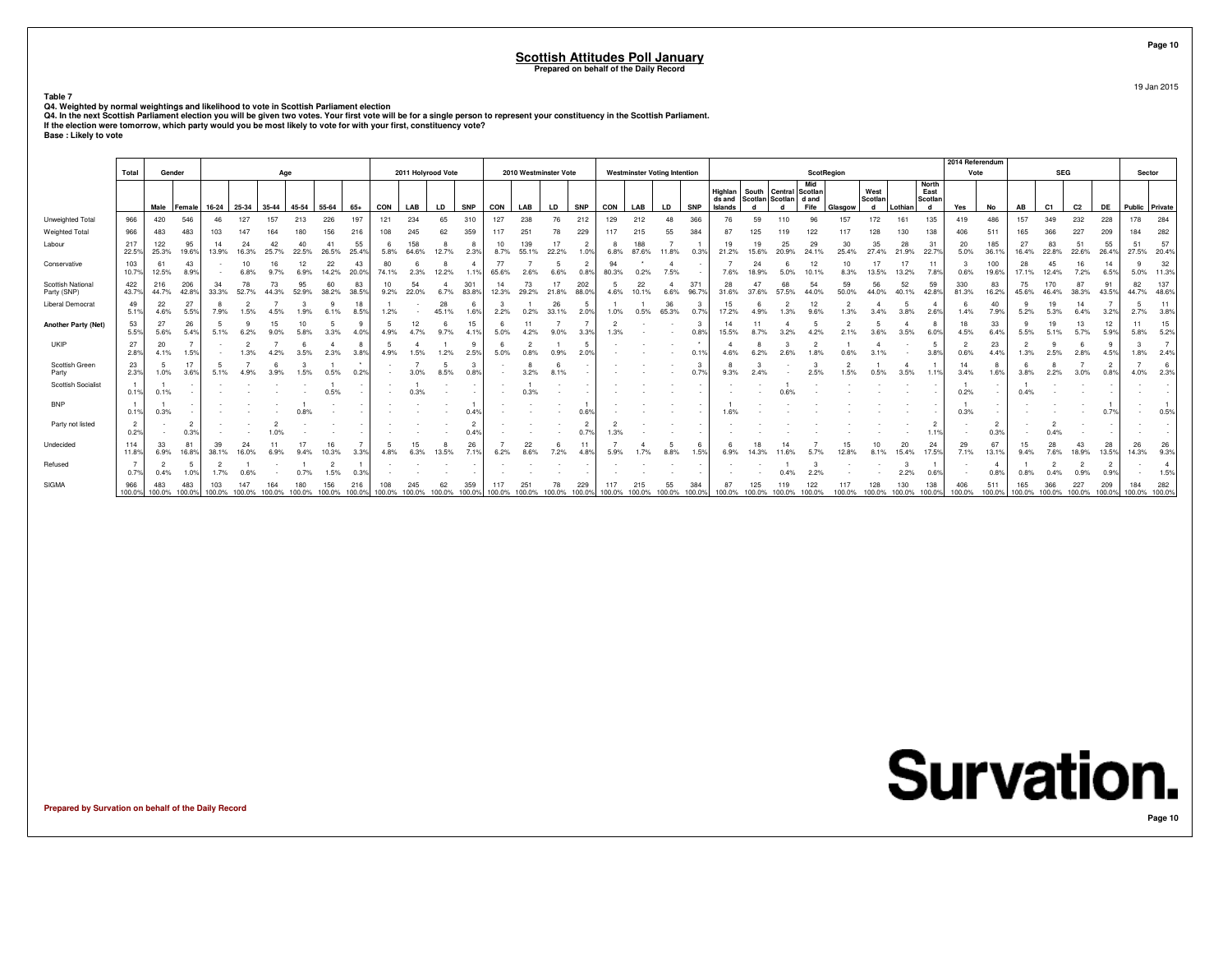# Scottish Attitudes Poll January

**Prepared on behalf of the Daily Record**

19 Jan 2015

**Table 7**

**Q4. Weighted by normal weightings and likelihood to vote in Scottish Parliament election**

**Q4. In the next Scottish Parliament election you will be given two votes. Your first vote will be for a single person to represent your constituency in the Scottish Parliament.**

**If the election were tomorrow, which party would you be most likely to vote for with your first, constituency vote?**

**Base : Likely to vote**

| | Total | Gender | | Age | | | | | | 2011 Holyrood Vote | | | | 2010 Westminster Vote | | | | Westminster Voting Intention | | | | ScotRegion | | | | | | | | 2014 Referendum Vote | | SEG | | | | Sector | |
|---|---|---|---|---|---|---|---|---|---|---|---|---|---|---|---|---|---|---|---|---|---|---|---|---|---|---|---|---|---|---|---|---|---|---|---|---|---|
| | | Male | Female | 16-24 | 25-34 | 35-44 | 45-54 | 55-64 | 65+ | CON | LAB | LD | SNP | CON | LAB | LD | SNP | CON | LAB | LD | SNP | Highlands and Islands | South Scotland | Central Scotland | Mid Scotland and Fife | Glasgow | West Scotland | Lothian | North East Scotland | Yes | No | AB | C1 | C2 | DE | Public | Private |
| Unweighted Total | 966 | 420 | 546 | 46 | 127 | 157 | 213 | 226 | 197 | 121 | 234 | 65 | 310 | 127 | 238 | 76 | 212 | 129 | 212 | 48 | 366 | 76 | 59 | 110 | 96 | 157 | 172 | 161 | 135 | 419 | 486 | 157 | 349 | 232 | 228 | 178 | 284 |
| Weighted Total | 966 | 483 | 483 | 103 | 147 | 164 | 180 | 156 | 216 | 108 | 245 | 62 | 359 | 117 | 251 | 78 | 229 | 117 | 215 | 55 | 384 | 87 | 125 | 119 | 122 | 117 | 128 | 130 | 138 | 406 | 511 | 165 | 366 | 227 | 209 | 184 | 282 |
| Labour | 217 22.5% | 122 25.3% | 95 19.6% | 14 13.9% | 24 16.3% | 42 25.7% | 40 22.5% | 41 26.5% | 55 25.4% | 6 5.8% | 158 64.6% | 8 12.7% | 8 2.3% | 10 8.7% | 139 55.1% | 17 22.2% | 2 1.0% | 8 6.8% | 188 87.6% | 7 11.8% | 1 0.3% | 19 21.2% | 19 15.6% | 25 20.9% | 29 24.1% | 30 25.4% | 35 27.4% | 28 21.9% | 31 22.7% | 20 5.0% | 185 36.1% | 27 16.4% | 83 22.8% | 51 22.6% | 55 26.4% | 51 27.5% | 57 20.4% |
| Conservative | 103 10.7% | 61 12.5% | 43 8.9% | - - | 10 6.8% | 16 9.7% | 12 6.9% | 22 14.2% | 43 20.0% | 80 74.1% | 6 2.3% | 8 12.2% | 4 1.1% | 77 65.6% | 7 2.6% | 5 6.6% | 2 0.8% | 94 80.3% | * 0.2% | 4 7.5% | - - | 7 7.6% | 24 18.9% | 6 5.0% | 12 10.1% | 10 8.3% | 17 13.5% | 17 13.2% | 11 7.8% | 3 0.6% | 100 19.6% | 28 17.1% | 45 12.4% | 16 7.2% | 14 6.5% | 9 5.0% | 32 11.3% |
| Scottish National Party (SNP) | 422 43.7% | 216 44.7% | 206 42.8% | 34 33.3% | 78 52.7% | 73 44.3% | 95 52.9% | 60 38.2% | 83 38.5% | 10 9.2% | 54 22.0% | 4 6.7% | 301 83.8% | 14 12.3% | 73 29.2% | 17 21.8% | 202 88.0% | 5 4.6% | 22 10.1% | 4 6.6% | 371 96.7% | 28 31.6% | 47 37.6% | 68 57.5% | 54 44.0% | 59 50.0% | 56 44.0% | 52 40.1% | 59 42.8% | 330 81.3% | 83 16.2% | 75 45.6% | 170 46.4% | 87 38.3% | 91 43.5% | 82 44.7% | 137 48.6% |
| Liberal Democrat | 49 5.1% | 22 4.6% | 27 5.5% | 8 7.9% | 2 1.5% | 7 4.5% | 3 1.9% | 9 6.1% | 18 8.5% | 1 1.2% | - - | 28 45.1% | 6 1.6% | 3 2.2% | 1 0.2% | 26 33.1% | 5 2.0% | 1 1.0% | 1 0.5% | 36 65.3% | 3 0.7% | 15 17.2% | 6 4.9% | 2 1.3% | 12 9.6% | 2 1.3% | 4 3.4% | 5 3.8% | 4 2.6% | 6 1.4% | 40 7.9% | 9 5.2% | 19 5.3% | 14 6.4% | 7 3.2% | 5 2.7% | 11 3.8% |
| **Another Party (Net)** | 53 5.5% | 27 5.6% | 26 5.4% | 5 5.1% | 9 6.2% | 15 9.0% | 10 5.8% | 5 3.3% | 9 4.0% | 5 4.9% | 12 4.7% | 6 9.7% | 15 4.1% | 6 5.0% | 11 4.2% | 7 9.0% | 7 3.3% | 2 1.3% | - - | - - | 3 0.8% | 14 15.5% | 11 8.7% | 4 3.2% | 5 4.2% | 2 2.1% | 5 3.6% | 4 3.5% | 8 6.0% | 18 4.5% | 33 6.4% | 9 5.5% | 19 5.1% | 13 5.7% | 12 5.9% | 11 5.8% | 15 5.2% |
| UKIP | 27 2.8% | 20 4.1% | 7 1.5% | - - | 2 1.3% | 7 4.2% | 6 3.5% | 4 2.3% | 8 3.8% | 5 4.9% | 4 1.5% | 1 1.2% | 9 2.5% | 6 5.0% | 2 0.8% | 1 0.9% | 5 2.0% | - - | - - | - - | * 0.1% | 4 4.6% | 8 6.2% | 3 2.6% | 2 1.8% | 1 0.6% | 4 3.1% | - - | 5 3.8% | 2 0.6% | 23 4.4% | 2 1.3% | 9 2.5% | 6 2.8% | 9 4.5% | 3 1.8% | 7 2.4% |
| Scottish Green Party | 23 2.3% | 5 1.0% | 17 3.6% | 5 5.1% | 7 4.9% | 6 3.9% | 3 1.5% | 1 0.5% | * 0.2% | - - | 7 3.0% | 5 8.5% | 3 0.8% | - - | 8 3.2% | 6 8.1% | - - | - - | - - | - - | 3 0.7% | 8 9.3% | 3 2.4% | - - | 3 2.5% | 2 1.5% | 1 0.5% | 4 3.5% | 1 1.1% | 14 3.4% | 8 1.6% | 6 3.8% | 8 2.2% | 7 3.0% | 2 0.8% | 7 4.0% | 6 2.3% |
| Scottish Socialist | 1 0.1% | 1 0.1% | - - | - - | - - | - - | - - | 1 0.5% | - - | - - | 1 0.3% | - - | - - | - - | 1 0.3% | - - | - - | - - | - - | - - | - - | - - | - - | 1 0.6% | - - | - - | - - | - - | - - | 1 0.2% | - - | 1 0.4% | - - | - - | - - | - - | - - |
| BNP | 1 0.1% | 1 0.3% | - - | - - | - - | - - | 1 0.8% | - - | - - | - - | - - | - - | 1 0.4% | - - | - - | - - | 1 0.6% | - - | - - | - - | - - | 1 1.6% | - - | - - | - - | - - | - - | - - | - - | 1 0.3% | - - | - - | - - | - - | 1 0.7% | - - | 1 0.5% |
| Party not listed | 2 0.2% | - - | 2 0.3% | - - | - - | 2 1.0% | - - | - - | - - | - - | - - | - - | 2 0.4% | - - | - - | - - | 2 0.7% | 2 1.3% | - - | - - | - - | - - | - - | - - | - - | - - | - - | - - | 2 1.1% | - - | 2 0.3% | - - | 2 0.4% | - - | - - | - - | - - |
| Undecided | 114 11.8% | 33 6.9% | 81 16.8% | 39 38.1% | 24 16.0% | 11 6.9% | 17 9.4% | 16 10.3% | 7 3.3% | 5 4.8% | 15 6.3% | 8 13.5% | 26 7.1% | 7 6.2% | 22 8.6% | 6 7.2% | 11 4.8% | 7 5.9% | 4 1.7% | 5 8.8% | 6 1.5% | 6 6.9% | 18 14.3% | 14 11.6% | 7 5.7% | 15 12.8% | 10 8.1% | 20 15.4% | 24 17.5% | 29 7.1% | 67 13.1% | 15 9.4% | 28 7.6% | 43 18.9% | 28 13.5% | 26 14.3% | 26 9.3% |
| Refused | 7 0.7% | 2 0.4% | 5 1.0% | 2 1.7% | 1 0.6% | - - | 1 0.7% | 2 1.5% | 1 0.3% | - - | - - | - - | - - | - - | - - | - - | - - | - - | - - | - - | - - | - - | - - | 1 0.4% | 3 2.2% | - - | - - | 3 2.2% | 1 0.6% | - - | 4 0.8% | 1 0.8% | 2 0.4% | 2 0.9% | 2 0.9% | - - | 4 1.5% |
| SIGMA | 966 100.0% | 483 100.0% | 483 100.0% | 103 100.0% | 147 100.0% | 164 100.0% | 180 100.0% | 156 100.0% | 216 100.0% | 108 100.0% | 245 100.0% | 62 100.0% | 359 100.0% | 117 100.0% | 251 100.0% | 78 100.0% | 229 100.0% | 117 100.0% | 215 100.0% | 55 100.0% | 384 100.0% | 87 100.0% | 125 100.0% | 119 100.0% | 122 100.0% | 117 100.0% | 128 100.0% | 130 100.0% | 138 100.0% | 406 100.0% | 511 100.0% | 165 100.0% | 366 100.0% | 227 100.0% | 209 100.0% | 184 100.0% | 282 100.0% |

**Prepared by Survation on behalf of the Daily Record**

Survation.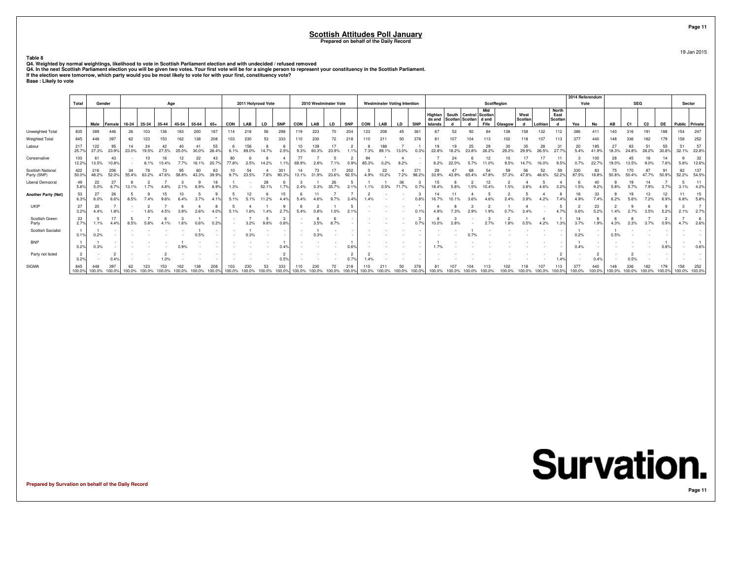# Scottish Attitudes Poll January

**Prepared on behalf of the Daily Record**

19 Jan 2015

**Table 8**

**Q4. Weighted by normal weightings, likelihood to vote in Scottish Parliament election and with undecided / refused removed**

**Q4. In the next Scottish Parliament election you will be given two votes. Your first vote will be for a single person to represent your constituency in the Scottish Parliament. If the election were tomorrow, which party would you be most likely to vote for with your first, constituency vote?**

**Base : Likely to vote**

| | Total | Gender | | Age | | | | | | 2011 Holyrood Vote | | | | 2010 Westminster Vote | | | | Westminster Voting Intention | | | | ScotRegion | | | | | | | | 2014 Referendum Vote | | SEG | | | | Sector | |
|---|---|---|---|---|---|---|---|---|---|---|---|---|---|---|---|---|---|---|---|---|---|---|---|---|---|---|---|---|---|---|---|---|---|---|---|---|---|
| | | Male | Female | 16-24 | 25-34 | 35-44 | 45-54 | 55-64 | 65+ | CON | LAB | LD | SNP | CON | LAB | LD | SNP | CON | LAB | LD | SNP | Highlands and Islands | South Scotland | Central Scotland | Mid Scotland and Fife | Glasgow | West Scotland | Lothian | North East Scotland | Yes | No | AB | C1 | C2 | DE | Public | Private |
| Unweighted Total | 835 | 389 | 446 | 26 | 103 | 136 | 183 | 200 | 187 | 114 | 218 | 56 | 298 | 119 | 223 | 70 | 204 | 123 | 208 | 45 | 361 | 67 | 52 | 92 | 84 | 138 | 158 | 132 | 112 | 386 | 411 | 140 | 316 | 191 | 188 | 154 | 247 |
| Weighted Total | 845 | 448 | 397 | 62 | 123 | 153 | 162 | 138 | 208 | 103 | 230 | 53 | 333 | 110 | 230 | 72 | 218 | 110 | 211 | 50 | 378 | 81 | 107 | 104 | 113 | 102 | 118 | 107 | 113 | 377 | 440 | 148 | 336 | 182 | 179 | 158 | 252 |
| Labour | 217 | 122 | 95 | 14 | 24 | 42 | 40 | 41 | 55 | 6 | 158 | 8 | 8 | 10 | 139 | 17 | 2 | 8 | 188 | 7 | 1 | 19 | 19 | 25 | 29 | 30 | 35 | 28 | 31 | 20 | 185 | 27 | 83 | 51 | 55 | 51 | 57 |
| | 25.7% | 27.3% | 23.9% | 23.0% | 19.5% | 27.5% | 25.0% | 30.0% | 26.4% | 6.1% | 69.0% | 14.7% | 2.5% | 9.3% | 60.3% | 23.9% | 1.1% | 7.3% | 89.1% | 13.0% | 0.3% | 22.8% | 18.2% | 23.8% | 26.2% | 29.2% | 29.9% | 26.5% | 27.7% | 5.4% | 41.9% | 18.3% | 24.8% | 28.2% | 30.8% | 32.1% | 22.8% |
| Conservative | 103 | 61 | 43 | - | 10 | 16 | 12 | 22 | 43 | 80 | 6 | 8 | 4 | 77 | 7 | 5 | 2 | 94 | * | 4 | - | 7 | 24 | 6 | 12 | 10 | 17 | 17 | 11 | 3 | 100 | 28 | 45 | 16 | 14 | 9 | 32 |
| | 12.2% | 13.5% | 10.8% | - | 8.1% | 10.4% | 7.7% | 16.1% | 20.7% | 77.8% | 2.5% | 14.2% | 1.1% | 69.9% | 2.8% | 7.1% | 0.9% | 85.3% | 0.2% | 8.2% | - | 8.2% | 22.0% | 5.7% | 11.0% | 9.5% | 14.7% | 16.0% | 9.5% | 0.7% | 22.7% | 19.0% | 13.5% | 9.0% | 7.6% | 5.8% | 12.6% |
| Scottish National Party (SNP) | 422 | 216 | 206 | 34 | 78 | 73 | 95 | 60 | 83 | 10 | 54 | 4 | 301 | 14 | 73 | 17 | 202 | 5 | 22 | 4 | 371 | 28 | 47 | 68 | 54 | 59 | 56 | 52 | 59 | 330 | 83 | 75 | 170 | 87 | 91 | 82 | 137 |
| | 50.0% | 48.2% | 52.0% | 55.4% | 63.2% | 47.6% | 58.8% | 43.3% | 39.9% | 9.7% | 23.5% | 7.8% | 90.3% | 13.1% | 31.9% | 23.6% | 92.5% | 4.9% | 10.2% | 7.2% | 98.2% | 33.9% | 43.9% | 65.4% | 47.8% | 57.3% | 47.8% | 48.6% | 52.2% | 87.5% | 18.8% | 50.8% | 50.4% | 47.7% | 50.9% | 52.2% | 54.5% |
| Liberal Democrat | 49 | 22 | 27 | 8 | 2 | 7 | 3 | 9 | 18 | 1 | - | 28 | 6 | 3 | 1 | 26 | 5 | 1 | 1 | 36 | 3 | 15 | 6 | 2 | 12 | 2 | 4 | 5 | 4 | 6 | 40 | 9 | 19 | 14 | 7 | 5 | 11 |
| | 5.8% | 5.0% | 6.7% | 13.1% | 1.7% | 4.8% | 2.1% | 6.9% | 8.9% | 1.3% | - | 52.1% | 1.7% | 2.4% | 0.3% | 35.7% | 2.1% | 1.1% | 0.5% | 71.7% | 0.7% | 18.4% | 5.8% | 1.5% | 10.4% | 1.5% | 3.8% | 4.6% | 3.2% | 1.5% | 9.2% | 5.8% | 5.7% | 7.9% | 3.7% | 3.1% | 4.2% |
| **Another Party (Net)** | 53 | 27 | 26 | 5 | 9 | 15 | 10 | 5 | 9 | 5 | 12 | 6 | 15 | 6 | 11 | 7 | 7 | 2 | - | - | 3 | 14 | 11 | 4 | 5 | 2 | 5 | 4 | 8 | 18 | 33 | 9 | 19 | 13 | 12 | 11 | 15 |
| | 6.3% | 6.0% | 6.6% | 8.5% | 7.4% | 9.6% | 6.4% | 3.7% | 4.1% | 5.1% | 5.1% | 11.2% | 4.4% | 5.4% | 4.6% | 9.7% | 3.4% | 1.4% | - | - | 0.8% | 16.7% | 10.1% | 3.6% | 4.6% | 2.4% | 3.9% | 4.2% | 7.4% | 4.9% | 7.4% | 6.2% | 5.6% | 7.2% | 6.9% | 6.8% | 5.8% |
| UKIP | 27 | 20 | 7 | - | 2 | 7 | 6 | 4 | 8 | 5 | 4 | 1 | 9 | 6 | 2 | 1 | 5 | - | - | - | * | 4 | 8 | 3 | 2 | 1 | 4 | - | 5 | 2 | 23 | 2 | 9 | 6 | 9 | 3 | 7 |
| | 3.2% | 4.4% | 1.8% | - | 1.6% | 4.5% | 3.9% | 2.6% | 4.0% | 5.1% | 1.6% | 1.4% | 2.7% | 5.4% | 0.8% | 1.0% | 2.1% | - | - | - | 0.1% | 4.9% | 7.3% | 2.9% | 1.9% | 0.7% | 3.4% | - | 4.7% | 0.6% | 5.2% | 1.4% | 2.7% | 3.5% | 5.2% | 2.1% | 2.7% |
| Scottish Green Party | 23 | 5 | 17 | 5 | 7 | 6 | 3 | 1 | * | - | 7 | 5 | 3 | - | 8 | 6 | - | - | - | - | 3 | 8 | 3 | - | 3 | 2 | 1 | 4 | 1 | 14 | 8 | 6 | 8 | 7 | 2 | 7 | 6 |
| | 2.7% | 1.1% | 4.4% | 8.5% | 5.8% | 4.1% | 1.6% | 0.6% | 0.2% | - | 3.2% | 9.8% | 0.8% | - | 3.5% | 8.7% | - | - | - | - | 0.7% | 10.0% | 2.8% | - | 2.7% | 1.8% | 0.5% | 4.2% | 1.3% | 3.7% | 1.9% | 4.3% | 2.3% | 3.7% | 0.9% | 4.7% | 2.6% |
| Scottish Socialist | 1 | 1 | - | - | - | - | - | 1 | - | - | 1 | - | - | - | 1 | - | - | - | - | - | - | - | - | 1 | - | - | - | - | - | 1 | - | 1 | - | - | - | - | - |
| | 0.1% | 0.2% | - | - | - | - | - | 0.5% | - | - | 0.3% | - | - | - | 0.3% | - | - | - | - | - | - | - | - | 0.7% | - | - | - | - | - | 0.2% | - | 0.5% | - | - | - | - | - |
| BNP | 1 | 1 | - | - | - | - | 1 | - | - | - | - | - | 1 | - | - | - | 1 | - | - | - | - | 1 | - | - | - | - | - | - | - | 1 | - | - | - | - | 1 | - | 1 |
| | 0.2% | 0.3% | - | - | - | - | 0.9% | - | - | - | - | - | 0.4% | - | - | - | 0.6% | - | - | - | - | 1.7% | - | - | - | - | - | - | - | 0.4% | - | - | - | - | 0.8% | - | 0.6% |
| Party not listed | 2 | - | 2 | - | - | 2 | - | - | - | - | - | - | 2 | - | - | - | 2 | 2 | - | - | - | - | - | - | - | - | - | - | 2 | - | 2 | - | 2 | - | - | - | - |
| | 0.2% | - | 0.4% | - | - | 1.0% | - | - | - | - | - | - | 0.5% | - | - | - | 0.7% | 1.4% | - | - | - | - | - | - | - | - | - | - | 1.4% | - | 0.4% | - | 0.5% | - | - | - | - |
| SIGMA | 845 | 448 | 397 | 62 | 123 | 153 | 162 | 138 | 208 | 103 | 230 | 53 | 333 | 110 | 230 | 72 | 218 | 110 | 211 | 50 | 378 | 81 | 107 | 104 | 113 | 102 | 118 | 107 | 113 | 377 | 440 | 148 | 336 | 182 | 179 | 158 | 252 |
| | 100.0% | 100.0% | 100.0% | 100.0% | 100.0% | 100.0% | 100.0% | 100.0% | 100.0% | 100.0% | 100.0% | 100.0% | 100.0% | 100.0% | 100.0% | 100.0% | 100.0% | 100.0% | 100.0% | 100.0% | 100.0% | 100.0% | 100.0% | 100.0% | 100.0% | 100.0% | 100.0% | 100.0% | 100.0% | 100.0% | 100.0% | 100.0% | 100.0% | 100.0% | 100.0% | 100.0% | 100.0% |

**Prepared by Survation on behalf of the Daily Record**

Survation.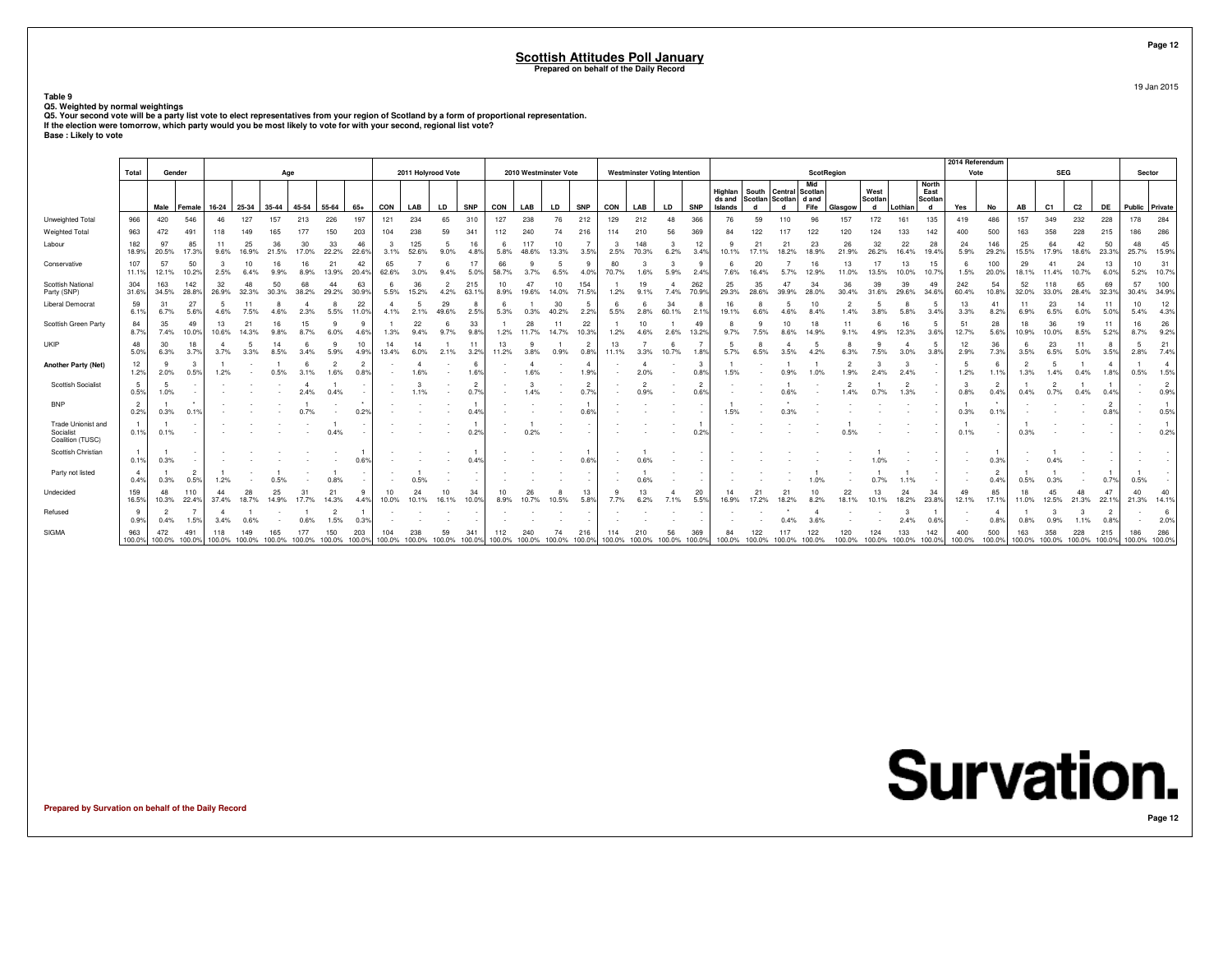# Scottish Attitudes Poll January

**Prepared on behalf of the Daily Record**

19 Jan 2015

**Table 9**

**Q5. Weighted by normal weightings**

**Q5. Your second vote will be a party list vote to elect representatives from your region of Scotland by a form of proportional representation.**
**If the election were tomorrow, which party would you be most likely to vote for with your second, regional list vote?**

**Base : Likely to vote**

| | Total | Gender | | Age | | | | | | 2011 Holyrood Vote | | | | 2010 Westminster Vote | | | | Westminster Voting Intention | | | | ScotRegion | | | | | | | | 2014 Referendum Vote | | SEG | | | | Sector | |
|---|---|---|---|---|---|---|---|---|---|---|---|---|---|---|---|---|---|---|---|---|---|---|---|---|---|---|---|---|---|---|---|---|---|---|---|---|---|
| | | Male | Female | 16-24 | 25-34 | 35-44 | 45-54 | 55-64 | 65+ | CON | LAB | LD | SNP | CON | LAB | LD | SNP | CON | LAB | LD | SNP | Highlands and Islands | South Scotland | Central Scotland | Mid Scotland and Fife | Glasgow | West Scotland | Lothian | North East Scotland | Yes | No | AB | C1 | C2 | DE | Public | Private |
| Unweighted Total | 966 | 420 | 546 | 46 | 127 | 157 | 213 | 226 | 197 | 121 | 234 | 65 | 310 | 127 | 238 | 76 | 212 | 129 | 212 | 48 | 366 | 76 | 59 | 110 | 96 | 157 | 172 | 161 | 135 | 419 | 486 | 157 | 349 | 232 | 228 | 178 | 284 |
| Weighted Total | 963 | 472 | 491 | 118 | 149 | 165 | 177 | 150 | 203 | 104 | 238 | 59 | 341 | 112 | 240 | 74 | 216 | 114 | 210 | 56 | 369 | 84 | 122 | 117 | 122 | 120 | 124 | 133 | 142 | 400 | 500 | 163 | 358 | 228 | 215 | 186 | 286 |
| Labour | 182 18.9% | 97 20.5% | 85 17.3% | 11 9.6% | 25 16.9% | 36 21.5% | 30 17.0% | 33 22.2% | 46 22.6% | 3 3.1% | 125 52.6% | 5 9.0% | 16 4.8% | 6 5.8% | 117 48.6% | 10 13.3% | 7 3.5% | 3 2.5% | 148 70.3% | 3 6.2% | 12 3.4% | 9 10.1% | 21 17.1% | 21 18.2% | 23 18.9% | 26 21.9% | 32 26.2% | 22 16.4% | 28 19.4% | 24 5.9% | 146 29.2% | 25 15.5% | 64 17.9% | 42 18.6% | 50 23.3% | 48 25.7% | 45 15.9% |
| Conservative | 107 11.1% | 57 12.1% | 50 10.2% | 3 2.5% | 10 6.4% | 16 9.9% | 16 8.9% | 21 13.9% | 42 20.4% | 65 62.6% | 7 3.0% | 6 9.4% | 17 5.0% | 66 58.7% | 9 3.7% | 5 6.5% | 9 4.0% | 80 70.7% | 3 1.6% | 3 5.9% | 9 2.4% | 6 7.6% | 20 16.4% | 7 5.7% | 16 12.9% | 13 11.0% | 17 13.5% | 13 10.0% | 15 10.7% | 6 1.5% | 100 20.0% | 29 18.1% | 41 11.4% | 24 10.7% | 13 6.0% | 10 5.2% | 31 10.7% |
| Scottish National Party (SNP) | 304 31.6% | 163 34.5% | 142 28.8% | 32 26.9% | 48 32.3% | 50 30.3% | 68 38.2% | 44 29.2% | 63 30.9% | 6 5.5% | 36 15.2% | 2 4.2% | 215 63.1% | 10 8.9% | 47 19.6% | 10 14.0% | 154 71.5% | 1 1.2% | 19 9.1% | 4 7.4% | 262 70.9% | 25 29.3% | 35 28.6% | 47 39.9% | 34 28.0% | 36 30.4% | 39 31.6% | 39 29.6% | 49 34.6% | 242 60.4% | 54 10.8% | 52 32.0% | 118 33.0% | 65 28.4% | 69 32.3% | 57 30.4% | 100 34.9% |
| Liberal Democrat | 59 6.1% | 31 6.7% | 27 5.6% | 5 4.6% | 11 7.5% | 8 4.6% | 4 2.3% | 8 5.5% | 22 11.0% | 4 4.1% | 5 2.1% | 29 49.6% | 8 2.5% | 6 5.3% | 1 0.3% | 30 40.2% | 5 2.2% | 6 5.5% | 6 2.8% | 34 60.1% | 8 2.1% | 16 19.1% | 8 6.6% | 5 4.6% | 10 8.4% | 2 1.4% | 5 3.8% | 8 5.8% | 5 3.4% | 13 3.3% | 41 8.2% | 11 6.9% | 23 6.5% | 14 6.0% | 11 5.0% | 10 5.4% | 12 4.3% |
| Scottish Green Party | 84 8.7% | 35 7.4% | 49 10.0% | 13 10.6% | 21 14.3% | 16 9.8% | 15 8.7% | 9 6.0% | 9 4.6% | 1 1.3% | 22 9.4% | 6 9.7% | 33 9.8% | 1 1.2% | 28 11.7% | 11 14.7% | 22 10.3% | 1 1.2% | 10 4.6% | 1 2.6% | 49 13.2% | 8 9.7% | 9 7.5% | 10 8.6% | 18 14.9% | 11 9.1% | 6 4.9% | 16 12.3% | 5 3.6% | 51 12.7% | 28 5.6% | 18 10.9% | 36 10.0% | 19 8.5% | 11 5.2% | 16 8.7% | 26 9.2% |
| UKIP | 48 5.0% | 30 6.3% | 18 3.7% | 4 3.7% | 5 3.3% | 14 8.5% | 6 3.4% | 9 5.9% | 10 4.9% | 14 13.4% | 14 6.0% | 1 2.1% | 11 3.2% | 13 11.2% | 9 3.8% | 1 0.9% | 2 0.8% | 13 11.1% | 7 3.3% | 6 10.7% | 7 1.8% | 5 5.7% | 8 6.5% | 4 3.5% | 5 4.2% | 8 6.3% | 9 7.5% | 4 3.0% | 5 3.8% | 12 2.9% | 36 7.3% | 6 3.5% | 23 6.5% | 11 5.0% | 8 3.5% | 5 2.8% | 21 7.4% |
| **Another Party (Net)** | 12 1.2% | 9 2.0% | 3 0.5% | 1 1.2% | - | 1 0.5% | 6 3.1% | 2 1.6% | 2 0.8% | - | 4 1.6% | - | 6 1.6% | - | 4 1.6% | - | 4 1.9% | - | 4 2.0% | - | 3 0.8% | 1 1.5% | - | 1 0.9% | 1 1.0% | 2 1.9% | 3 2.4% | 3 2.4% | - | 5 1.2% | 6 1.1% | 2 1.3% | 5 1.4% | 1 0.4% | 4 1.8% | 1 0.5% | 4 1.5% |
| Scottish Socialist | 5 0.5% | 5 1.0% | - | - | - | - | 4 2.4% | 1 0.4% | - | - | 3 1.1% | - | 2 0.7% | - | 3 1.4% | - | 2 0.7% | - | 2 0.9% | - | 2 0.6% | - | - | 1 0.6% | - | 2 1.4% | 1 0.7% | 2 1.3% | - | 3 0.8% | 2 0.4% | 1 0.4% | 2 0.7% | 1 0.4% | 1 0.4% | - | 2 0.9% |
| BNP | 2 0.2% | 1 0.3% | * 0.1% | - | - | - | 1 0.7% | - | * 0.2% | - | - | - | 1 0.4% | - | - | - | 1 0.6% | - | - | - | - | 1 1.5% | - | * 0.3% | - | - | - | - | - | * 0.3% | * 0.1% | - | - | - | 2 0.8% | - | 1 0.5% |
| Trade Unionist and Socialist Coalition (TUSC) | 1 0.1% | 1 0.1% | - | - | - | - | - | 1 0.4% | - | - | - | - | 1 0.2% | - | 1 0.2% | - | - | - | - | - | 1 0.2% | - | - | - | - | 1 0.5% | - | - | - | 1 0.1% | - | 1 0.3% | - | - | - | - | 1 0.2% |
| Scottish Christian | 1 0.1% | 1 0.3% | - | - | - | - | - | - | 1 0.6% | - | - | - | 1 0.4% | - | - | - | 1 0.6% | - | 1 0.6% | - | - | - | - | - | - | - | 1 1.0% | - | - | - | 1 0.3% | - | 1 0.4% | - | - | - | - |
| Party not listed | 4 0.4% | 1 0.3% | 2 0.5% | 1 1.2% | - | 1 0.5% | - | 1 0.8% | - | - | 1 0.5% | - | - | - | - | - | - | - | 1 0.6% | - | - | - | - | - | 1 1.0% | - | 1 0.7% | 1 1.1% | - | - | 2 0.4% | 1 0.5% | 1 0.3% | - | 1 0.7% | 1 0.5% | - |
| Undecided | 159 16.5% | 48 10.3% | 110 22.4% | 44 37.4% | 28 18.7% | 25 14.9% | 31 17.7% | 21 14.3% | 9 4.4% | 10 10.0% | 24 10.1% | 10 16.1% | 34 10.0% | 10 8.9% | 26 10.7% | 8 10.5% | 13 5.8% | 9 7.7% | 13 6.2% | 4 7.1% | 20 5.5% | 14 16.9% | 21 17.2% | 21 18.2% | 10 8.2% | 22 18.1% | 13 10.1% | 24 18.2% | 34 23.8% | 49 12.1% | 85 17.1% | 18 11.0% | 45 12.5% | 48 21.3% | 47 22.1% | 40 21.3% | 40 14.1% |
| Refused | 9 0.9% | 2 0.4% | 7 1.5% | 4 3.4% | 1 0.6% | - | 1 0.6% | 2 1.5% | 1 0.3% | - | - | - | - | - | - | - | - | - | - | - | - | - | - | * 0.4% | 4 3.6% | - | - | 3 2.4% | 1 0.6% | - | 4 0.8% | 1 0.8% | 3 0.9% | 3 1.1% | 2 0.8% | - | 6 2.0% |
| SIGMA | 963 100.0% | 472 100.0% | 491 100.0% | 118 100.0% | 149 100.0% | 165 100.0% | 177 100.0% | 150 100.0% | 203 100.0% | 104 100.0% | 238 100.0% | 59 100.0% | 341 100.0% | 112 100.0% | 240 100.0% | 74 100.0% | 216 100.0% | 114 100.0% | 210 100.0% | 56 100.0% | 369 100.0% | 84 100.0% | 122 100.0% | 117 100.0% | 122 100.0% | 120 100.0% | 124 100.0% | 133 100.0% | 142 100.0% | 400 100.0% | 500 100.0% | 163 100.0% | 358 100.0% | 228 100.0% | 215 100.0% | 186 100.0% | 286 100.0% |

**Prepared by Survation on behalf of the Daily Record**

Survation.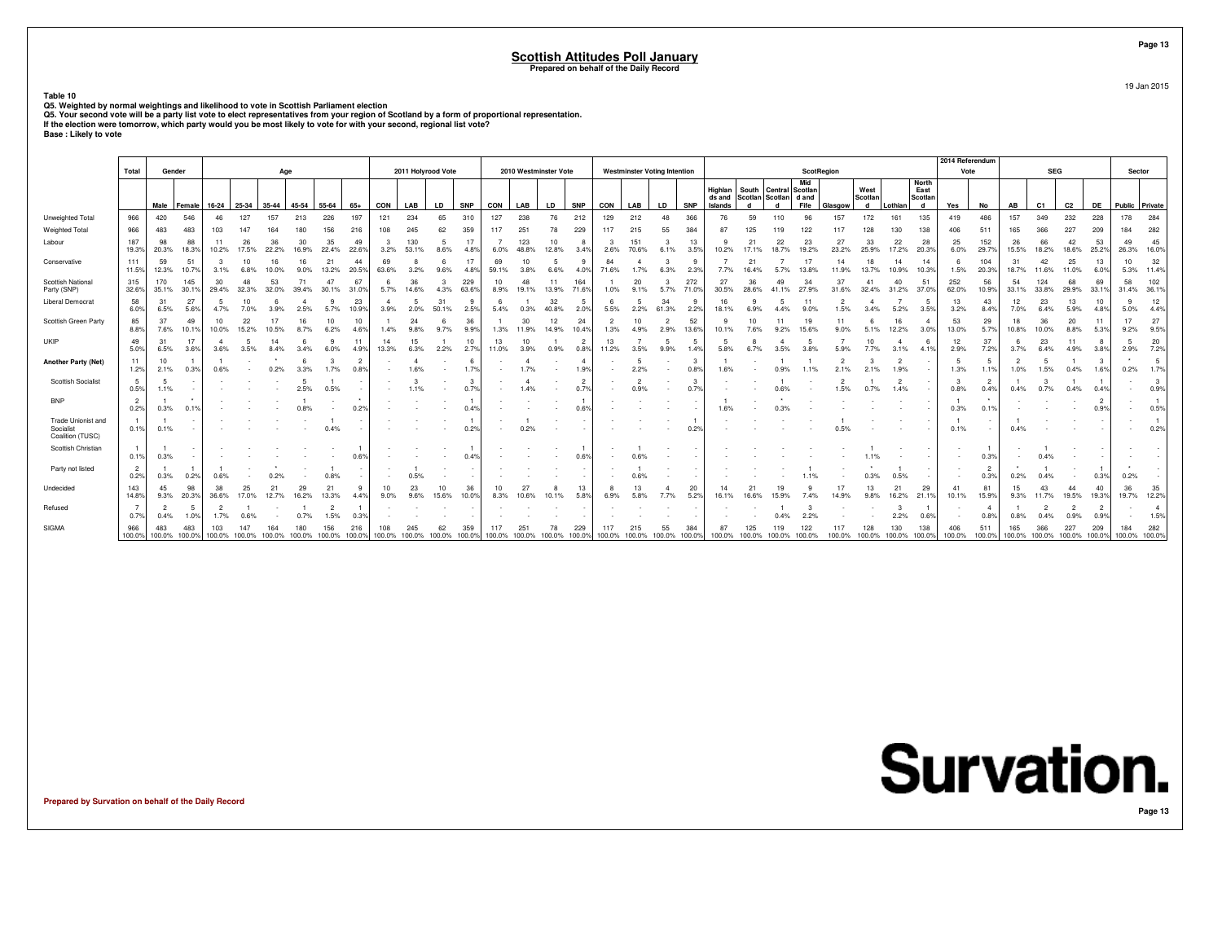# Scottish Attitudes Poll January

**Prepared on behalf of the Daily Record**

19 Jan 2015

**Table 10**

**Q5. Weighted by normal weightings and likelihood to vote in Scottish Parliament election**
**Q5. Your second vote will be a party list vote to elect representatives from your region of Scotland by a form of proportional representation.**
**If the election were tomorrow, which party would you be most likely to vote for with your second, regional list vote?**
**Base : Likely to vote**

| | Total | Gender | | Age | | | | | | 2011 Holyrood Vote | | | | 2010 Westminster Vote | | | | Westminster Voting Intention | | | | ScotRegion | | | | | | | | 2014 Referendum Vote | | SEG | | | | Sector | |
|---|---|---|---|---|---|---|---|---|---|---|---|---|---|---|---|---|---|---|---|---|---|---|---|---|---|---|---|---|---|---|---|---|---|---|---|---|---|
| | | Male | Female | 16-24 | 25-34 | 35-44 | 45-54 | 55-64 | 65+ | CON | LAB | LD | SNP | CON | LAB | LD | SNP | CON | LAB | LD | SNP | Highlands and Islands | South Scotland | Central Scotland | Mid Scotland and Fife | Glasgow | West Scotland | Lothian | North East Scotland | Yes | No | AB | C1 | C2 | DE | Public | Private |
| Unweighted Total | 966 | 420 | 546 | 46 | 127 | 157 | 213 | 226 | 197 | 121 | 234 | 65 | 310 | 127 | 238 | 76 | 212 | 129 | 212 | 48 | 366 | 76 | 59 | 110 | 96 | 157 | 172 | 161 | 135 | 419 | 486 | 157 | 349 | 232 | 228 | 178 | 284 |
| Weighted Total | 966 | 483 | 483 | 103 | 147 | 164 | 180 | 156 | 216 | 108 | 245 | 62 | 359 | 117 | 251 | 78 | 229 | 117 | 215 | 55 | 384 | 87 | 125 | 119 | 122 | 117 | 128 | 130 | 138 | 406 | 511 | 165 | 366 | 227 | 209 | 184 | 282 |
| Labour | 187 19.3% | 98 20.3% | 88 18.3% | 11 10.2% | 26 17.5% | 36 22.2% | 30 16.9% | 35 22.4% | 49 22.6% | 3 3.2% | 130 53.1% | 5 8.6% | 17 4.8% | 7 6.0% | 123 48.8% | 10 12.8% | 8 3.4% | 3 2.6% | 151 70.6% | 3 6.1% | 13 3.5% | 9 10.2% | 21 17.1% | 22 18.7% | 23 19.2% | 27 23.2% | 33 25.9% | 22 17.2% | 28 20.3% | 25 6.0% | 152 29.7% | 26 15.5% | 66 18.2% | 42 18.6% | 53 25.2% | 49 26.3% | 45 16.0% |
| Conservative | 111 11.5% | 59 12.3% | 51 10.7% | 3 3.1% | 10 6.8% | 16 10.0% | 16 9.0% | 21 13.2% | 44 20.5% | 69 63.6% | 8 3.2% | 6 9.6% | 17 4.8% | 69 59.1% | 10 3.8% | 5 6.6% | 9 4.0% | 84 71.6% | 4 1.7% | 3 6.3% | 9 2.3% | 7 7.7% | 21 16.4% | 7 5.7% | 17 13.8% | 14 11.9% | 18 13.7% | 14 10.9% | 14 10.3% | 6 1.5% | 104 20.3% | 31 18.7% | 42 11.6% | 25 11.0% | 13 6.0% | 10 5.3% | 32 11.4% |
| Scottish National Party (SNP) | 315 32.6% | 170 35.1% | 145 30.1% | 30 29.4% | 48 32.3% | 53 32.0% | 71 39.4% | 47 30.1% | 67 31.0% | 6 5.7% | 36 14.6% | 3 4.3% | 229 63.6% | 10 8.9% | 48 19.1% | 11 13.9% | 164 71.6% | 1 1.0% | 20 9.1% | 3 5.7% | 272 71.0% | 27 30.5% | 36 28.6% | 49 41.1% | 34 27.9% | 37 31.6% | 41 32.4% | 40 31.2% | 51 37.0% | 252 62.0% | 56 10.9% | 54 33.1% | 124 33.8% | 68 29.9% | 69 33.1% | 58 31.4% | 102 36.1% |
| Liberal Democrat | 58 6.0% | 31 6.5% | 27 5.6% | 5 4.7% | 10 7.0% | 6 3.9% | 4 2.5% | 9 5.7% | 23 10.9% | 4 3.9% | 5 2.0% | 31 50.1% | 9 2.5% | 6 5.4% | 1 0.3% | 32 40.8% | 5 2.0% | 6 5.5% | 5 2.2% | 34 61.3% | 9 2.2% | 16 18.1% | 9 6.9% | 5 4.4% | 11 9.0% | 2 1.5% | 4 3.4% | 7 5.2% | 5 3.5% | 13 3.2% | 43 8.4% | 12 7.0% | 23 6.4% | 13 5.9% | 10 4.8% | 9 5.0% | 12 4.4% |
| Scottish Green Party | 85 8.8% | 37 7.6% | 49 10.1% | 10 10.0% | 22 15.2% | 17 10.5% | 16 8.7% | 10 6.2% | 10 4.6% | 1 1.4% | 24 9.8% | 6 9.7% | 36 9.9% | 1 1.3% | 30 11.9% | 12 14.9% | 24 10.4% | 2 1.3% | 10 4.9% | 2 2.9% | 52 13.6% | 9 10.1% | 10 7.6% | 11 9.2% | 19 15.6% | 11 9.0% | 6 5.1% | 16 12.2% | 4 3.0% | 53 13.0% | 29 5.7% | 18 10.8% | 36 10.0% | 20 8.8% | 11 5.3% | 17 9.2% | 27 9.5% |
| UKIP | 49 5.0% | 31 6.5% | 17 3.6% | 4 3.6% | 5 3.5% | 14 8.4% | 6 3.4% | 9 6.0% | 11 4.9% | 14 13.3% | 15 6.3% | 1 2.2% | 10 2.7% | 13 11.0% | 10 3.9% | 1 0.9% | 2 0.8% | 13 11.2% | 7 3.5% | 5 9.9% | 5 1.4% | 5 5.8% | 8 6.7% | 4 3.5% | 5 3.8% | 7 5.9% | 10 7.7% | 4 3.1% | 6 4.1% | 12 2.9% | 37 7.2% | 6 3.7% | 23 6.4% | 11 4.9% | 8 3.8% | 5 2.9% | 20 7.2% |
| **Another Party (Net)** | 11 1.2% | 10 2.1% | 1 0.3% | 1 0.6% | - | * 0.2% | 6 3.3% | 3 1.7% | 2 0.8% | - | 4 1.6% | - | 6 1.7% | - | 4 1.7% | - | 4 1.9% | - | 5 2.2% | - | 3 0.8% | 1 1.6% | - | 1 0.9% | 1 1.1% | 2 2.1% | 3 2.1% | 2 1.9% | - | 5 1.3% | 5 1.1% | 2 1.0% | 5 1.5% | 1 0.4% | 3 1.6% | * 0.2% | 5 1.7% |
| Scottish Socialist | 5 0.5% | 5 1.1% | - | - | - | - | 5 2.5% | 1 0.5% | - | - | 3 1.1% | - | 3 0.7% | - | 4 1.4% | - | 2 0.7% | - | 2 0.9% | - | 3 0.7% | - | - | 1 0.6% | - | 2 1.5% | 1 0.7% | 2 1.4% | - | 3 0.8% | 2 0.4% | 1 0.4% | 3 0.7% | 1 0.4% | 1 0.4% | - | 3 0.9% |
| BNP | 2 0.2% | 1 0.3% | * 0.1% | - | - | - | 1 0.8% | - | * 0.2% | - | - | - | 1 0.4% | - | - | - | 1 0.6% | - | - | - | - | 1 1.6% | - | * 0.3% | - | - | - | - | - | 1 0.3% | * 0.1% | - | - | - | 2 0.9% | - | 1 0.5% |
| Trade Unionist and Socialist Coalition (TUSC) | 1 0.1% | 1 0.1% | - | - | - | - | - | 1 0.4% | - | - | - | - | 1 0.2% | - | 1 0.2% | - | - | - | - | - | 1 0.2% | - | - | - | - | 1 0.5% | - | - | - | 1 0.1% | - | 1 0.4% | - | - | - | - | 1 0.2% |
| Scottish Christian | 1 0.1% | 1 0.3% | - | - | - | - | - | - | 1 0.6% | - | - | - | 1 0.4% | - | - | - | 1 0.6% | - | 1 0.6% | - | - | - | - | - | - | - | 1 1.1% | - | - | - | 1 0.3% | - | 1 0.4% | - | - | - | - |
| Party not listed | 2 0.2% | 1 0.3% | 1 0.2% | 1 0.6% | - | * 0.2% | - | 1 0.8% | - | - | 1 0.5% | - | - | - | - | - | - | - | 1 0.6% | - | - | - | - | - | 1 1.1% | - | * 0.3% | 1 0.5% | - | - | 2 0.3% | * 0.2% | 1 0.4% | - | 1 0.3% | * 0.2% | - |
| Undecided | 143 14.8% | 45 9.3% | 98 20.3% | 38 36.6% | 25 17.0% | 21 12.7% | 29 16.2% | 21 13.3% | 9 4.4% | 10 9.0% | 23 9.6% | 10 15.6% | 36 10.0% | 10 8.3% | 27 10.6% | 8 10.1% | 13 5.8% | 8 6.9% | 13 5.8% | 4 7.7% | 20 5.2% | 14 16.1% | 21 16.6% | 19 15.9% | 9 7.4% | 17 14.9% | 13 9.8% | 21 16.2% | 29 21.1% | 41 10.1% | 81 15.9% | 15 9.3% | 43 11.7% | 44 19.5% | 40 19.3% | 36 19.7% | 35 12.2% |
| Refused | 7 0.7% | 2 0.4% | 5 1.0% | 2 1.7% | 1 0.6% | - | 1 0.7% | 2 1.5% | 1 0.3% | - | - | - | - | - | - | - | - | - | - | - | - | - | - | 1 0.4% | 3 2.2% | - | - | 3 2.2% | 1 0.6% | - | 4 0.8% | 1 0.8% | 2 0.4% | 2 0.9% | 2 0.9% | - | 4 1.5% |
| SIGMA | 966 100.0% | 483 100.0% | 483 100.0% | 103 100.0% | 147 100.0% | 164 100.0% | 180 100.0% | 156 100.0% | 216 100.0% | 108 100.0% | 245 100.0% | 62 100.0% | 359 100.0% | 117 100.0% | 251 100.0% | 78 100.0% | 229 100.0% | 117 100.0% | 215 100.0% | 55 100.0% | 384 100.0% | 87 100.0% | 125 100.0% | 119 100.0% | 122 100.0% | 117 100.0% | 128 100.0% | 130 100.0% | 138 100.0% | 406 100.0% | 511 100.0% | 165 100.0% | 366 100.0% | 227 100.0% | 209 100.0% | 184 100.0% | 282 100.0% |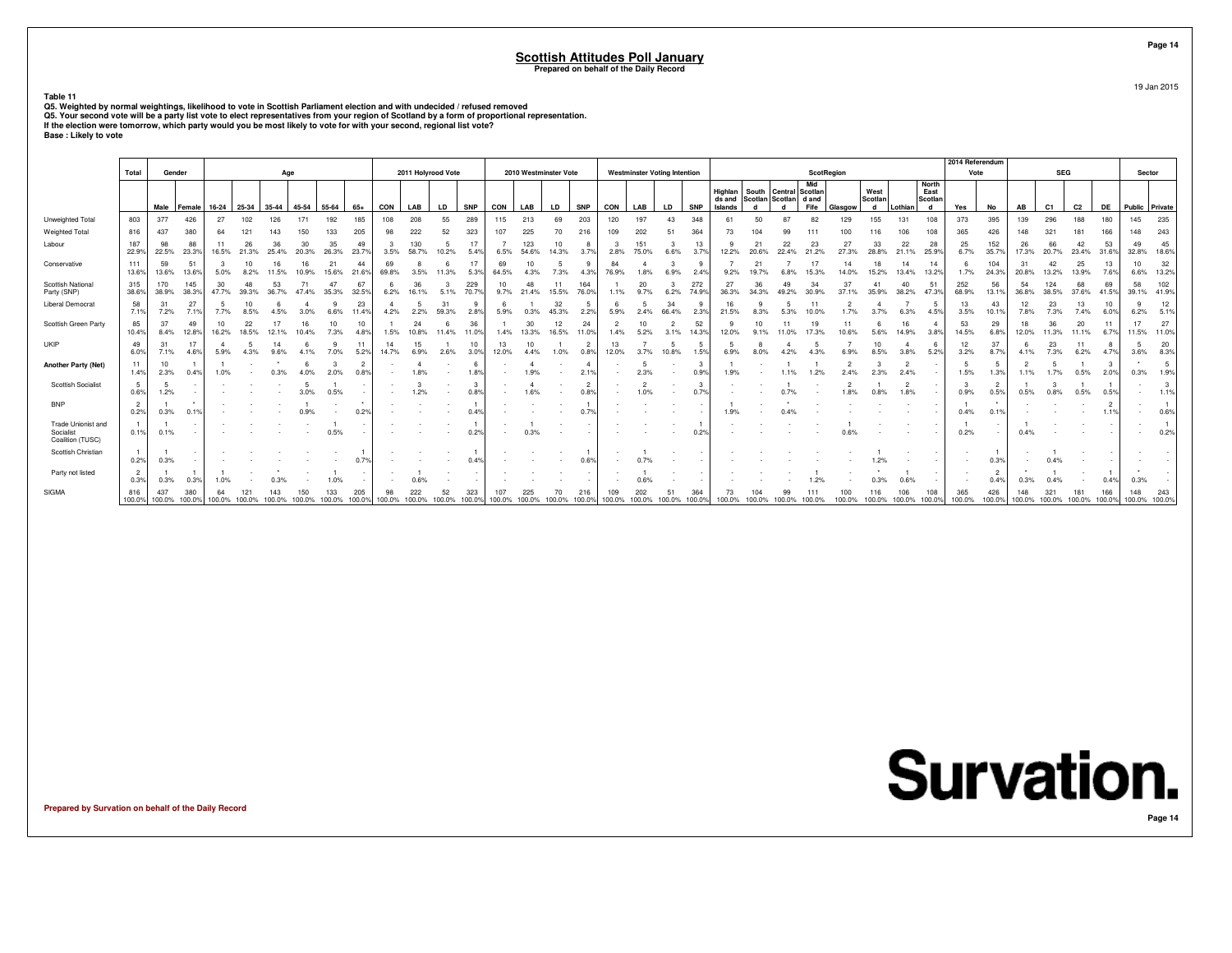# Scottish Attitudes Poll January

**Prepared on behalf of the Daily Record**

19 Jan 2015

**Table 11**

**Q5. Weighted by normal weightings, likelihood to vote in Scottish Parliament election and with undecided / refused removed**
**Q5. Your second vote will be a party list vote to elect representatives from your region of Scotland by a form of proportional representation.**
**If the election were tomorrow, which party would you be most likely to vote for with your second, regional list vote?**
**Base : Likely to vote**

| | Total | Gender | | Age | | | | | | 2011 Holyrood Vote | | | | 2010 Westminster Vote | | | | Westminster Voting Intention | | | | ScotRegion | | | | | | | | 2014 Referendum Vote | | SEG | | | | Sector | |
|---|---|---|---|---|---|---|---|---|---|---|---|---|---|---|---|---|---|---|---|---|---|---|---|---|---|---|---|---|---|---|---|---|---|---|---|---|---|
| | | Male | Female | 16-24 | 25-34 | 35-44 | 45-54 | 55-64 | 65+ | CON | LAB | LD | SNP | CON | LAB | LD | SNP | CON | LAB | LD | SNP | Highlands and Islands | South Scotland | Central Scotland | Mid Scotland and Fife | Glasgow | West Scotland | Lothian | North East Scotland | Yes | No | AB | C1 | C2 | DE | Public | Private |
| Unweighted Total | 803 | 377 | 426 | 27 | 102 | 126 | 171 | 192 | 185 | 108 | 208 | 55 | 289 | 115 | 213 | 69 | 203 | 120 | 197 | 43 | 348 | 61 | 50 | 87 | 82 | 129 | 155 | 131 | 108 | 373 | 395 | 139 | 296 | 188 | 180 | 145 | 235 |
| Weighted Total | 816 | 437 | 380 | 64 | 121 | 143 | 150 | 133 | 205 | 98 | 222 | 52 | 323 | 107 | 225 | 70 | 216 | 109 | 202 | 51 | 364 | 73 | 104 | 99 | 111 | 100 | 116 | 106 | 108 | 365 | 426 | 148 | 321 | 181 | 166 | 148 | 243 |
| Labour | 187<br>22.9% | 98<br>22.5% | 88<br>23.3% | 11<br>16.5% | 26<br>21.3% | 36<br>25.4% | 30<br>20.3% | 35<br>26.3% | 49<br>23.7% | 3<br>3.5% | 130<br>58.7% | 5<br>10.2% | 17<br>5.4% | 7<br>6.5% | 123<br>54.6% | 10<br>14.3% | 8<br>3.7% | 3<br>2.8% | 151<br>75.0% | 3<br>6.6% | 13<br>3.7% | 9<br>12.2% | 21<br>20.6% | 22<br>22.4% | 23<br>21.2% | 27<br>27.3% | 33<br>28.8% | 22<br>21.1% | 28<br>25.9% | 25<br>6.7% | 152<br>35.7% | 26<br>17.3% | 66<br>20.7% | 42<br>23.4% | 53<br>31.6% | 49<br>32.8% | 45<br>18.6% |
| Conservative | 111<br>13.6% | 59<br>13.6% | 51<br>13.6% | 3<br>5.0% | 10<br>8.2% | 16<br>11.5% | 16<br>10.9% | 21<br>15.6% | 44<br>21.6% | 69<br>69.8% | 8<br>3.5% | 6<br>11.3% | 17<br>5.3% | 69<br>64.5% | 10<br>4.3% | 5<br>7.3% | 9<br>4.3% | 84<br>76.9% | 4<br>1.8% | 3<br>6.9% | 9<br>2.4% | 7<br>9.2% | 21<br>19.7% | 7<br>6.8% | 17<br>15.3% | 14<br>14.0% | 18<br>15.2% | 14<br>13.4% | 14<br>13.2% | 6<br>1.7% | 104<br>24.3% | 31<br>20.8% | 42<br>13.2% | 25<br>13.9% | 13<br>7.6% | 10<br>6.6% | 32<br>13.2% |
| Scottish National Party (SNP) | 315<br>38.6% | 170<br>38.9% | 145<br>38.3% | 30<br>47.7% | 48<br>39.3% | 53<br>36.7% | 71<br>47.4% | 47<br>35.3% | 67<br>32.5% | 6<br>6.2% | 36<br>16.1% | 3<br>5.1% | 229<br>70.7% | 10<br>9.7% | 48<br>21.4% | 11<br>15.5% | 164<br>76.0% | 1<br>1.1% | 20<br>9.7% | 3<br>6.2% | 272<br>74.9% | 27<br>36.3% | 36<br>34.3% | 49<br>49.2% | 34<br>30.9% | 37<br>37.1% | 41<br>35.9% | 40<br>38.2% | 51<br>47.3% | 252<br>68.9% | 56<br>13.1% | 54<br>36.8% | 124<br>38.5% | 68<br>37.6% | 69<br>41.5% | 58<br>39.1% | 102<br>41.9% |
| Liberal Democrat | 58<br>7.1% | 31<br>7.2% | 27<br>7.1% | 5<br>7.7% | 10<br>8.5% | 6<br>4.5% | 4<br>3.0% | 9<br>6.6% | 23<br>11.4% | 4<br>4.2% | 5<br>2.2% | 31<br>59.3% | 9<br>2.8% | 6<br>5.9% | 1<br>0.3% | 32<br>45.3% | 5<br>2.2% | 6<br>5.9% | 5<br>2.4% | 34<br>66.4% | 9<br>2.3% | 16<br>21.5% | 9<br>8.3% | 5<br>5.3% | 11<br>10.0% | 2<br>1.7% | 4<br>3.7% | 7<br>6.3% | 5<br>4.5% | 13<br>3.5% | 43<br>10.1% | 12<br>7.8% | 23<br>7.3% | 13<br>7.4% | 10<br>6.0% | 9<br>6.2% | 12<br>5.1% |
| Scottish Green Party | 85<br>10.4% | 37<br>8.4% | 49<br>12.8% | 10<br>16.2% | 22<br>18.5% | 17<br>12.1% | 16<br>10.4% | 10<br>7.3% | 10<br>4.8% | 1<br>1.5% | 24<br>10.8% | 6<br>11.4% | 36<br>11.0% | 1<br>1.4% | 30<br>13.3% | 12<br>16.5% | 24<br>11.0% | 2<br>1.4% | 10<br>5.2% | 2<br>3.1% | 52<br>14.3% | 9<br>12.0% | 10<br>9.1% | 11<br>11.0% | 19<br>17.3% | 11<br>10.6% | 6<br>5.6% | 16<br>14.9% | 4<br>3.8% | 53<br>14.5% | 29<br>6.8% | 18<br>12.0% | 36<br>11.3% | 20<br>11.1% | 11<br>6.7% | 17<br>11.5% | 27<br>11.0% |
| UKIP | 49<br>6.0% | 31<br>7.1% | 17<br>4.6% | 4<br>5.9% | 5<br>4.3% | 14<br>9.6% | 6<br>4.1% | 9<br>7.0% | 11<br>5.2% | 14<br>14.7% | 15<br>6.9% | 1<br>2.6% | 10<br>3.0% | 13<br>12.0% | 10<br>4.4% | 1<br>1.0% | 2<br>0.8% | 13<br>12.0% | 7<br>3.7% | 5<br>10.8% | 5<br>1.5% | 5<br>6.9% | 8<br>8.0% | 4<br>4.2% | 5<br>4.3% | 7<br>6.9% | 10<br>8.5% | 4<br>3.8% | 6<br>5.2% | 12<br>3.2% | 37<br>8.7% | 6<br>4.1% | 23<br>7.3% | 11<br>6.2% | 8<br>4.7% | 5<br>3.6% | 20<br>8.3% |
| **Another Party (Net)** | 11<br>1.4% | 10<br>2.3% | 1<br>0.4% | 1<br>1.0% | - | *<br>0.3% | 6<br>4.0% | 3<br>2.0% | 2<br>0.8% | - | 4<br>1.8% | - | 6<br>1.8% | - | 4<br>1.9% | - | 4<br>2.1% | - | 5<br>2.3% | - | 3<br>0.9% | 1<br>1.9% | - | 1<br>1.1% | 1<br>1.2% | 2<br>2.4% | 3<br>2.3% | 2<br>2.4% | - | 5<br>1.5% | 5<br>1.3% | 2<br>1.1% | 5<br>1.7% | 1<br>0.5% | 3<br>2.0% | *<br>0.3% | 5<br>1.9% |
| Scottish Socialist | 5<br>0.6% | 5<br>1.2% | - | - | - | - | 5<br>3.0% | 1<br>0.5% | - | - | 3<br>1.2% | - | 3<br>0.8% | - | 4<br>1.6% | - | 2<br>0.8% | - | 2<br>1.0% | - | 3<br>0.7% | - | - | 1<br>0.7% | - | 2<br>1.8% | 1<br>0.8% | 2<br>1.8% | - | 3<br>0.9% | 2<br>0.5% | 1<br>0.5% | 3<br>0.8% | 1<br>0.5% | 1<br>0.5% | - | 3<br>1.1% |
| BNP | 2<br>0.2% | 1<br>0.3% | *<br>0.1% | - | - | - | 1<br>0.9% | - | *<br>0.2% | - | - | - | 1<br>0.4% | - | - | - | 1<br>0.7% | - | - | - | - | 1<br>1.9% | - | *<br>0.4% | - | - | - | - | - | 1<br>0.4% | *<br>0.1% | - | - | - | 2<br>1.1% | - | 1<br>0.6% |
| Trade Unionist and Socialist Coalition (TUSC) | 1<br>0.1% | 1<br>0.1% | - | - | - | - | - | 1<br>0.5% | - | - | - | - | 1<br>0.2% | - | 1<br>0.3% | - | - | - | - | - | 1<br>0.2% | - | - | - | - | 1<br>0.6% | - | - | - | 1<br>0.2% | - | 1<br>0.4% | - | - | - | - | 1<br>0.2% |
| Scottish Christian | 1<br>0.2% | 1<br>0.3% | - | - | - | - | - | - | 1<br>0.7% | - | - | - | 1<br>0.4% | - | - | - | 1<br>0.6% | - | 1<br>0.7% | - | - | - | - | - | - | - | 1<br>1.2% | - | - | - | 1<br>0.3% | - | 1<br>0.4% | - | - | - | - |
| Party not listed | 2<br>0.3% | 1<br>0.3% | 1<br>0.3% | 1<br>1.0% | - | *<br>0.3% | - | 1<br>1.0% | - | - | 1<br>0.6% | - | - | - | - | - | - | - | 1<br>0.6% | - | - | - | - | - | 1<br>1.2% | - | *<br>0.3% | 1<br>0.6% | - | - | 2<br>0.4% | *<br>0.3% | 1<br>0.4% | - | 1<br>0.4% | *<br>0.3% | - |
| SIGMA | 816<br>100.0% | 437<br>100.0% | 380<br>100.0% | 64<br>100.0% | 121<br>100.0% | 143<br>100.0% | 150<br>100.0% | 133<br>100.0% | 205<br>100.0% | 98<br>100.0% | 222<br>100.0% | 52<br>100.0% | 323<br>100.0% | 107<br>100.0% | 225<br>100.0% | 70<br>100.0% | 216<br>100.0% | 109<br>100.0% | 202<br>100.0% | 51<br>100.0% | 364<br>100.0% | 73<br>100.0% | 104<br>100.0% | 99<br>100.0% | 111<br>100.0% | 100<br>100.0% | 116<br>100.0% | 106<br>100.0% | 108<br>100.0% | 365<br>100.0% | 426<br>100.0% | 148<br>100.0% | 321<br>100.0% | 181<br>100.0% | 166<br>100.0% | 148<br>100.0% | 243<br>100.0% |

**Prepared by Survation on behalf of the Daily Record**

Survation.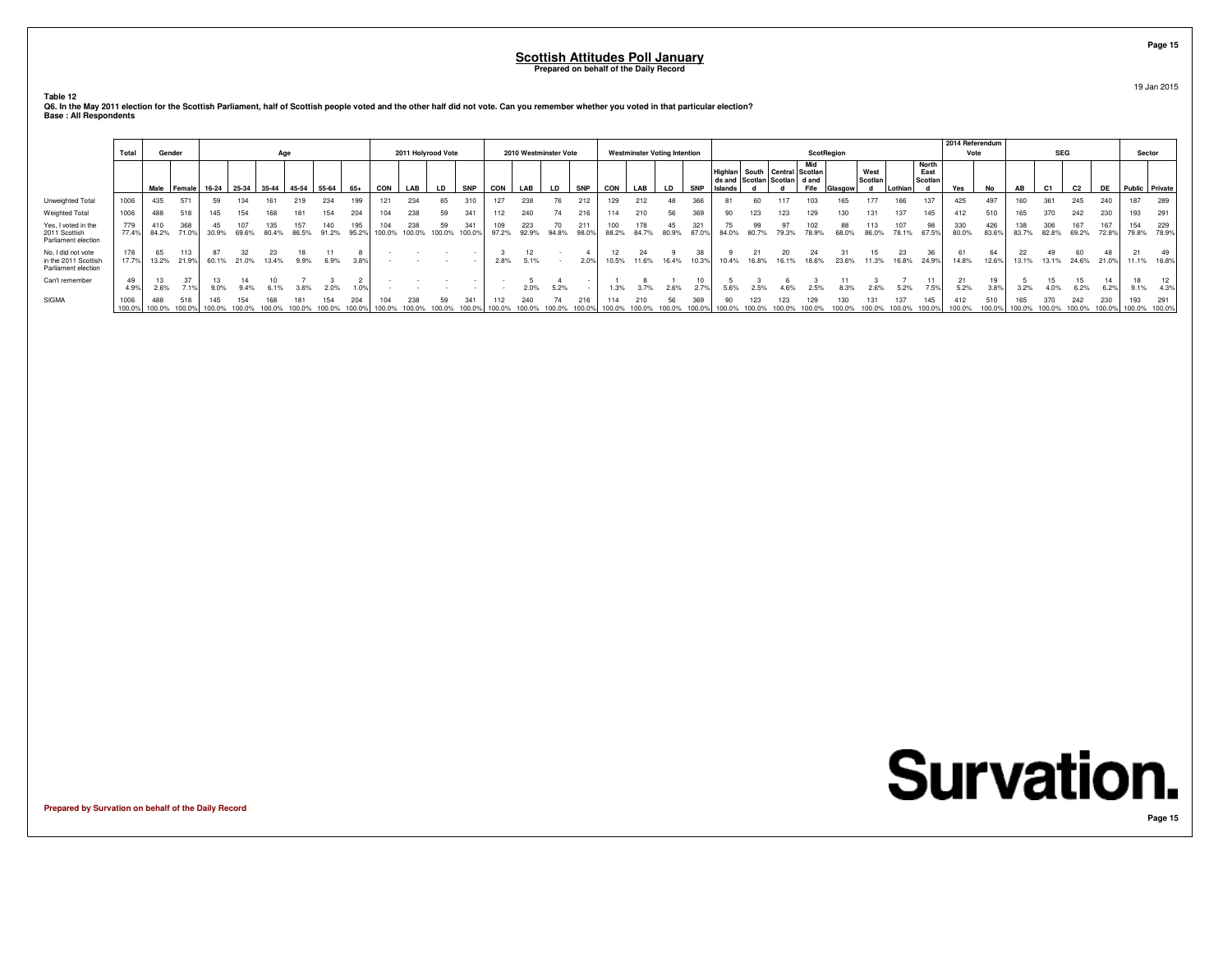# Scottish Attitudes Poll January

**Prepared on behalf of the Daily Record**

19 Jan 2015

**Table 12**

**Q6. In the May 2011 election for the Scottish Parliament, half of Scottish people voted and the other half did not vote. Can you remember whether you voted in that particular election?**

**Base : All Respondents**

| | Total | Gender | | Age | | | | | | 2011 Holyrood Vote | | | | 2010 Westminster Vote | | | | Westminster Voting Intention | | | | ScotRegion | | | | | | | | 2014 Referendum Vote | | SEG | | | | Sector | |
|---|---|---|---|---|---|---|---|---|---|---|---|---|---|---|---|---|---|---|---|---|---|---|---|---|---|---|---|---|---|---|---|---|---|---|---|---|---|
| | | Male | Female | 16-24 | 25-34 | 35-44 | 45-54 | 55-64 | 65+ | CON | LAB | LD | SNP | CON | LAB | LD | SNP | CON | LAB | LD | SNP | Highlands and Islands | South Scotland | Central Scotland | Mid Scotland and Fife | Glasgow | West Scotland | Lothian | North East Scotland | Yes | No | AB | C1 | C2 | DE | Public | Private |
| Unweighted Total | 1006 | 435 | 571 | 59 | 134 | 161 | 219 | 234 | 199 | 121 | 234 | 65 | 310 | 127 | 238 | 76 | 212 | 129 | 212 | 48 | 366 | 81 | 60 | 117 | 103 | 165 | 177 | 166 | 137 | 425 | 497 | 160 | 361 | 245 | 240 | 187 | 289 |
| Weighted Total | 1006 | 488 | 518 | 145 | 154 | 168 | 181 | 154 | 204 | 104 | 238 | 59 | 341 | 112 | 240 | 74 | 216 | 114 | 210 | 56 | 369 | 90 | 123 | 123 | 129 | 130 | 131 | 137 | 145 | 412 | 510 | 165 | 370 | 242 | 230 | 193 | 291 |
| Yes, I voted in the 2011 Scottish Parliament election | 779 | 410 | 368 | 45 | 107 | 135 | 157 | 140 | 195 | 104 | 238 | 59 | 341 | 109 | 223 | 70 | 211 | 100 | 178 | 45 | 321 | 75 | 99 | 97 | 102 | 88 | 113 | 107 | 98 | 330 | 426 | 138 | 306 | 167 | 167 | 154 | 229 |
| | 77.4% | 84.2% | 71.0% | 30.9% | 69.6% | 80.4% | 86.5% | 91.2% | 95.2% | 100.0% | 100.0% | 100.0% | 100.0% | 97.2% | 92.9% | 94.8% | 98.0% | 88.2% | 84.7% | 80.9% | 87.0% | 84.0% | 80.7% | 79.3% | 78.9% | 68.0% | 86.0% | 78.1% | 67.5% | 80.0% | 83.6% | 83.7% | 82.8% | 69.2% | 72.8% | 79.8% | 78.9% |
| No, I did not vote in the 2011 Scottish Parliament election | 178 | 65 | 113 | 87 | 32 | 23 | 18 | 11 | 8 | - | - | - | - | 3 | 12 | - | 4 | 12 | 24 | 9 | 38 | 9 | 21 | 20 | 24 | 31 | 15 | 23 | 36 | 61 | 64 | 22 | 49 | 60 | 48 | 21 | 49 |
| | 17.7% | 13.2% | 21.9% | 60.1% | 21.0% | 13.4% | 9.9% | 6.9% | 3.8% | - | - | - | - | 2.8% | 5.1% | - | 2.0% | 10.5% | 11.6% | 16.4% | 10.3% | 10.4% | 16.8% | 16.1% | 18.6% | 23.6% | 11.3% | 16.8% | 24.9% | 14.8% | 12.6% | 13.1% | 13.1% | 24.6% | 21.0% | 11.1% | 16.8% |
| Can't remember | 49 | 13 | 37 | 13 | 14 | 10 | 7 | 3 | 2 | - | - | - | - | - | 5 | 4 | - | 1 | 8 | 1 | 10 | 5 | 3 | 6 | 3 | 11 | 3 | 7 | 11 | 21 | 19 | 5 | 15 | 15 | 14 | 18 | 12 |
| | 4.9% | 2.6% | 7.1% | 9.0% | 9.4% | 6.1% | 3.6% | 2.0% | 1.0% | - | - | - | - | - | 2.0% | 5.2% | - | 1.3% | 3.7% | 2.6% | 2.7% | 5.6% | 2.5% | 4.6% | 2.5% | 8.3% | 2.6% | 5.2% | 7.5% | 5.2% | 3.8% | 3.2% | 4.0% | 6.2% | 6.2% | 9.1% | 4.3% |
| SIGMA | 1006 | 488 | 518 | 145 | 154 | 168 | 181 | 154 | 204 | 104 | 238 | 59 | 341 | 112 | 240 | 74 | 216 | 114 | 210 | 56 | 369 | 90 | 123 | 123 | 129 | 130 | 131 | 137 | 145 | 412 | 510 | 165 | 370 | 242 | 230 | 193 | 291 |
| | 100.0% | 100.0% | 100.0% | 100.0% | 100.0% | 100.0% | 100.0% | 100.0% | 100.0% | 100.0% | 100.0% | 100.0% | 100.0% | 100.0% | 100.0% | 100.0% | 100.0% | 100.0% | 100.0% | 100.0% | 100.0% | 100.0% | 100.0% | 100.0% | 100.0% | 100.0% | 100.0% | 100.0% | 100.0% | 100.0% | 100.0% | 100.0% | 100.0% | 100.0% | 100.0% | 100.0% | 100.0% |

**Survation.**

**Prepared by Survation on behalf of the Daily Record**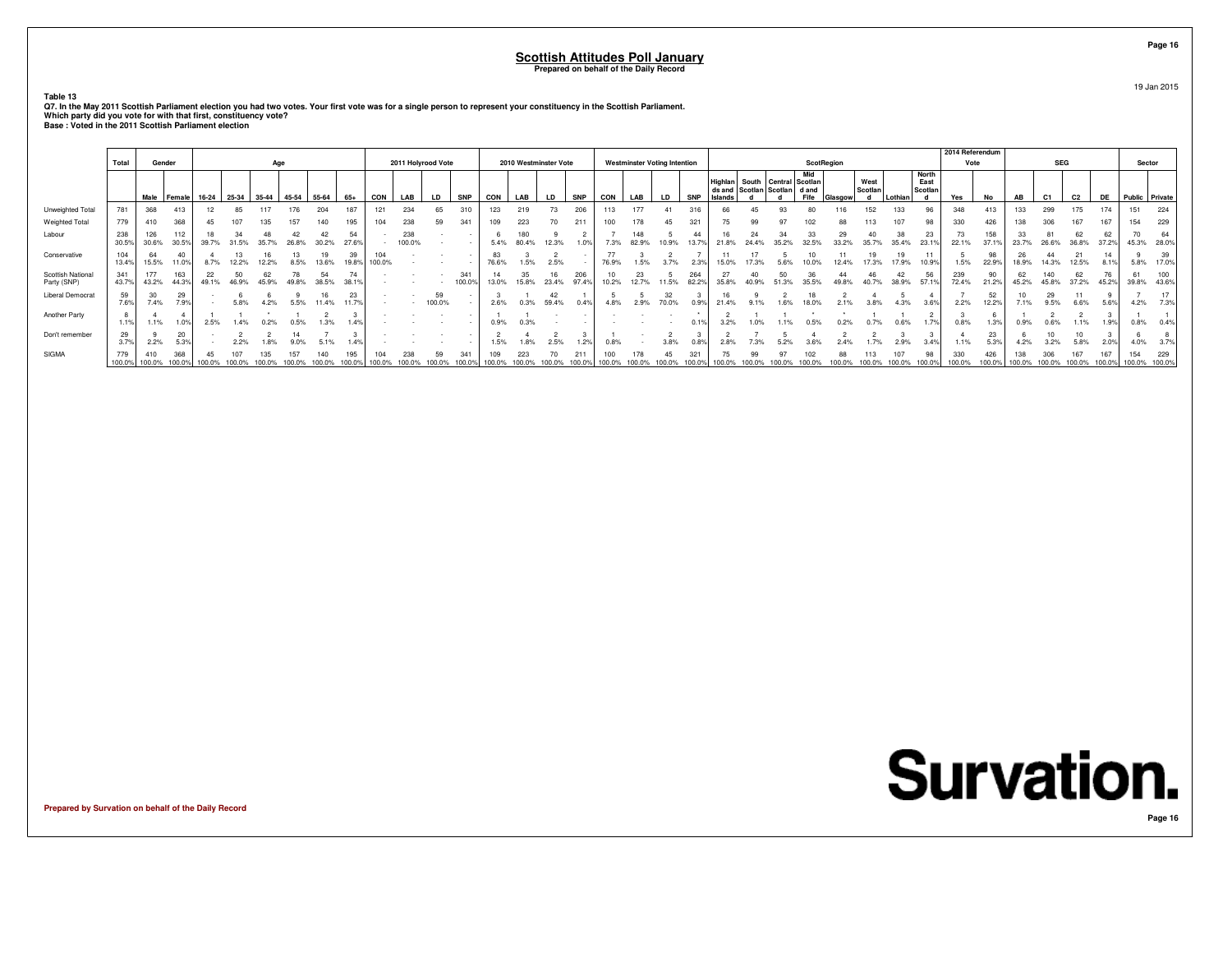# Scottish Attitudes Poll January

**Prepared on behalf of the Daily Record**

19 Jan 2015

**Table 13**

**Q7. In the May 2011 Scottish Parliament election you had two votes. Your first vote was for a single person to represent your constituency in the Scottish Parliament. Which party did you vote for with that first, constituency vote?**

**Base : Voted in the 2011 Scottish Parliament election**

| | Total | Gender | | Age | | | | | | 2011 Holyrood Vote | | | | 2010 Westminster Vote | | | | Westminster Voting Intention | | | | ScotRegion | | | | | | | | 2014 Referendum Vote | | SEG | | | | Sector | |
|---|---|---|---|---|---|---|---|---|---|---|---|---|---|---|---|---|---|---|---|---|---|---|---|---|---|---|---|---|---|---|---|---|---|---|---|---|---|
| | | Male | Female | 16-24 | 25-34 | 35-44 | 45-54 | 55-64 | 65+ | CON | LAB | LD | SNP | CON | LAB | LD | SNP | CON | LAB | LD | SNP | Highlands and Islands | South Scotland | Central Scotland | Mid Scotland and Fife | Glasgow | West Scotland | Lothian | North East Scotland | Yes | No | AB | C1 | C2 | DE | Public | Private |
| Unweighted Total | 781 | 368 | 413 | 12 | 85 | 117 | 176 | 204 | 187 | 121 | 234 | 65 | 310 | 123 | 219 | 73 | 206 | 113 | 177 | 41 | 316 | 66 | 45 | 93 | 80 | 116 | 152 | 133 | 96 | 348 | 413 | 133 | 299 | 175 | 174 | 151 | 224 |
| Weighted Total | 779 | 410 | 368 | 45 | 107 | 135 | 157 | 140 | 195 | 104 | 238 | 59 | 341 | 109 | 223 | 70 | 211 | 100 | 178 | 45 | 321 | 75 | 99 | 97 | 102 | 88 | 113 | 107 | 98 | 330 | 426 | 138 | 306 | 167 | 167 | 154 | 229 |
| Labour | 238 | 126 | 112 | 18 | 34 | 48 | 42 | 42 | 54 | - | 238 | - | - | 6 | 180 | 9 | 2 | 7 | 148 | 5 | 44 | 16 | 24 | 34 | 33 | 29 | 40 | 38 | 23 | 73 | 158 | 33 | 81 | 62 | 62 | 70 | 64 |
| | 30.5% | 30.6% | 30.5% | 39.7% | 31.5% | 35.7% | 26.8% | 30.2% | 27.6% | - | 100.0% | - | - | 5.4% | 80.4% | 12.3% | 1.0% | 7.3% | 82.9% | 10.9% | 13.7% | 21.8% | 24.4% | 35.2% | 32.5% | 33.2% | 35.7% | 35.4% | 23.1% | 22.1% | 37.1% | 23.7% | 26.6% | 36.8% | 37.2% | 45.3% | 28.0% |
| Conservative | 104 | 64 | 40 | 4 | 13 | 16 | 13 | 19 | 39 | 104 | - | - | - | 83 | 3 | 2 | - | 77 | 3 | 2 | 7 | 11 | 17 | 5 | 10 | 11 | 19 | 19 | 11 | 5 | 98 | 26 | 44 | 21 | 14 | 9 | 39 |
| | 13.4% | 15.5% | 11.0% | 8.7% | 12.2% | 12.2% | 8.5% | 13.6% | 19.8% | 100.0% | - | - | - | 76.6% | 1.5% | 2.5% | - | 76.9% | 1.5% | 3.7% | 2.3% | 15.0% | 17.3% | 5.6% | 10.0% | 12.4% | 17.3% | 17.9% | 10.9% | 1.5% | 22.9% | 18.9% | 14.3% | 12.5% | 8.1% | 5.8% | 17.0% |
| Scottish National Party (SNP) | 341 | 177 | 163 | 22 | 50 | 62 | 78 | 54 | 74 | - | - | - | 341 | 14 | 35 | 16 | 206 | 10 | 23 | 5 | 264 | 27 | 40 | 50 | 36 | 44 | 46 | 42 | 56 | 239 | 90 | 62 | 140 | 62 | 76 | 61 | 100 |
| | 43.7% | 43.2% | 44.3% | 49.1% | 46.9% | 45.9% | 49.8% | 38.5% | 38.1% | - | - | - | 100.0% | 13.0% | 15.8% | 23.4% | 97.4% | 10.2% | 12.7% | 11.5% | 82.2% | 35.8% | 40.9% | 51.3% | 35.5% | 49.8% | 40.7% | 38.9% | 57.1% | 72.4% | 21.2% | 45.2% | 45.8% | 37.2% | 45.2% | 39.8% | 43.6% |
| Liberal Democrat | 59 | 30 | 29 | - | 6 | 6 | 9 | 16 | 23 | - | - | 59 | - | 3 | 1 | 42 | 1 | 5 | 5 | 32 | 3 | 16 | 9 | 2 | 18 | 2 | 4 | 5 | 4 | 7 | 52 | 10 | 29 | 11 | 9 | 7 | 17 |
| | 7.6% | 7.4% | 7.9% | - | 5.8% | 4.2% | 5.5% | 11.4% | 11.7% | - | - | 100.0% | - | 2.6% | 0.3% | 59.4% | 0.4% | 4.8% | 2.9% | 70.0% | 0.9% | 21.4% | 9.1% | 1.6% | 18.0% | 2.1% | 3.8% | 4.3% | 3.6% | 2.2% | 12.2% | 7.1% | 9.5% | 6.6% | 5.6% | 4.2% | 7.3% |
| Another Party | 8 | 4 | 4 | 1 | 1 | * | 1 | 2 | 3 | - | - | - | - | 1 | 1 | - | - | - | - | - | * | 2 | 1 | 1 | * | * | 1 | 1 | 2 | 3 | 6 | 1 | 2 | 2 | 3 | 1 | 1 |
| | 1.1% | 1.1% | 1.0% | 2.5% | 1.4% | 0.2% | 0.5% | 1.3% | 1.4% | - | - | - | - | 0.9% | 0.3% | - | - | - | - | - | 0.1% | 3.2% | 1.0% | 1.1% | 0.5% | 0.2% | 0.7% | 0.6% | 1.7% | 0.8% | 1.3% | 0.9% | 0.6% | 1.1% | 1.9% | 0.8% | 0.4% |
| Don't remember | 29 | 9 | 20 | - | 2 | 2 | 14 | 7 | 3 | - | - | - | - | 2 | 4 | 2 | 3 | 1 | - | 2 | 3 | 2 | 7 | 5 | 4 | 2 | 2 | 3 | 3 | 4 | 23 | 6 | 10 | 10 | 3 | 6 | 8 |
| | 3.7% | 2.2% | 5.3% | - | 2.2% | 1.8% | 9.0% | 5.1% | 1.4% | - | - | - | - | 1.5% | 1.8% | 2.5% | 1.2% | 0.8% | - | 3.8% | 0.8% | 2.8% | 7.3% | 5.2% | 3.6% | 2.4% | 1.7% | 2.9% | 3.4% | 1.1% | 5.3% | 4.2% | 3.2% | 5.8% | 2.0% | 4.0% | 3.7% |
| SIGMA | 779 | 410 | 368 | 45 | 107 | 135 | 157 | 140 | 195 | 104 | 238 | 59 | 341 | 109 | 223 | 70 | 211 | 100 | 178 | 45 | 321 | 75 | 99 | 97 | 102 | 88 | 113 | 107 | 98 | 330 | 426 | 138 | 306 | 167 | 167 | 154 | 229 |
| | 100.0% | 100.0% | 100.0% | 100.0% | 100.0% | 100.0% | 100.0% | 100.0% | 100.0% | 100.0% | 100.0% | 100.0% | 100.0% | 100.0% | 100.0% | 100.0% | 100.0% | 100.0% | 100.0% | 100.0% | 100.0% | 100.0% | 100.0% | 100.0% | 100.0% | 100.0% | 100.0% | 100.0% | 100.0% | 100.0% | 100.0% | 100.0% | 100.0% | 100.0% | 100.0% | 100.0% | 100.0% |

**Prepared by Survation on behalf of the Daily Record**

Survation.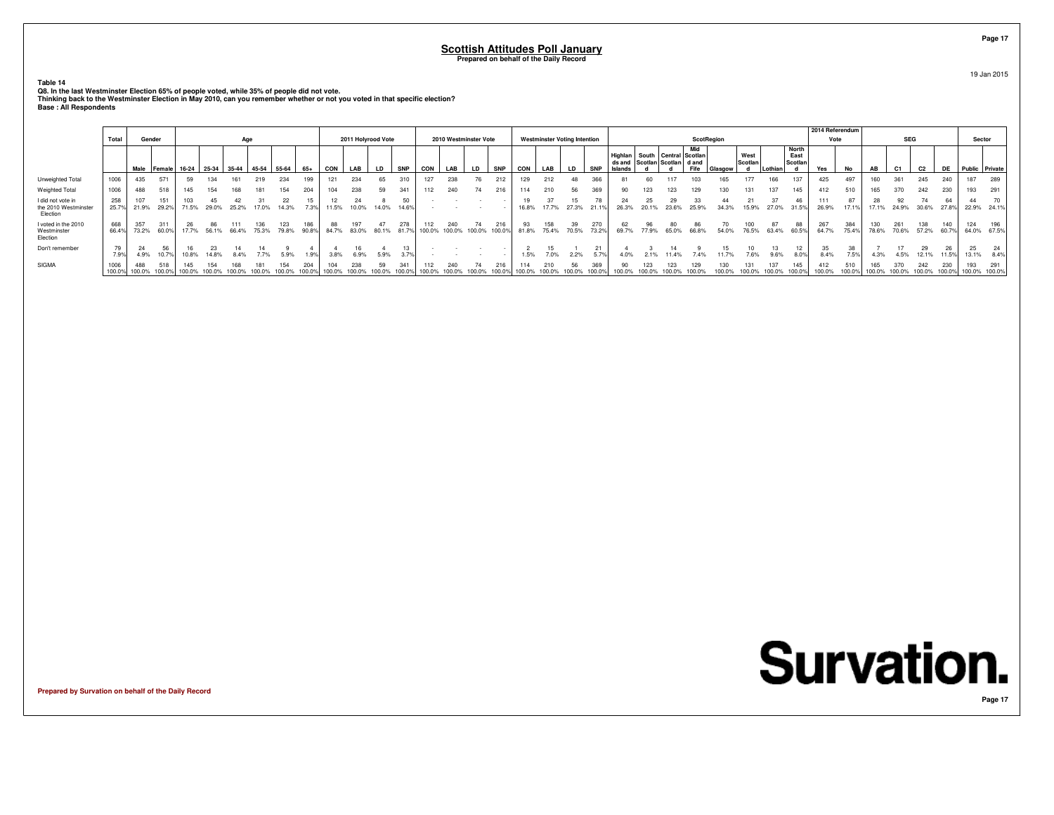# Scottish Attitudes Poll January

Prepared on behalf of the Daily Record

19 Jan 2015

**Table 14**
**Q8. In the last Westminster Election 65% of people voted, while 35% of people did not vote.**
**Thinking back to the Westminster Election in May 2010, can you remember whether or not you voted in that specific election?**
**Base : All Respondents**

| | Total | Gender | | Age | | | | | | 2011 Holyrood Vote | | | | 2010 Westminster Vote | | | | Westminster Voting Intention | | | | ScotRegion | | | | | | | | 2014 Referendum Vote | | SEG | | | | Sector | |
|---|---|---|---|---|---|---|---|---|---|---|---|---|---|---|---|---|---|---|---|---|---|---|---|---|---|---|---|---|---|---|---|---|---|---|---|---|---|
| | | Male | Female | 16-24 | 25-34 | 35-44 | 45-54 | 55-64 | 65+ | CON | LAB | LD | SNP | CON | LAB | LD | SNP | CON | LAB | LD | SNP | Highlands and Islands | South Scotland | Central Scotland | Mid Scotland and Fife | Glasgow | West Scotland | Lothian | North East Scotland | Yes | No | AB | C1 | C2 | DE | Public | Private |
| Unweighted Total | 1006 | 435 | 571 | 59 | 134 | 161 | 219 | 234 | 199 | 121 | 234 | 65 | 310 | 127 | 238 | 76 | 212 | 129 | 212 | 48 | 366 | 81 | 60 | 117 | 103 | 165 | 177 | 166 | 137 | 425 | 497 | 160 | 361 | 245 | 240 | 187 | 289 |
| Weighted Total | 1006 | 488 | 518 | 145 | 154 | 168 | 181 | 154 | 204 | 104 | 238 | 59 | 341 | 112 | 240 | 74 | 216 | 114 | 210 | 56 | 369 | 90 | 123 | 123 | 129 | 130 | 131 | 137 | 145 | 412 | 510 | 165 | 370 | 242 | 230 | 193 | 291 |
| I did not vote in the 2010 Westminster Election | 258 | 107 | 151 | 103 | 45 | 42 | 31 | 22 | 15 | 12 | 24 | 8 | 50 | - | - | - | - | 19 | 37 | 15 | 78 | 24 | 25 | 29 | 33 | 44 | 21 | 37 | 46 | 111 | 87 | 28 | 92 | 74 | 64 | 44 | 70 |
| | 25.7% | 21.9% | 29.2% | 71.5% | 29.0% | 25.2% | 17.0% | 14.3% | 7.3% | 11.5% | 10.0% | 14.0% | 14.6% | - | - | - | - | 16.8% | 17.7% | 27.3% | 21.1% | 26.3% | 20.1% | 23.6% | 25.9% | 34.3% | 15.9% | 27.0% | 31.5% | 26.9% | 17.1% | 17.1% | 24.9% | 30.6% | 27.8% | 22.9% | 24.1% |
| I voted in the 2010 Westminster Election | 668 | 357 | 311 | 26 | 86 | 111 | 136 | 123 | 186 | 88 | 197 | 47 | 278 | 112 | 240 | 74 | 216 | 93 | 158 | 39 | 270 | 62 | 96 | 80 | 86 | 70 | 100 | 87 | 88 | 267 | 384 | 130 | 261 | 138 | 140 | 124 | 196 |
| | 66.4% | 73.2% | 60.0% | 17.7% | 56.1% | 66.4% | 75.3% | 79.8% | 90.8% | 84.7% | 83.0% | 80.1% | 81.7% | 100.0% | 100.0% | 100.0% | 100.0% | 81.8% | 75.4% | 70.5% | 73.2% | 69.7% | 77.9% | 65.0% | 66.8% | 54.0% | 76.5% | 63.4% | 60.5% | 64.7% | 75.4% | 78.6% | 70.6% | 57.2% | 60.7% | 64.0% | 67.5% |
| Don't remember | 79 | 24 | 56 | 16 | 23 | 14 | 14 | 9 | 4 | 4 | 16 | 4 | 13 | - | - | - | - | 2 | 15 | 1 | 21 | 4 | 3 | 14 | 9 | 15 | 10 | 13 | 12 | 35 | 38 | 7 | 17 | 29 | 26 | 25 | 24 |
| | 7.9% | 4.9% | 10.7% | 10.8% | 14.8% | 8.4% | 7.7% | 5.9% | 1.9% | 3.8% | 6.9% | 5.9% | 3.7% | - | - | - | - | 1.5% | 7.0% | 2.2% | 5.7% | 4.0% | 2.1% | 11.4% | 7.4% | 11.7% | 7.6% | 9.6% | 8.0% | 8.4% | 7.5% | 4.3% | 4.5% | 12.1% | 11.5% | 13.1% | 8.4% |
| SIGMA | 1006 | 488 | 518 | 145 | 154 | 168 | 181 | 154 | 204 | 104 | 238 | 59 | 341 | 112 | 240 | 74 | 216 | 114 | 210 | 56 | 369 | 90 | 123 | 123 | 129 | 130 | 131 | 137 | 145 | 412 | 510 | 165 | 370 | 242 | 230 | 193 | 291 |
| | 100.0% | 100.0% | 100.0% | 100.0% | 100.0% | 100.0% | 100.0% | 100.0% | 100.0% | 100.0% | 100.0% | 100.0% | 100.0% | 100.0% | 100.0% | 100.0% | 100.0% | 100.0% | 100.0% | 100.0% | 100.0% | 100.0% | 100.0% | 100.0% | 100.0% | 100.0% | 100.0% | 100.0% | 100.0% | 100.0% | 100.0% | 100.0% | 100.0% | 100.0% | 100.0% | 100.0% | 100.0% |

Prepared by Survation on behalf of the Daily Record

Survation.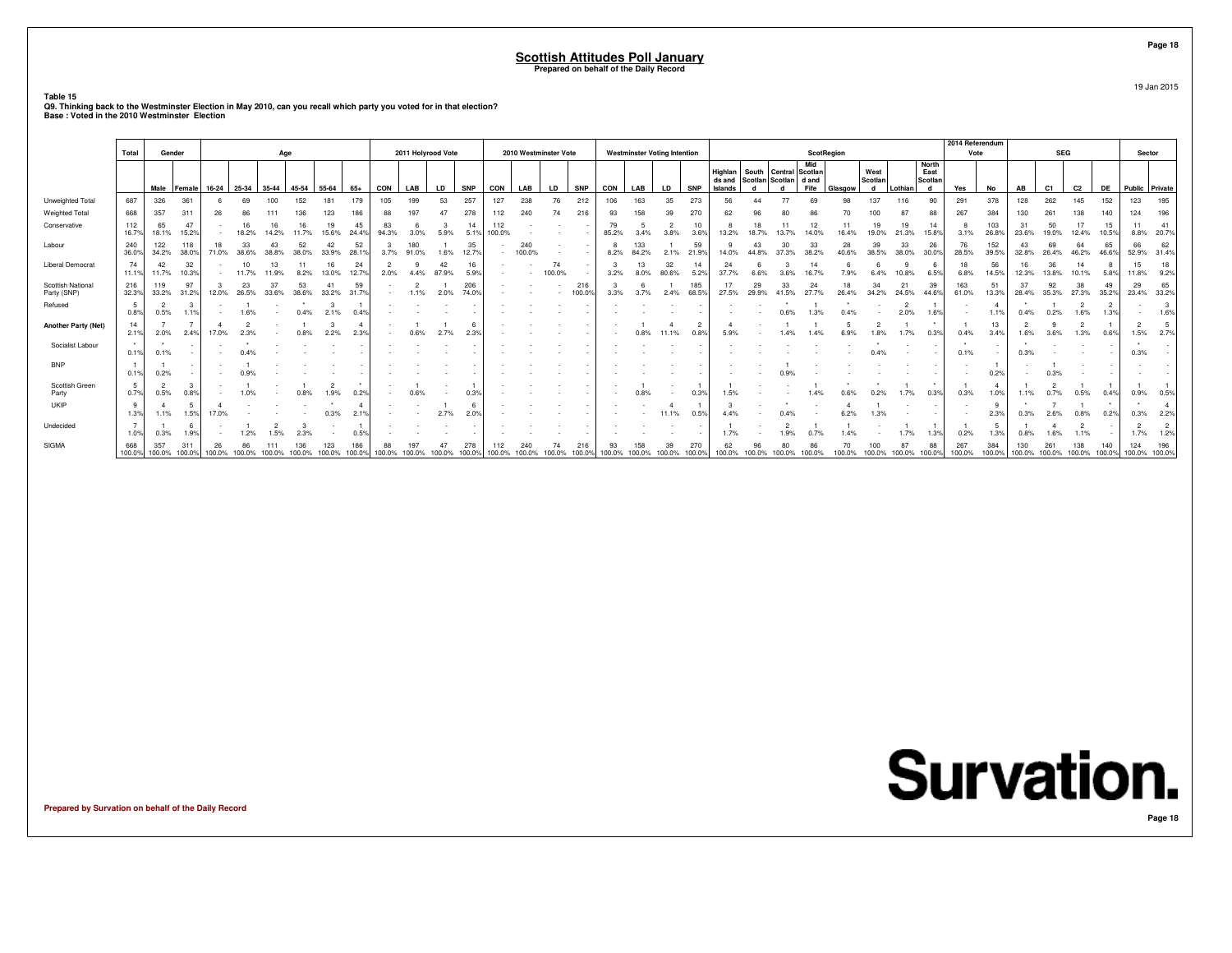# Scottish Attitudes Poll January

**Prepared on behalf of the Daily Record**

19 Jan 2015

**Table 15**
**Q9. Thinking back to the Westminster Election in May 2010, can you recall which party you voted for in that election?**
**Base : Voted in the 2010 Westminster Election**

| | Total | Gender | | Age | | | | | | 2011 Holyrood Vote | | | | 2010 Westminster Vote | | | | Westminster Voting Intention | | | | ScotRegion | | | | | | | | 2014 Referendum Vote | | SEG | | | | Sector | |
|---|---|---|---|---|---|---|---|---|---|---|---|---|---|---|---|---|---|---|---|---|---|---|---|---|---|---|---|---|---|---|---|---|---|---|---|---|---|
| | | Male | Female | 16-24 | 25-34 | 35-44 | 45-54 | 55-64 | 65+ | CON | LAB | LD | SNP | CON | LAB | LD | SNP | CON | LAB | LD | SNP | Highlands and Islands | South Scotland | Central Scotland | Mid Scotland and Fife | Glasgow | West Scotland | Lothian | North East Scotland | Yes | No | AB | C1 | C2 | DE | Public | Private |
| Unweighted Total | 687 | 326 | 361 | 6 | 69 | 100 | 152 | 181 | 179 | 105 | 199 | 53 | 257 | 127 | 238 | 76 | 212 | 106 | 163 | 35 | 273 | 56 | 44 | 77 | 69 | 98 | 137 | 116 | 90 | 291 | 378 | 128 | 262 | 145 | 152 | 123 | 195 |
| Weighted Total | 668 | 357 | 311 | 26 | 86 | 111 | 136 | 123 | 186 | 88 | 197 | 47 | 278 | 112 | 240 | 74 | 216 | 93 | 158 | 39 | 270 | 62 | 96 | 80 | 86 | 70 | 100 | 87 | 88 | 267 | 384 | 130 | 261 | 138 | 140 | 124 | 196 |
| Conservative | 112 16.7% | 65 18.1% | 47 15.2% | - | 16 18.2% | 16 14.2% | 16 11.7% | 19 15.6% | 45 24.4% | 83 94.3% | 6 3.0% | 3 5.9% | 14 5.1% | 112 100.0% | - | - | - | 79 85.2% | 5 3.4% | 2 3.8% | 10 3.6% | 8 13.2% | 18 18.7% | 11 13.7% | 12 14.0% | 11 16.4% | 19 19.0% | 19 21.3% | 14 15.8% | 8 3.1% | 103 26.8% | 31 23.6% | 50 19.0% | 17 12.4% | 15 10.5% | 11 8.8% | 41 20.7% |
| Labour | 240 36.0% | 122 34.2% | 118 38.0% | 18 71.0% | 33 38.6% | 43 38.8% | 52 38.0% | 42 33.9% | 52 28.1% | 3 3.7% | 180 91.0% | 1 1.6% | 35 12.7% | - | 240 100.0% | - | - | 8 8.2% | 133 84.2% | 1 2.1% | 59 21.9% | 9 14.0% | 43 44.8% | 30 37.3% | 33 38.2% | 28 40.6% | 39 38.5% | 33 38.0% | 26 30.0% | 76 28.5% | 152 39.5% | 43 32.8% | 69 26.4% | 64 46.2% | 65 46.6% | 66 52.9% | 62 31.4% |
| Liberal Democrat | 74 11.1% | 42 11.7% | 32 10.3% | - | 10 11.7% | 13 11.9% | 11 8.2% | 16 13.0% | 24 12.7% | 2 2.0% | 9 4.4% | 42 87.9% | 16 5.9% | - | - | 74 100.0% | - | 3 3.2% | 13 8.0% | 32 80.6% | 14 5.2% | 24 37.7% | 6 6.6% | 3 3.6% | 14 16.7% | 6 7.9% | 6 6.4% | 9 10.8% | 6 6.5% | 18 6.8% | 56 14.5% | 16 12.3% | 36 13.8% | 14 10.1% | 8 5.8% | 15 11.8% | 18 9.2% |
| Scottish National Party (SNP) | 216 32.3% | 119 33.2% | 97 31.2% | 3 12.0% | 23 26.5% | 37 33.6% | 53 38.6% | 41 33.2% | 59 31.7% | - | 2 1.1% | 1 2.0% | 206 74.0% | - | - | - | 216 100.0% | 3 3.3% | 6 3.7% | 1 2.4% | 185 68.5% | 17 27.5% | 29 29.9% | 33 41.5% | 24 27.7% | 18 26.4% | 34 34.2% | 21 24.5% | 39 44.6% | 163 61.0% | 51 13.3% | 37 28.4% | 92 35.3% | 38 27.3% | 49 35.2% | 29 23.4% | 65 33.2% |
| Refused | 5 0.8% | 2 0.5% | 3 1.1% | - | 1 1.6% | - | * 0.4% | 3 2.1% | 1 0.4% | - | - | - | - | - | - | - | - | - | - | - | - | - | - | * 0.6% | 1 1.3% | * 0.4% | - | 2 2.0% | 1 1.6% | - | 4 1.1% | * 0.4% | 1 0.2% | 2 1.6% | 2 1.3% | - | 3 1.6% |
| **Another Party (Net)** | 14 2.1% | 7 2.0% | 7 2.4% | 4 17.0% | 2 2.3% | - | 1 0.8% | 3 2.2% | 4 2.3% | - | 1 0.6% | 1 2.7% | 6 2.3% | - | - | - | - | - | 1 0.8% | 4 11.1% | 2 0.8% | 4 5.9% | - | 1 1.4% | 1 1.4% | 5 6.9% | 2 1.8% | 1 1.7% | * 0.3% | 1 0.4% | 13 3.4% | 2 1.6% | 9 3.6% | 2 1.3% | 1 0.6% | 2 1.5% | 5 2.7% |
| Socialist Labour | * 0.1% | * 0.1% | - | - | * 0.4% | - | - | - | - | - | - | - | - | - | - | - | - | - | - | - | - | - | - | - | - | - | * 0.4% | - | - | * 0.1% | - | * 0.3% | - | - | - | * 0.3% | - |
| BNP | 1 0.1% | 1 0.2% | - | - | 1 0.9% | - | - | - | - | - | - | - | - | - | - | - | - | - | - | - | - | - | - | 1 0.9% | - | - | - | - | - | - | 1 0.2% | - | 1 0.3% | - | - | - | - |
| Scottish Green Party | 5 0.7% | 2 0.5% | 3 0.8% | - | 1 1.0% | - | 1 0.8% | 2 1.9% | * 0.2% | - | 1 0.6% | - | 1 0.3% | - | - | - | - | - | 1 0.8% | - | 1 0.3% | 1 1.5% | - | - | 1 1.4% | * 0.6% | * 0.2% | 1 1.7% | * 0.3% | 1 0.3% | 4 1.0% | 1 1.1% | 2 0.7% | 1 0.5% | 1 0.4% | 1 0.9% | 1 0.5% |
| UKIP | 9 1.3% | 4 1.1% | 5 1.5% | 4 17.0% | - | - | - | * 0.3% | 4 2.1% | - | - | 1 2.7% | 6 2.0% | - | - | - | - | - | - | 4 11.1% | 1 0.5% | 3 4.4% | - | * 0.4% | - | 4 6.2% | 1 1.3% | - | - | - | 9 2.3% | * 0.3% | 7 2.6% | 1 0.8% | * 0.2% | * 0.3% | 4 2.2% |
| Undecided | 7 1.0% | 1 0.3% | 6 1.9% | - | 1 1.2% | 2 1.5% | 3 2.3% | - | 1 0.5% | - | - | - | - | - | - | - | - | - | - | - | - | 1 1.7% | - | 2 1.9% | 1 0.7% | 1 1.4% | - | 1 1.7% | 1 1.3% | 1 0.2% | 5 1.3% | 1 0.8% | 4 1.6% | 2 1.1% | - | 2 1.7% | 2 1.2% |
| SIGMA | 668 100.0% | 357 100.0% | 311 100.0% | 26 100.0% | 86 100.0% | 111 100.0% | 136 100.0% | 123 100.0% | 186 100.0% | 88 100.0% | 197 100.0% | 47 100.0% | 278 100.0% | 112 100.0% | 240 100.0% | 74 100.0% | 216 100.0% | 93 100.0% | 158 100.0% | 39 100.0% | 270 100.0% | 62 100.0% | 96 100.0% | 80 100.0% | 86 100.0% | 70 100.0% | 100 100.0% | 87 100.0% | 88 100.0% | 267 100.0% | 384 100.0% | 130 100.0% | 261 100.0% | 138 100.0% | 140 100.0% | 124 100.0% | 196 100.0% |

**Prepared by Survation on behalf of the Daily Record**

Survation.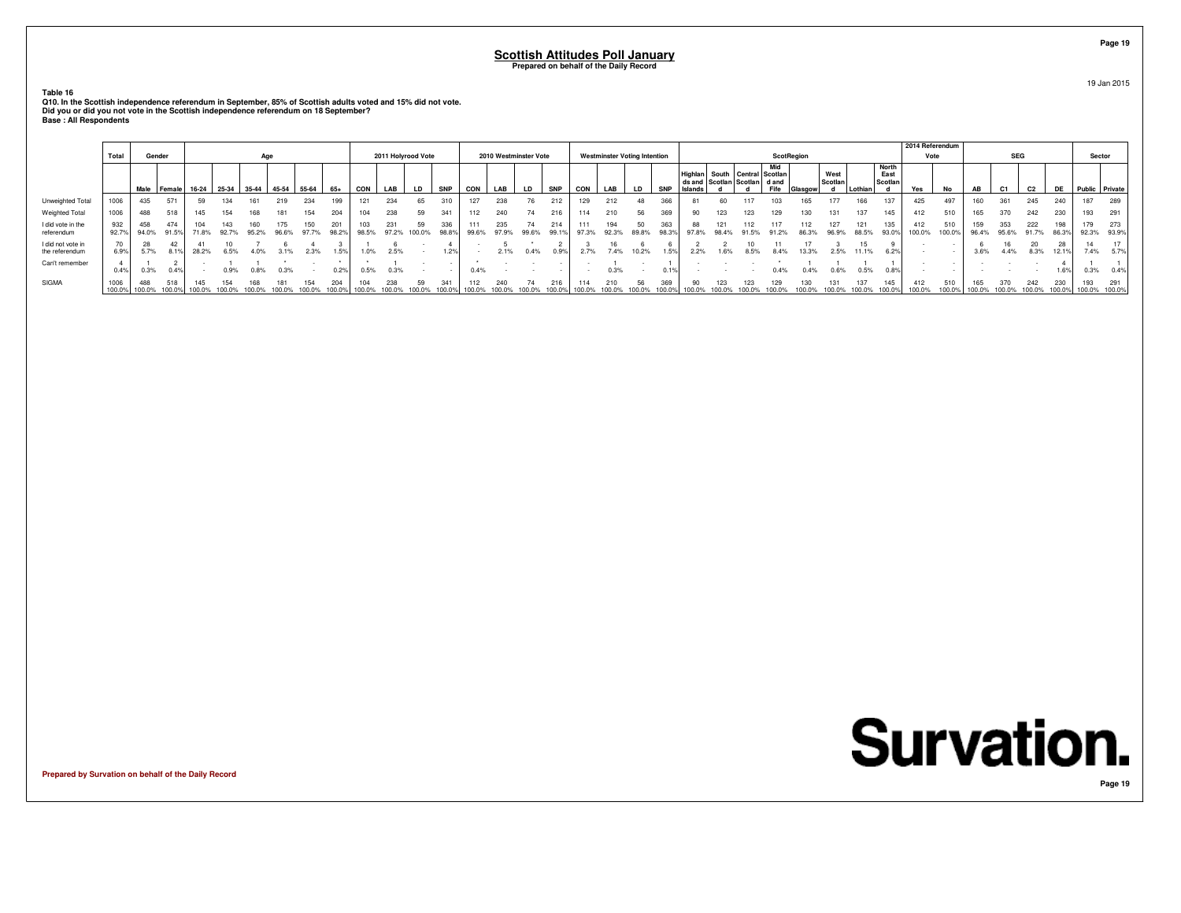# Scottish Attitudes Poll January

**Prepared on behalf of the Daily Record**

19 Jan 2015

**Table 16**
**Q10. In the Scottish independence referendum in September, 85% of Scottish adults voted and 15% did not vote.**
**Did you or did you not vote in the Scottish independence referendum on 18 September?**
**Base : All Respondents**

| | Total | Gender | | Age | | | | | | 2011 Holyrood Vote | | | | 2010 Westminster Vote | | | | Westminster Voting Intention | | | | ScotRegion | | | | | | | | 2014 Referendum Vote | | SEG | | | | Sector | |
|---|---|---|---|---|---|---|---|---|---|---|---|---|---|---|---|---|---|---|---|---|---|---|---|---|---|---|---|---|---|---|---|---|---|---|---|---|---|
| | | Male | Female | 16-24 | 25-34 | 35-44 | 45-54 | 55-64 | 65+ | CON | LAB | LD | SNP | CON | LAB | LD | SNP | CON | LAB | LD | SNP | Highlands and Islands | South Scotland | Central Scotland | Mid Scotland and Fife | Glasgow | West Scotland | Lothian | North East Scotland | Yes | No | AB | C1 | C2 | DE | Public | Private |
| Unweighted Total | 1006 | 435 | 571 | 59 | 134 | 161 | 219 | 234 | 199 | 121 | 234 | 65 | 310 | 127 | 238 | 76 | 212 | 129 | 212 | 48 | 366 | 81 | 60 | 117 | 103 | 165 | 177 | 166 | 137 | 425 | 497 | 160 | 361 | 245 | 240 | 187 | 289 |
| Weighted Total | 1006 | 488 | 518 | 145 | 154 | 168 | 181 | 154 | 204 | 104 | 238 | 59 | 341 | 112 | 240 | 74 | 216 | 114 | 210 | 56 | 369 | 90 | 123 | 123 | 129 | 130 | 131 | 137 | 145 | 412 | 510 | 165 | 370 | 242 | 230 | 193 | 291 |
| I did vote in the referendum | 932 | 458 | 474 | 104 | 143 | 160 | 175 | 150 | 201 | 103 | 231 | 59 | 336 | 111 | 235 | 74 | 214 | 111 | 194 | 50 | 363 | 88 | 121 | 112 | 117 | 112 | 127 | 121 | 135 | 412 | 510 | 159 | 353 | 222 | 198 | 179 | 273 |
| | 92.7% | 94.0% | 91.5% | 71.8% | 92.7% | 95.2% | 96.6% | 97.7% | 98.2% | 98.5% | 97.2% | 100.0% | 98.8% | 99.6% | 97.9% | 99.6% | 99.1% | 97.3% | 92.3% | 89.8% | 98.3% | 97.8% | 98.4% | 91.5% | 91.2% | 86.3% | 96.9% | 88.5% | 93.0% | 100.0% | 100.0% | 96.4% | 95.6% | 91.7% | 86.3% | 92.3% | 93.9% |
| I did not vote in the referendum | 70 | 28 | 42 | 41 | 10 | 7 | 6 | 4 | 3 | 1 | 6 | - | 4 | - | 5 | * | 2 | 3 | 16 | 6 | 6 | 2 | 2 | 10 | 11 | 17 | 3 | 15 | 9 | - | - | 6 | 16 | 20 | 28 | 14 | 17 |
| | 6.9% | 5.7% | 8.1% | 28.2% | 6.5% | 4.0% | 3.1% | 2.3% | 1.5% | 1.0% | 2.5% | - | 1.2% | - | 2.1% | 0.4% | 0.9% | 2.7% | 7.4% | 10.2% | 1.5% | 2.2% | 1.6% | 8.5% | 8.4% | 13.3% | 2.5% | 11.1% | 6.2% | - | - | 3.6% | 4.4% | 8.3% | 12.1% | 7.4% | 5.7% |
| Can't remember | 4 | 1 | 2 | - | 1 | 1 | * | - | * | * | 1 | - | - | * | - | - | - | - | 1 | - | 1 | - | - | - | * | 1 | 1 | 1 | 1 | - | - | - | - | - | 4 | 1 | 1 |
| | 0.4% | 0.3% | 0.4% | - | 0.9% | 0.8% | 0.3% | - | 0.2% | 0.5% | 0.3% | - | - | 0.4% | - | - | - | - | 0.3% | - | 0.1% | - | - | - | 0.4% | 0.4% | 0.6% | 0.5% | 0.8% | - | - | - | - | - | 1.6% | 0.3% | 0.4% |
| SIGMA | 1006 | 488 | 518 | 145 | 154 | 168 | 181 | 154 | 204 | 104 | 238 | 59 | 341 | 112 | 240 | 74 | 216 | 114 | 210 | 56 | 369 | 90 | 123 | 123 | 129 | 130 | 131 | 137 | 145 | 412 | 510 | 165 | 370 | 242 | 230 | 193 | 291 |
| | 100.0% | 100.0% | 100.0% | 100.0% | 100.0% | 100.0% | 100.0% | 100.0% | 100.0% | 100.0% | 100.0% | 100.0% | 100.0% | 100.0% | 100.0% | 100.0% | 100.0% | 100.0% | 100.0% | 100.0% | 100.0% | 100.0% | 100.0% | 100.0% | 100.0% | 100.0% | 100.0% | 100.0% | 100.0% | 100.0% | 100.0% | 100.0% | 100.0% | 100.0% | 100.0% | 100.0% | 100.0% |

Survation.

Prepared by Survation on behalf of the Daily Record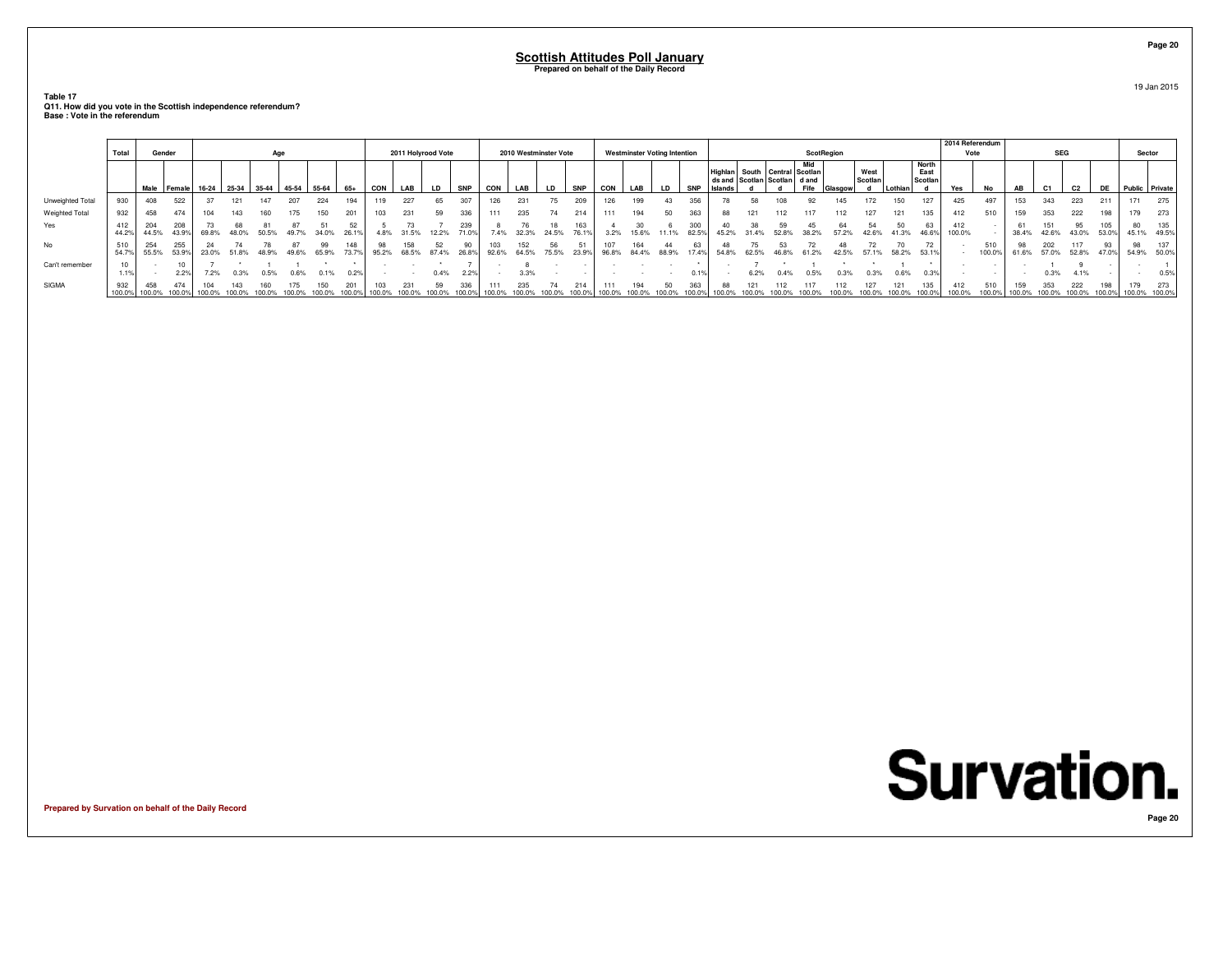# Scottish Attitudes Poll January

**Prepared on behalf of the Daily Record**

19 Jan 2015

**Table 17**
**Q11. How did you vote in the Scottish independence referendum?**
**Base : Vote in the referendum**

| | Total | Gender | | Age | | | | | | 2011 Holyrood Vote | | | | 2010 Westminster Vote | | | | Westminster Voting Intention | | | | ScotRegion | | | | | | | | 2014 Referendum Vote | | SEG | | | | Sector | |
|---|---|---|---|---|---|---|---|---|---|---|---|---|---|---|---|---|---|---|---|---|---|---|---|---|---|---|---|---|---|---|---|---|---|---|---|---|---|
| | | Male | Female | 16-24 | 25-34 | 35-44 | 45-54 | 55-64 | 65+ | CON | LAB | LD | SNP | CON | LAB | LD | SNP | CON | LAB | LD | SNP | Highlands and Islands | South Scotland | Central Scotland | Mid Scotland and Fife | Glasgow | West Scotland | Lothian | North East Scotland | Yes | No | AB | C1 | C2 | DE | Public | Private |
| Unweighted Total | 930 | 408 | 522 | 37 | 121 | 147 | 207 | 224 | 194 | 119 | 227 | 65 | 307 | 126 | 231 | 75 | 209 | 126 | 199 | 43 | 356 | 78 | 58 | 108 | 92 | 145 | 172 | 150 | 127 | 425 | 497 | 153 | 343 | 223 | 211 | 171 | 275 |
| Weighted Total | 932 | 458 | 474 | 104 | 143 | 160 | 175 | 150 | 201 | 103 | 231 | 59 | 336 | 111 | 235 | 74 | 214 | 111 | 194 | 50 | 363 | 88 | 121 | 112 | 117 | 112 | 127 | 121 | 135 | 412 | 510 | 159 | 353 | 222 | 198 | 179 | 273 |
| Yes | 412 | 204 | 208 | 73 | 68 | 81 | 87 | 51 | 52 | 5 | 73 | 7 | 239 | 8 | 76 | 18 | 163 | 4 | 30 | 6 | 300 | 40 | 38 | 59 | 45 | 64 | 54 | 50 | 63 | 412 | - | 61 | 151 | 95 | 105 | 80 | 135 |
| | 44.2% | 44.5% | 43.9% | 69.8% | 48.0% | 50.5% | 49.7% | 34.0% | 26.1% | 4.8% | 31.5% | 12.2% | 71.0% | 7.4% | 32.3% | 24.5% | 76.1% | 3.2% | 15.6% | 11.1% | 82.5% | 45.2% | 31.4% | 52.8% | 38.2% | 57.2% | 42.6% | 41.3% | 46.6% | 100.0% | - | 38.4% | 42.6% | 43.0% | 53.0% | 45.1% | 49.5% |
| No | 510 | 254 | 255 | 24 | 74 | 78 | 87 | 99 | 148 | 98 | 158 | 52 | 90 | 103 | 152 | 56 | 51 | 107 | 164 | 44 | 63 | 48 | 75 | 53 | 72 | 48 | 72 | 70 | 72 | - | 510 | 98 | 202 | 117 | 93 | 98 | 137 |
| | 54.7% | 55.5% | 53.9% | 23.0% | 51.8% | 48.9% | 49.6% | 65.9% | 73.7% | 95.2% | 68.5% | 87.4% | 26.8% | 92.6% | 64.5% | 75.5% | 23.9% | 96.8% | 84.4% | 88.9% | 17.4% | 54.8% | 62.5% | 46.8% | 61.2% | 42.5% | 57.1% | 58.2% | 53.1% | - | 100.0% | 61.6% | 57.0% | 52.8% | 47.0% | 54.9% | 50.0% |
| Can't remember | 10 | - | 10 | 7 | * | 1 | 1 | * | * | - | - | * | 7 | - | 8 | - | - | - | - | - | * | - | 7 | * | 1 | * | * | 1 | * | - | - | - | 1 | 9 | - | - | 1 |
| | 1.1% | - | 2.2% | 7.2% | 0.3% | 0.5% | 0.6% | 0.1% | 0.2% | - | - | 0.4% | 2.2% | - | 3.3% | - | - | - | - | - | 0.1% | - | 6.2% | 0.4% | 0.5% | 0.3% | 0.3% | 0.6% | 0.3% | - | - | - | 0.3% | 4.1% | - | - | 0.5% |
| SIGMA | 932 | 458 | 474 | 104 | 143 | 160 | 175 | 150 | 201 | 103 | 231 | 59 | 336 | 111 | 235 | 74 | 214 | 111 | 194 | 50 | 363 | 88 | 121 | 112 | 117 | 112 | 127 | 121 | 135 | 412 | 510 | 159 | 353 | 222 | 198 | 179 | 273 |
| | 100.0% | 100.0% | 100.0% | 100.0% | 100.0% | 100.0% | 100.0% | 100.0% | 100.0% | 100.0% | 100.0% | 100.0% | 100.0% | 100.0% | 100.0% | 100.0% | 100.0% | 100.0% | 100.0% | 100.0% | 100.0% | 100.0% | 100.0% | 100.0% | 100.0% | 100.0% | 100.0% | 100.0% | 100.0% | 100.0% | 100.0% | 100.0% | 100.0% | 100.0% | 100.0% | 100.0% | 100.0% |

**Prepared by Survation on behalf of the Daily Record**

Survation.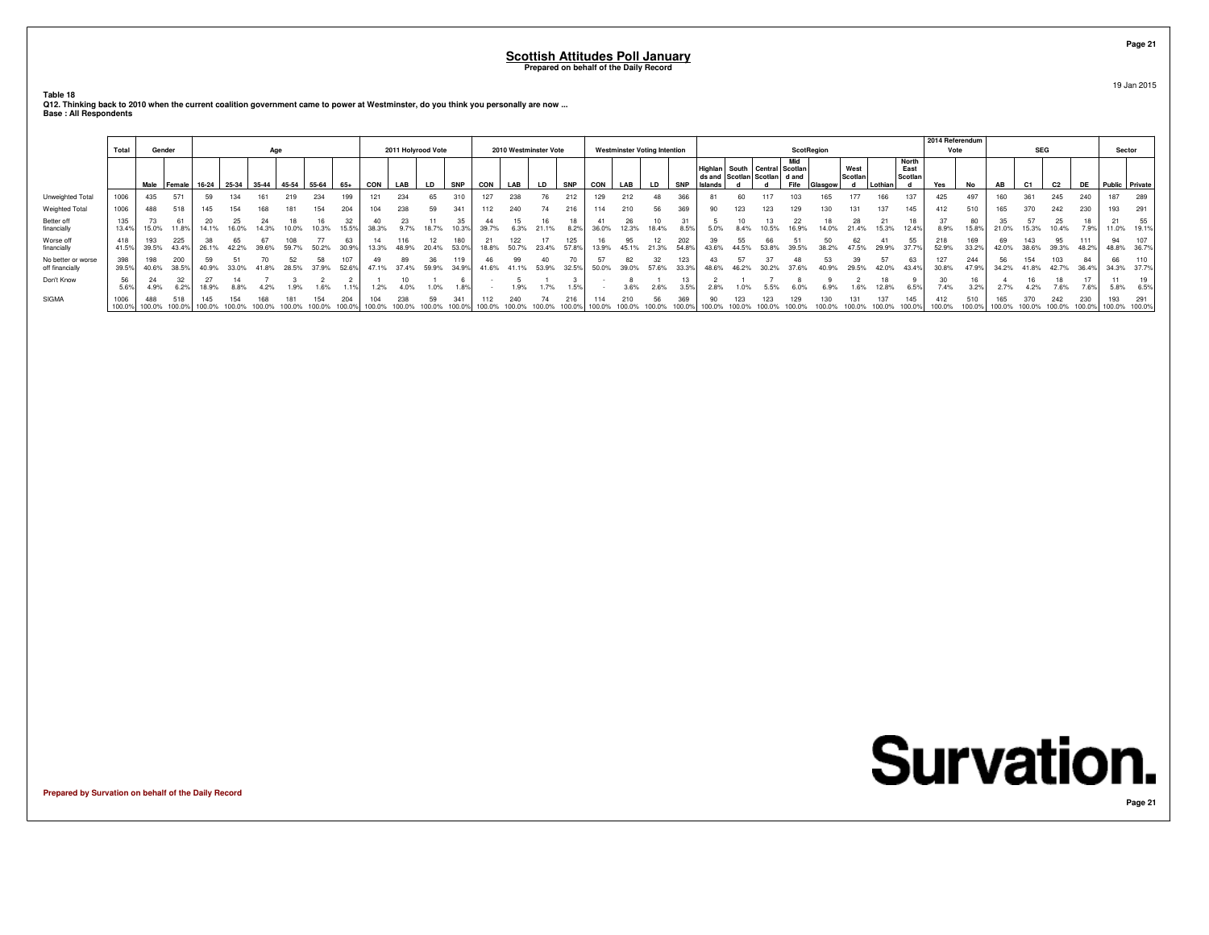## Scottish Attitudes Poll January

**Prepared on behalf of the Daily Record**

19 Jan 2015

**Table 18**
**Q12. Thinking back to 2010 when the current coalition government came to power at Westminster, do you think you personally are now ...**
**Base : All Respondents**

| | Total | Gender | | Age | | | | | | 2011 Holyrood Vote | | | | 2010 Westminster Vote | | | | Westminster Voting Intention | | | | ScotRegion | | | | | | | | 2014 Referendum Vote | | SEG | | | | Sector | |
|---|---|---|---|---|---|---|---|---|---|---|---|---|---|---|---|---|---|---|---|---|---|---|---|---|---|---|---|---|---|---|---|---|---|---|---|---|---|
| | | Male | Female | 16-24 | 25-34 | 35-44 | 45-54 | 55-64 | 65+ | CON | LAB | LD | SNP | CON | LAB | LD | SNP | CON | LAB | LD | SNP | Highlands and Islands | South Scotland | Central Scotland | Mid Scotland and Fife | Glasgow | West Scotland | Lothian | North East Scotland | Yes | No | AB | C1 | C2 | DE | Public | Private |
| Unweighted Total | 1006 | 435 | 571 | 59 | 134 | 161 | 219 | 234 | 199 | 121 | 234 | 65 | 310 | 127 | 238 | 76 | 212 | 129 | 212 | 48 | 366 | 81 | 60 | 117 | 103 | 165 | 177 | 166 | 137 | 425 | 497 | 160 | 361 | 245 | 240 | 187 | 289 |
| Weighted Total | 1006 | 488 | 518 | 145 | 154 | 168 | 181 | 154 | 204 | 104 | 238 | 59 | 341 | 112 | 240 | 74 | 216 | 114 | 210 | 56 | 369 | 90 | 123 | 123 | 129 | 130 | 131 | 137 | 145 | 412 | 510 | 165 | 370 | 242 | 230 | 193 | 291 |
| Better off financially | 135 | 73 | 61 | 20 | 25 | 24 | 18 | 16 | 32 | 40 | 23 | 11 | 35 | 44 | 15 | 16 | 18 | 41 | 26 | 10 | 31 | 5 | 10 | 13 | 22 | 18 | 28 | 21 | 18 | 37 | 80 | 35 | 57 | 25 | 18 | 21 | 55 |
| | 13.4% | 15.0% | 11.8% | 14.1% | 16.0% | 14.3% | 10.0% | 10.3% | 15.5% | 38.3% | 9.7% | 18.7% | 10.3% | 39.7% | 6.3% | 21.1% | 8.2% | 36.0% | 12.3% | 18.4% | 8.5% | 5.0% | 8.4% | 10.5% | 16.9% | 14.0% | 21.4% | 15.3% | 12.4% | 8.9% | 15.8% | 21.0% | 15.3% | 10.4% | 7.9% | 11.0% | 19.1% |
| Worse off financially | 418 | 193 | 225 | 38 | 65 | 67 | 108 | 77 | 63 | 14 | 116 | 12 | 180 | 21 | 122 | 17 | 125 | 16 | 95 | 12 | 202 | 39 | 55 | 66 | 51 | 50 | 62 | 41 | 55 | 218 | 169 | 69 | 143 | 95 | 111 | 94 | 107 |
| | 41.5% | 39.5% | 43.4% | 26.1% | 42.2% | 39.6% | 59.7% | 50.2% | 30.9% | 13.3% | 48.9% | 20.4% | 53.0% | 18.8% | 50.7% | 23.4% | 57.8% | 13.9% | 45.1% | 21.3% | 54.8% | 43.6% | 44.5% | 53.8% | 39.5% | 38.2% | 47.5% | 29.9% | 37.7% | 52.9% | 33.2% | 42.0% | 38.6% | 39.3% | 48.2% | 48.8% | 36.7% |
| No better or worse off financially | 398 | 198 | 200 | 59 | 51 | 70 | 52 | 58 | 107 | 49 | 89 | 36 | 119 | 46 | 99 | 40 | 70 | 57 | 82 | 32 | 123 | 43 | 57 | 37 | 48 | 53 | 39 | 57 | 63 | 127 | 244 | 56 | 154 | 103 | 84 | 66 | 110 |
| | 39.5% | 40.6% | 38.5% | 40.9% | 33.0% | 41.8% | 28.5% | 37.9% | 52.6% | 47.1% | 37.4% | 59.9% | 34.9% | 41.6% | 41.1% | 53.9% | 32.5% | 50.0% | 39.0% | 57.6% | 33.3% | 48.6% | 46.2% | 30.2% | 37.6% | 40.9% | 29.5% | 42.0% | 43.4% | 30.8% | 47.9% | 34.2% | 41.8% | 42.7% | 36.4% | 34.3% | 37.7% |
| Don't Know | 56 | 24 | 32 | 27 | 14 | 7 | 3 | 2 | 2 | 1 | 10 | 1 | 6 | - | 5 | 1 | 3 | - | 8 | 1 | 13 | 2 | 1 | 7 | 8 | 9 | 2 | 18 | 9 | 30 | 16 | 4 | 16 | 18 | 17 | 11 | 19 |
| | 5.6% | 4.9% | 6.2% | 18.9% | 8.8% | 4.2% | 1.9% | 1.6% | 1.1% | 1.2% | 4.0% | 1.0% | 1.8% | - | 1.9% | 1.7% | 1.5% | - | 3.6% | 2.6% | 3.5% | 2.8% | 1.0% | 5.5% | 6.0% | 6.9% | 1.6% | 12.8% | 6.5% | 7.4% | 3.2% | 2.7% | 4.2% | 7.6% | 7.6% | 5.8% | 6.5% |
| SIGMA | 1006 | 488 | 518 | 145 | 154 | 168 | 181 | 154 | 204 | 104 | 238 | 59 | 341 | 112 | 240 | 74 | 216 | 114 | 210 | 56 | 369 | 90 | 123 | 123 | 129 | 130 | 131 | 137 | 145 | 412 | 510 | 165 | 370 | 242 | 230 | 193 | 291 |
| | 100.0% | 100.0% | 100.0% | 100.0% | 100.0% | 100.0% | 100.0% | 100.0% | 100.0% | 100.0% | 100.0% | 100.0% | 100.0% | 100.0% | 100.0% | 100.0% | 100.0% | 100.0% | 100.0% | 100.0% | 100.0% | 100.0% | 100.0% | 100.0% | 100.0% | 100.0% | 100.0% | 100.0% | 100.0% | 100.0% | 100.0% | 100.0% | 100.0% | 100.0% | 100.0% | 100.0% | 100.0% |

**Prepared by Survation on behalf of the Daily Record**

Survation.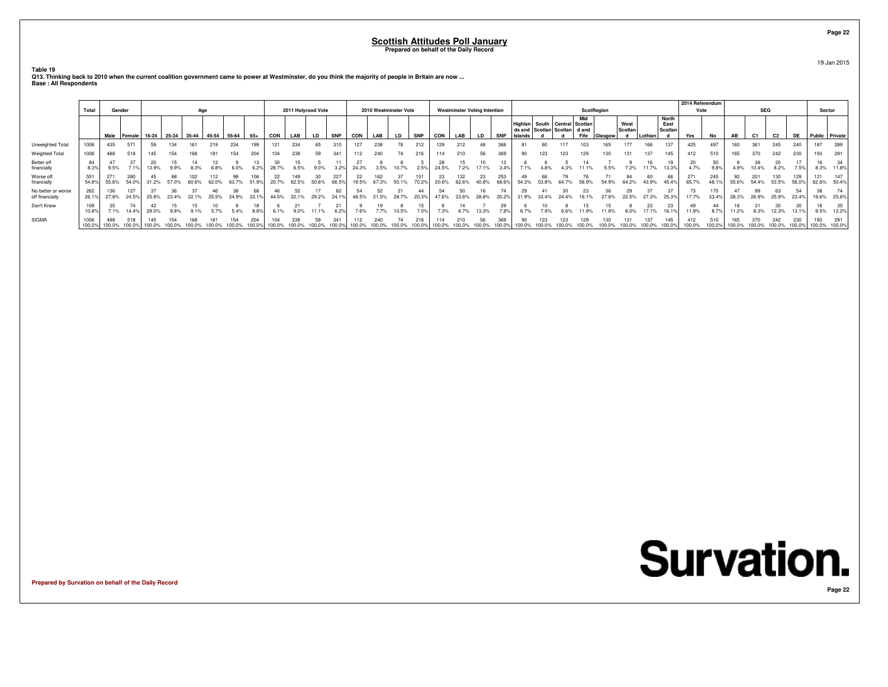# Scottish Attitudes Poll January

**Prepared on behalf of the Daily Record**

19 Jan 2015

**Table 19**

**Q13. Thinking back to 2010 when the current coalition government came to power at Westminster, do you think the majority of people in Britain are now ...**

**Base : All Respondents**

| | Total | Gender | | Age | | | | | | 2011 Holyrood Vote | | | | 2010 Westminster Vote | | | | Westminster Voting Intention | | | | ScotRegion | | | | | | | | 2014 Referendum Vote | | SEG | | | | Sector | |
|---|---|---|---|---|---|---|---|---|---|---|---|---|---|---|---|---|---|---|---|---|---|---|---|---|---|---|---|---|---|---|---|---|---|---|---|---|---|
| | | Male | Female | 16-24 | 25-34 | 35-44 | 45-54 | 55-64 | 65+ | CON | LAB | LD | SNP | CON | LAB | LD | SNP | CON | LAB | LD | SNP | Highlands and Islands | South Scotland | Central Scotland | Mid Scotland and Fife | Glasgow | West Scotland | Lothian | North East Scotland | Yes | No | AB | C1 | C2 | DE | Public | Private |
| Unweighted Total | 1006 | 435 | 571 | 59 | 134 | 161 | 219 | 234 | 199 | 121 | 234 | 65 | 310 | 127 | 238 | 76 | 212 | 129 | 212 | 48 | 366 | 81 | 60 | 117 | 103 | 165 | 177 | 166 | 137 | 425 | 497 | 160 | 361 | 245 | 240 | 187 | 289 |
| Weighted Total | 1006 | 488 | 518 | 145 | 154 | 168 | 181 | 154 | 204 | 104 | 238 | 59 | 341 | 112 | 240 | 74 | 216 | 114 | 210 | 56 | 369 | 90 | 123 | 123 | 129 | 130 | 131 | 137 | 145 | 412 | 510 | 165 | 370 | 242 | 230 | 193 | 291 |
| Better off financially | 84 | 47 | 37 | 20 | 15 | 14 | 12 | 9 | 13 | 30 | 15 | 5 | 11 | 27 | 8 | 8 | 5 | 28 | 15 | 10 | 13 | 6 | 6 | 5 | 14 | 7 | 9 | 16 | 19 | 20 | 50 | 8 | 38 | 20 | 17 | 16 | 34 |
| | 8.3% | 9.5% | 7.1% | 13.9% | 9.9% | 8.3% | 6.8% | 6.0% | 6.2% | 28.7% | 6.5% | 9.0% | 3.2% | 24.3% | 3.5% | 10.7% | 2.5% | 24.5% | 7.2% | 17.1% | 3.4% | 7.1% | 4.8% | 4.3% | 11.1% | 5.5% | 7.2% | 11.7% | 13.3% | 4.7% | 9.8% | 4.9% | 10.4% | 8.2% | 7.5% | 8.3% | 11.8% |
| Worse off financially | 551 | 271 | 280 | 45 | 88 | 102 | 112 | 98 | 106 | 22 | 149 | 30 | 227 | 22 | 162 | 37 | 151 | 23 | 132 | 23 | 253 | 49 | 66 | 79 | 76 | 71 | 84 | 60 | 66 | 271 | 245 | 92 | 201 | 130 | 129 | 121 | 147 |
| | 54.8% | 55.6% | 54.0% | 31.2% | 57.0% | 60.6% | 62.0% | 63.7% | 51.9% | 20.7% | 62.5% | 50.6% | 66.5% | 19.5% | 67.3% | 50.1% | 70.2% | 20.6% | 62.6% | 40.8% | 68.6% | 54.3% | 53.8% | 64.7% | 58.9% | 54.9% | 64.2% | 43.9% | 45.4% | 65.7% | 48.1% | 55.6% | 54.4% | 53.5% | 56.0% | 62.6% | 50.4% |
| No better or worse off financially | 262 | 136 | 127 | 37 | 36 | 37 | 46 | 38 | 68 | 46 | 52 | 17 | 82 | 54 | 52 | 21 | 44 | 54 | 50 | 16 | 74 | 29 | 41 | 30 | 23 | 36 | 29 | 37 | 37 | 73 | 170 | 47 | 99 | 63 | 54 | 38 | 74 |
| | 26.1% | 27.8% | 24.5% | 25.8% | 23.4% | 22.1% | 25.5% | 24.9% | 33.1% | 44.5% | 22.1% | 29.2% | 24.1% | 48.5% | 21.5% | 28.7% | 20.3% | 47.6% | 23.6% | 28.8% | 20.2% | 31.9% | 33.4% | 24.4% | 18.1% | 27.8% | 22.5% | 27.3% | 25.3% | 17.7% | 33.4% | 28.3% | 26.9% | 25.9% | 23.4% | 19.6% | 25.6% |
| Don't Know | 109 | 35 | 74 | 42 | 15 | 15 | 10 | 8 | 18 | 6 | 21 | 7 | 21 | 9 | 19 | 8 | 15 | 8 | 14 | 7 | 29 | 6 | 10 | 8 | 15 | 15 | 8 | 23 | 23 | 49 | 44 | 18 | 31 | 30 | 30 | 18 | 35 |
| | 10.8% | 7.1% | 14.4% | 29.0% | 9.8% | 9.1% | 5.7% | 5.4% | 8.8% | 6.1% | 9.0% | 11.1% | 6.2% | 7.6% | 7.7% | 10.5% | 7.0% | 7.3% | 6.7% | 13.3% | 7.8% | 6.7% | 7.9% | 6.6% | 11.9% | 11.8% | 6.0% | 17.1% | 16.1% | 11.9% | 8.7% | 11.2% | 8.3% | 12.3% | 13.1% | 9.5% | 12.2% |
| SIGMA | 1006 | 488 | 518 | 145 | 154 | 168 | 181 | 154 | 204 | 104 | 238 | 59 | 341 | 112 | 240 | 74 | 216 | 114 | 210 | 56 | 369 | 90 | 123 | 123 | 129 | 130 | 131 | 137 | 145 | 412 | 510 | 165 | 370 | 242 | 230 | 193 | 291 |
| | 100.0% | 100.0% | 100.0% | 100.0% | 100.0% | 100.0% | 100.0% | 100.0% | 100.0% | 100.0% | 100.0% | 100.0% | 100.0% | 100.0% | 100.0% | 100.0% | 100.0% | 100.0% | 100.0% | 100.0% | 100.0% | 100.0% | 100.0% | 100.0% | 100.0% | 100.0% | 100.0% | 100.0% | 100.0% | 100.0% | 100.0% | 100.0% | 100.0% | 100.0% | 100.0% | 100.0% | 100.0% |

**Prepared by Survation on behalf of the Daily Record**

Survation.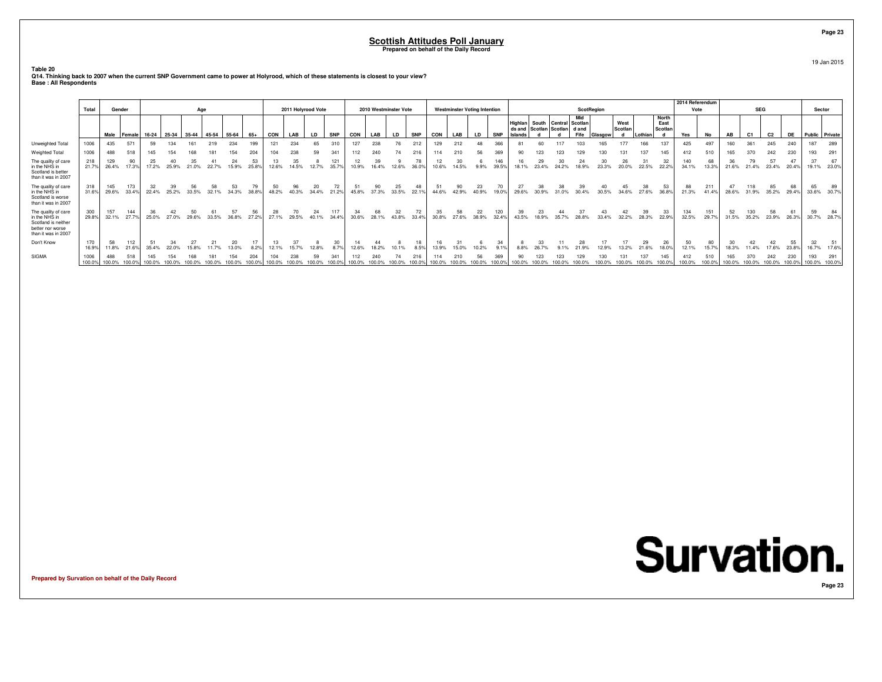# Scottish Attitudes Poll January

**Prepared on behalf of the Daily Record**

19 Jan 2015

**Table 20**
**Q14. Thinking back to 2007 when the current SNP Government came to power at Holyrood, which of these statements is closest to your view?**
**Base : All Respondents**

| | Total | Gender | | Age | | | | | | 2011 Holyrood Vote | | | | 2010 Westminster Vote | | | | Westminster Voting Intention | | | | ScotRegion | | | | | | | | 2014 Referendum Vote | | SEG | | | | Sector | |
|---|---|---|---|---|---|---|---|---|---|---|---|---|---|---|---|---|---|---|---|---|---|---|---|---|---|---|---|---|---|---|---|---|---|---|---|---|---|
| | | Male | Female | 16-24 | 25-34 | 35-44 | 45-54 | 55-64 | 65+ | CON | LAB | LD | SNP | CON | LAB | LD | SNP | CON | LAB | LD | SNP | Highlands and Islands | South Scotland | Central Scotland | Mid Scotland and Fife | Glasgow | West Scotland | Lothian | North East Scotland | Yes | No | AB | C1 | C2 | DE | Public | Private |
| Unweighted Total | 1006 | 435 | 571 | 59 | 134 | 161 | 219 | 234 | 199 | 121 | 234 | 65 | 310 | 127 | 238 | 76 | 212 | 129 | 212 | 48 | 366 | 81 | 60 | 117 | 103 | 165 | 177 | 166 | 137 | 425 | 497 | 160 | 361 | 245 | 240 | 187 | 289 |
| Weighted Total | 1006 | 488 | 518 | 145 | 154 | 168 | 181 | 154 | 204 | 104 | 238 | 59 | 341 | 112 | 240 | 74 | 216 | 114 | 210 | 56 | 369 | 90 | 123 | 123 | 129 | 130 | 131 | 137 | 145 | 412 | 510 | 165 | 370 | 242 | 230 | 193 | 291 |
| The quality of care in the NHS in Scotland is better than it was in 2007 | 218 | 129 | 90 | 25 | 40 | 35 | 41 | 24 | 53 | 13 | 35 | 8 | 121 | 12 | 39 | 9 | 78 | 12 | 30 | 6 | 146 | 16 | 29 | 30 | 24 | 30 | 26 | 31 | 32 | 140 | 68 | 36 | 79 | 57 | 47 | 37 | 67 |
| | 21.7% | 26.4% | 17.3% | 17.2% | 25.9% | 21.0% | 22.7% | 15.9% | 25.8% | 12.6% | 14.5% | 12.7% | 35.7% | 10.9% | 16.4% | 12.6% | 36.0% | 10.6% | 14.5% | 9.9% | 39.5% | 18.1% | 23.4% | 24.2% | 18.9% | 23.3% | 20.0% | 22.5% | 22.2% | 34.1% | 13.3% | 21.6% | 21.4% | 23.4% | 20.4% | 19.1% | 23.0% |
| The quality of care in the NHS in Scotland is worse than it was in 2007 | 318 | 145 | 173 | 32 | 39 | 56 | 58 | 53 | 79 | 50 | 96 | 20 | 72 | 51 | 90 | 25 | 48 | 51 | 90 | 23 | 70 | 27 | 38 | 38 | 39 | 40 | 45 | 38 | 53 | 88 | 211 | 47 | 118 | 85 | 68 | 65 | 89 |
| | 31.6% | 29.6% | 33.4% | 22.4% | 25.2% | 33.5% | 32.1% | 34.3% | 38.8% | 48.2% | 40.3% | 34.4% | 21.2% | 45.8% | 37.3% | 33.5% | 22.1% | 44.6% | 42.9% | 40.9% | 19.0% | 29.6% | 30.9% | 31.0% | 30.4% | 30.5% | 34.6% | 27.6% | 36.8% | 21.3% | 41.4% | 28.6% | 31.9% | 35.2% | 29.4% | 33.6% | 30.7% |
| The quality of care in the NHS in Scotland is neither better nor worse than it was in 2007 | 300 | 157 | 144 | 36 | 42 | 50 | 61 | 57 | 56 | 28 | 70 | 24 | 117 | 34 | 68 | 32 | 72 | 35 | 58 | 22 | 120 | 39 | 23 | 44 | 37 | 43 | 42 | 39 | 33 | 134 | 151 | 52 | 130 | 58 | 61 | 59 | 84 |
| | 29.8% | 32.1% | 27.7% | 25.0% | 27.0% | 29.6% | 33.5% | 36.8% | 27.2% | 27.1% | 29.5% | 40.1% | 34.4% | 30.6% | 28.1% | 43.8% | 33.4% | 30.8% | 27.6% | 38.9% | 32.4% | 43.5% | 18.9% | 35.7% | 28.8% | 33.4% | 32.2% | 28.3% | 22.9% | 32.5% | 29.7% | 31.5% | 35.2% | 23.9% | 26.3% | 30.7% | 28.7% |
| Don't Know | 170 | 58 | 112 | 51 | 34 | 27 | 21 | 20 | 17 | 13 | 37 | 8 | 30 | 14 | 44 | 8 | 18 | 16 | 31 | 6 | 34 | 8 | 33 | 11 | 28 | 17 | 17 | 29 | 26 | 50 | 80 | 30 | 42 | 42 | 55 | 32 | 51 |
| | 16.9% | 11.8% | 21.6% | 35.4% | 22.0% | 15.8% | 11.7% | 13.0% | 8.2% | 12.1% | 15.7% | 12.8% | 8.7% | 12.6% | 18.2% | 10.1% | 8.5% | 13.9% | 15.0% | 10.2% | 9.1% | 8.8% | 26.7% | 9.1% | 21.9% | 12.9% | 13.2% | 21.6% | 18.0% | 12.1% | 15.7% | 18.3% | 11.4% | 17.6% | 23.8% | 16.7% | 17.6% |
| SIGMA | 1006 | 488 | 518 | 145 | 154 | 168 | 181 | 154 | 204 | 104 | 238 | 59 | 341 | 112 | 240 | 74 | 216 | 114 | 210 | 56 | 369 | 90 | 123 | 123 | 129 | 130 | 131 | 137 | 145 | 412 | 510 | 165 | 370 | 242 | 230 | 193 | 291 |
| | 100.0% | 100.0% | 100.0% | 100.0% | 100.0% | 100.0% | 100.0% | 100.0% | 100.0% | 100.0% | 100.0% | 100.0% | 100.0% | 100.0% | 100.0% | 100.0% | 100.0% | 100.0% | 100.0% | 100.0% | 100.0% | 100.0% | 100.0% | 100.0% | 100.0% | 100.0% | 100.0% | 100.0% | 100.0% | 100.0% | 100.0% | 100.0% | 100.0% | 100.0% | 100.0% | 100.0% | 100.0% |

**Prepared by Survation on behalf of the Daily Record**

Survation.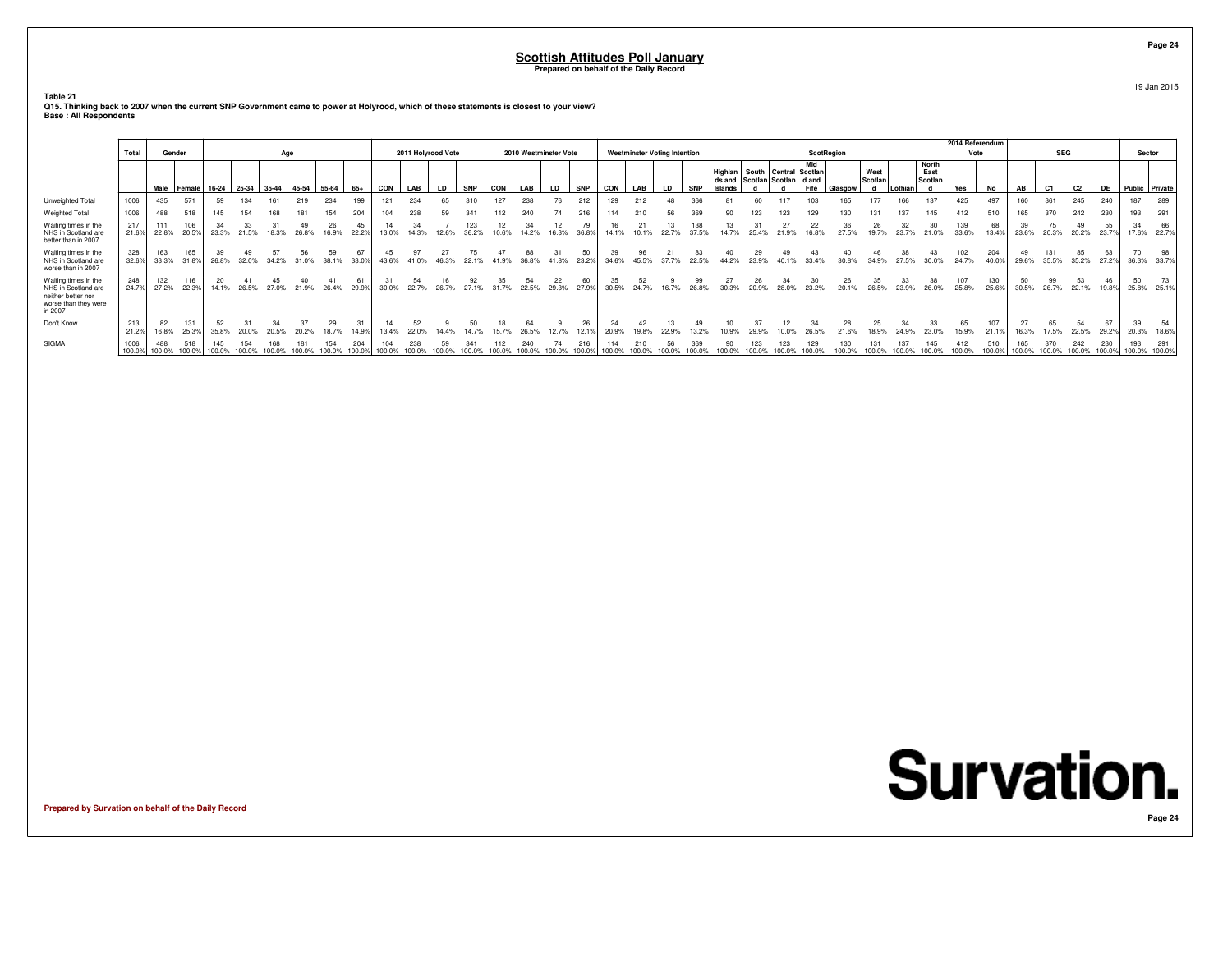# Scottish Attitudes Poll January

**Prepared on behalf of the Daily Record**

19 Jan 2015

**Table 21**
**Q15. Thinking back to 2007 when the current SNP Government came to power at Holyrood, which of these statements is closest to your view?**
**Base : All Respondents**

| | Total | Gender | | Age | | | | | | 2011 Holyrood Vote | | | | 2010 Westminster Vote | | | | Westminster Voting Intention | | | | ScotRegion | | | | | | | | 2014 Referendum Vote | | SEG | | | | Sector | |
|---|---|---|---|---|---|---|---|---|---|---|---|---|---|---|---|---|---|---|---|---|---|---|---|---|---|---|---|---|---|---|---|---|---|---|---|---|---|
| | | Male | Female | 16-24 | 25-34 | 35-44 | 45-54 | 55-64 | 65+ | CON | LAB | LD | SNP | CON | LAB | LD | SNP | CON | LAB | LD | SNP | Highlands and Islands | South Scotland | Central Scotland | Mid Scotland and Fife | Glasgow | West Scotland | Lothian | North East Scotland | Yes | No | AB | C1 | C2 | DE | Public | Private |
| Unweighted Total | 1006 | 435 | 571 | 59 | 134 | 161 | 219 | 234 | 199 | 121 | 234 | 65 | 310 | 127 | 238 | 76 | 212 | 129 | 212 | 48 | 366 | 81 | 60 | 117 | 103 | 165 | 177 | 166 | 137 | 425 | 497 | 160 | 361 | 245 | 240 | 187 | 289 |
| Weighted Total | 1006 | 488 | 518 | 145 | 154 | 168 | 181 | 154 | 204 | 104 | 238 | 59 | 341 | 112 | 240 | 74 | 216 | 114 | 210 | 56 | 369 | 90 | 123 | 123 | 129 | 130 | 131 | 137 | 145 | 412 | 510 | 165 | 370 | 242 | 230 | 193 | 291 |
| Waiting times in the NHS in Scotland are better than in 2007 | 217 | 111 | 106 | 34 | 33 | 31 | 49 | 26 | 45 | 14 | 34 | 7 | 123 | 12 | 34 | 12 | 79 | 16 | 21 | 13 | 138 | 13 | 31 | 27 | 22 | 36 | 26 | 32 | 30 | 139 | 68 | 39 | 75 | 49 | 55 | 34 | 66 |
| | 21.6% | 22.8% | 20.5% | 23.3% | 21.5% | 18.3% | 26.8% | 16.9% | 22.2% | 13.0% | 14.3% | 12.6% | 36.2% | 10.6% | 14.2% | 16.3% | 36.8% | 14.1% | 10.1% | 22.7% | 37.5% | 14.7% | 25.4% | 21.9% | 16.8% | 27.5% | 19.7% | 23.7% | 21.0% | 33.6% | 13.4% | 23.6% | 20.3% | 20.2% | 23.7% | 17.6% | 22.7% |
| Waiting times in the NHS in Scotland are worse than in 2007 | 328 | 163 | 165 | 39 | 49 | 57 | 56 | 59 | 67 | 45 | 97 | 27 | 75 | 47 | 88 | 31 | 50 | 39 | 96 | 21 | 83 | 40 | 29 | 49 | 43 | 40 | 46 | 38 | 43 | 102 | 204 | 49 | 131 | 85 | 63 | 70 | 98 |
| | 32.6% | 33.3% | 31.8% | 26.8% | 32.0% | 34.2% | 31.0% | 38.1% | 33.0% | 43.6% | 41.0% | 46.3% | 22.1% | 41.9% | 36.8% | 41.8% | 23.2% | 34.6% | 45.5% | 37.7% | 22.5% | 44.2% | 23.9% | 40.1% | 33.4% | 30.8% | 34.9% | 27.5% | 30.0% | 24.7% | 40.0% | 29.6% | 35.5% | 35.2% | 27.2% | 36.3% | 33.7% |
| Waiting times in the NHS in Scotland are neither better nor worse than they were in 2007 | 248 | 132 | 116 | 20 | 41 | 45 | 40 | 41 | 61 | 31 | 54 | 16 | 92 | 35 | 54 | 22 | 60 | 35 | 52 | 9 | 99 | 27 | 26 | 34 | 30 | 26 | 35 | 33 | 38 | 107 | 130 | 50 | 99 | 53 | 46 | 50 | 73 |
| | 24.7% | 27.2% | 22.3% | 14.1% | 26.5% | 27.0% | 21.9% | 26.4% | 29.9% | 30.0% | 22.7% | 26.7% | 27.1% | 31.7% | 22.5% | 29.3% | 27.9% | 30.5% | 24.7% | 16.7% | 26.8% | 30.3% | 20.9% | 28.0% | 23.2% | 20.1% | 26.5% | 23.9% | 26.0% | 25.8% | 25.6% | 30.5% | 26.7% | 22.1% | 19.8% | 25.8% | 25.1% |
| Don't Know | 213 | 82 | 131 | 52 | 31 | 34 | 37 | 29 | 31 | 14 | 52 | 9 | 50 | 18 | 64 | 9 | 26 | 24 | 42 | 13 | 49 | 10 | 37 | 12 | 34 | 28 | 25 | 34 | 33 | 65 | 107 | 27 | 65 | 54 | 67 | 39 | 54 |
| | 21.2% | 16.8% | 25.3% | 35.8% | 20.0% | 20.5% | 20.2% | 18.7% | 14.9% | 13.4% | 22.0% | 14.4% | 14.7% | 15.7% | 26.5% | 12.7% | 12.1% | 20.9% | 19.8% | 22.9% | 13.2% | 10.9% | 29.9% | 10.0% | 26.5% | 21.6% | 18.9% | 24.9% | 23.0% | 15.9% | 21.1% | 16.3% | 17.5% | 22.5% | 29.2% | 20.3% | 18.6% |
| SIGMA | 1006 | 488 | 518 | 145 | 154 | 168 | 181 | 154 | 204 | 104 | 238 | 59 | 341 | 112 | 240 | 74 | 216 | 114 | 210 | 56 | 369 | 90 | 123 | 123 | 129 | 130 | 131 | 137 | 145 | 412 | 510 | 165 | 370 | 242 | 230 | 193 | 291 |
| | 100.0% | 100.0% | 100.0% | 100.0% | 100.0% | 100.0% | 100.0% | 100.0% | 100.0% | 100.0% | 100.0% | 100.0% | 100.0% | 100.0% | 100.0% | 100.0% | 100.0% | 100.0% | 100.0% | 100.0% | 100.0% | 100.0% | 100.0% | 100.0% | 100.0% | 100.0% | 100.0% | 100.0% | 100.0% | 100.0% | 100.0% | 100.0% | 100.0% | 100.0% | 100.0% | 100.0% | 100.0% |

**Prepared by Survation on behalf of the Daily Record**

Survation.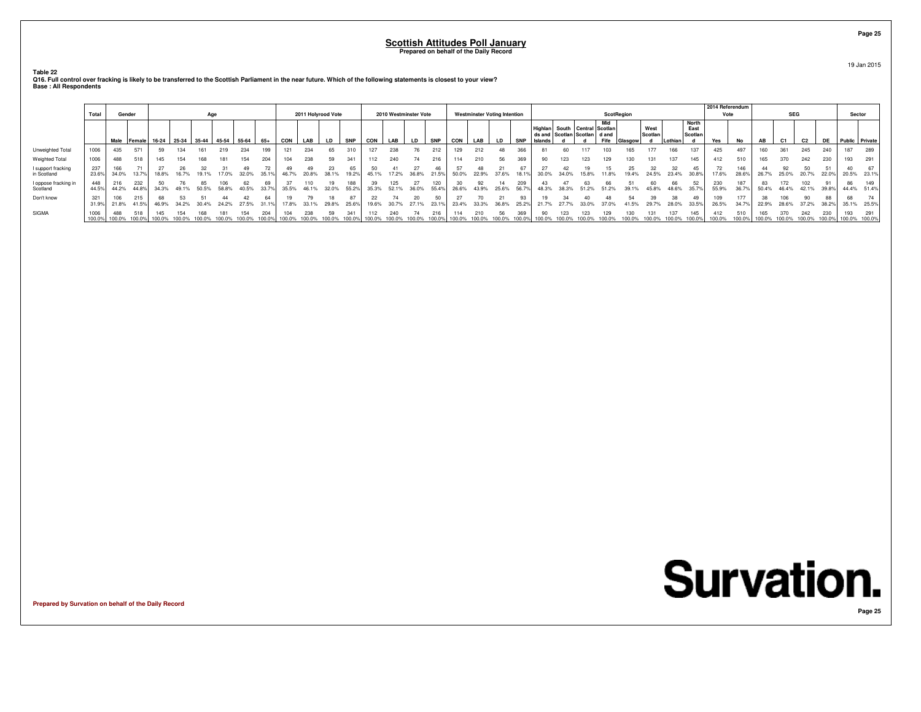# Scottish Attitudes Poll January

**Prepared on behalf of the Daily Record**

19 Jan 2015

**Table 22**

**Q16. Full control over fracking is likely to be transferred to the Scottish Parliament in the near future. Which of the following statements is closest to your view?**

**Base : All Respondents**

| | Total | Gender | | Age | | | | | | 2011 Holyrood Vote | | | | 2010 Westminster Vote | | | | Westminster Voting Intention | | | | ScotRegion | | | | | | | | 2014 Referendum Vote | | SEG | | | | Sector | |
|---|---|---|---|---|---|---|---|---|---|---|---|---|---|---|---|---|---|---|---|---|---|---|---|---|---|---|---|---|---|---|---|---|---|---|---|---|---|
| | | Male | Female | 16-24 | 25-34 | 35-44 | 45-54 | 55-64 | 65+ | CON | LAB | LD | SNP | CON | LAB | LD | SNP | CON | LAB | LD | SNP | Highlands and Islands | South Scotland | Central Scotland | Mid Scotland and Fife | Glasgow | West Scotland | Lothian | North East Scotland | Yes | No | AB | C1 | C2 | DE | Public | Private |
| Unweighted Total | 1006 | 435 | 571 | 59 | 134 | 161 | 219 | 234 | 199 | 121 | 234 | 65 | 310 | 127 | 238 | 76 | 212 | 129 | 212 | 48 | 366 | 81 | 60 | 117 | 103 | 165 | 177 | 166 | 137 | 425 | 497 | 160 | 361 | 245 | 240 | 187 | 289 |
| Weighted Total | 1006 | 488 | 518 | 145 | 154 | 168 | 181 | 154 | 204 | 104 | 238 | 59 | 341 | 112 | 240 | 74 | 216 | 114 | 210 | 56 | 369 | 90 | 123 | 123 | 129 | 130 | 131 | 137 | 145 | 412 | 510 | 165 | 370 | 242 | 230 | 193 | 291 |
| I support fracking in Scotland | 237<br>23.6% | 166<br>34.0% | 71<br>13.7% | 27<br>18.8% | 26<br>16.7% | 32<br>19.1% | 31<br>17.0% | 49<br>32.0% | 72<br>35.1% | 49<br>46.7% | 49<br>20.8% | 23<br>38.1% | 65<br>19.2% | 50<br>45.1% | 41<br>17.2% | 27<br>36.8% | 46<br>21.5% | 57<br>50.0% | 48<br>22.9% | 21<br>37.6% | 67<br>18.1% | 27<br>30.0% | 42<br>34.0% | 19<br>15.8% | 15<br>11.8% | 25<br>19.4% | 32<br>24.5% | 32<br>23.4% | 45<br>30.8% | 72<br>17.6% | 146<br>28.6% | 44<br>26.7% | 92<br>25.0% | 50<br>20.7% | 51<br>22.0% | 40<br>20.5% | 67<br>23.1% |
| I oppose fracking in Scotland | 448<br>44.5% | 216<br>44.2% | 232<br>44.8% | 50<br>34.3% | 76<br>49.1% | 85<br>50.5% | 106<br>58.8% | 62<br>40.5% | 69<br>33.7% | 37<br>35.5% | 110<br>46.1% | 19<br>32.0% | 188<br>55.2% | 39<br>35.3% | 125<br>52.1% | 27<br>36.0% | 120<br>55.4% | 30<br>26.6% | 92<br>43.9% | 14<br>25.6% | 209<br>56.7% | 43<br>48.3% | 47<br>38.3% | 63<br>51.2% | 66<br>51.2% | 51<br>39.1% | 60<br>45.8% | 66<br>48.6% | 52<br>35.7% | 230<br>55.9% | 187<br>36.7% | 83<br>50.4% | 172<br>46.4% | 102<br>42.1% | 91<br>39.8% | 86<br>44.4% | 149<br>51.4% |
| Don't know | 321<br>31.9% | 106<br>21.8% | 215<br>41.5% | 68<br>46.9% | 53<br>34.2% | 51<br>30.4% | 44<br>24.2% | 42<br>27.5% | 64<br>31.1% | 19<br>17.8% | 79<br>33.1% | 18<br>29.8% | 87<br>25.6% | 22<br>19.6% | 74<br>30.7% | 20<br>27.1% | 50<br>23.1% | 27<br>23.4% | 70<br>33.3% | 21<br>36.8% | 93<br>25.2% | 19<br>21.7% | 34<br>27.7% | 40<br>33.0% | 48<br>37.0% | 54<br>41.5% | 39<br>29.7% | 38<br>28.0% | 49<br>33.5% | 109<br>26.5% | 177<br>34.7% | 38<br>22.9% | 106<br>28.6% | 90<br>37.2% | 88<br>38.2% | 68<br>35.1% | 74<br>25.5% |
| SIGMA | 1006<br>100.0% | 488<br>100.0% | 518<br>100.0% | 145<br>100.0% | 154<br>100.0% | 168<br>100.0% | 181<br>100.0% | 154<br>100.0% | 204<br>100.0% | 104<br>100.0% | 238<br>100.0% | 59<br>100.0% | 341<br>100.0% | 112<br>100.0% | 240<br>100.0% | 74<br>100.0% | 216<br>100.0% | 114<br>100.0% | 210<br>100.0% | 56<br>100.0% | 369<br>100.0% | 90<br>100.0% | 123<br>100.0% | 123<br>100.0% | 129<br>100.0% | 130<br>100.0% | 131<br>100.0% | 137<br>100.0% | 145<br>100.0% | 412<br>100.0% | 510<br>100.0% | 165<br>100.0% | 370<br>100.0% | 242<br>100.0% | 230<br>100.0% | 193<br>100.0% | 291<br>100.0% |

**Prepared by Survation on behalf of the Daily Record**

Survation.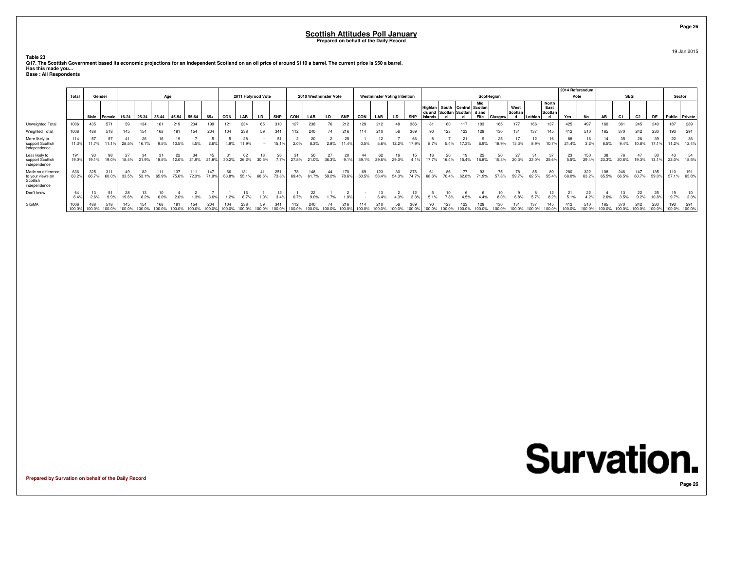# Scottish Attitudes Poll January

**Prepared on behalf of the Daily Record**

19 Jan 2015

**Table 23**

**Q17. The Scottish Government based its economic projections for an independent Scotland on an oil price of around $110 a barrel. The current price is $50 a barrel. Has this made you...**

**Base : All Respondents**

| | Total | Gender | | Age | | | | | | 2011 Holyrood Vote | | | | 2010 Westminster Vote | | | | Westminster Voting Intention | | | | ScotRegion | | | | | | | | 2014 Referendum Vote | | SEG | | | | Sector | |
|---|---|---|---|---|---|---|---|---|---|---|---|---|---|---|---|---|---|---|---|---|---|---|---|---|---|---|---|---|---|---|---|---|---|---|---|---|---|
| | | Male | Female | 16-24 | 25-34 | 35-44 | 45-54 | 55-64 | 65+ | CON | LAB | LD | SNP | CON | LAB | LD | SNP | CON | LAB | LD | SNP | Highlands and Islands | South Scotland | Central Scotland | Mid Scotland and Fife | Glasgow | West Scotland | Lothian | North East Scotland | Yes | No | AB | C1 | C2 | DE | Public | Private |
| Unweighted Total | 1006 | 435 | 571 | 59 | 134 | 161 | 219 | 234 | 199 | 121 | 234 | 65 | 310 | 127 | 238 | 76 | 212 | 129 | 212 | 48 | 366 | 81 | 60 | 117 | 103 | 165 | 177 | 166 | 137 | 425 | 497 | 160 | 361 | 245 | 240 | 187 | 289 |
| Weighted Total | 1006 | 488 | 518 | 145 | 154 | 168 | 181 | 154 | 204 | 104 | 238 | 59 | 341 | 112 | 240 | 74 | 216 | 114 | 210 | 56 | 369 | 90 | 123 | 123 | 129 | 130 | 131 | 137 | 145 | 412 | 510 | 165 | 370 | 242 | 230 | 193 | 291 |
| More likely to support Scottish independence | 114<br>11.3% | 57<br>11.7% | 57<br>11.1% | 41<br>28.5% | 26<br>16.7% | 16<br>9.5% | 19<br>10.5% | 7<br>4.5% | 5<br>2.6% | 5<br>4.9% | 28<br>11.9% | -<br>- | 51<br>15.1% | 2<br>2.0% | 20<br>8.3% | 2<br>2.8% | 25<br>11.4% | 1<br>0.5% | 12<br>5.6% | 7<br>12.2% | 66<br>17.9% | 8<br>8.7% | 7<br>5.4% | 21<br>17.3% | 9<br>6.9% | 25<br>18.9% | 17<br>13.3% | 12<br>8.9% | 16<br>10.7% | 88<br>21.4% | 16<br>3.2% | 14<br>8.5% | 35<br>9.4% | 26<br>10.8% | 39<br>17.1% | 22<br>11.2% | 36<br>12.4% |
| Less likely to support Scottish independence | 191<br>19.0% | 93<br>19.1% | 98<br>19.0% | 27<br>18.4% | 34<br>21.9% | 31<br>18.5% | 22<br>12.0% | 34<br>21.9% | 45<br>21.8% | 31<br>30.2% | 62<br>26.2% | 18<br>30.5% | 26<br>7.7% | 31<br>27.8% | 50<br>21.0% | 27<br>36.3% | 20<br>9.1% | 44<br>39.1% | 62<br>29.6% | 16<br>29.3% | 15<br>4.1% | 16<br>17.7% | 20<br>16.4% | 19<br>15.4% | 22<br>16.8% | 20<br>15.3% | 27<br>20.3% | 31<br>23.0% | 37<br>25.6% | 23<br>5.5% | 150<br>29.4% | 38<br>23.3% | 76<br>20.6% | 47<br>19.3% | 30<br>13.1% | 43<br>22.0% | 54<br>18.5% |
| Made no difference to your views on Scottish independence | 636<br>63.2% | 325<br>66.7% | 311<br>60.0% | 49<br>33.5% | 82<br>53.1% | 111<br>65.9% | 137<br>75.6% | 111<br>72.3% | 147<br>71.9% | 66<br>63.8% | 131<br>55.1% | 41<br>68.6% | 251<br>73.8% | 78<br>69.4% | 148<br>61.7% | 44<br>59.2% | 170<br>78.6% | 69<br>60.5% | 123<br>58.4% | 30<br>54.3% | 276<br>74.7% | 61<br>68.6% | 86<br>70.4% | 77<br>62.8% | 93<br>71.9% | 75<br>57.8% | 78<br>59.7% | 85<br>62.5% | 80<br>55.4% | 280<br>68.0% | 322<br>63.2% | 108<br>65.5% | 246<br>66.5% | 147<br>60.7% | 135<br>59.0% | 110<br>57.1% | 191<br>65.8% |
| Don't know | 64<br>6.4% | 13<br>2.6% | 51<br>9.9% | 28<br>19.6% | 13<br>8.2% | 10<br>6.0% | 4<br>2.0% | 2<br>1.3% | 7<br>3.6% | 1<br>1.2% | 16<br>6.7% | 1<br>1.0% | 12<br>3.4% | 1<br>0.7% | 22<br>9.0% | 1<br>1.7% | 2<br>1.0% | -<br>- | 13<br>6.4% | 2<br>4.3% | 12<br>3.3% | 5<br>5.1% | 10<br>7.8% | 6<br>4.5% | 6<br>4.4% | 10<br>8.0% | 9<br>6.8% | 8<br>5.7% | 12<br>8.2% | 21<br>5.1% | 22<br>4.2% | 4<br>2.6% | 13<br>3.5% | 22<br>9.2% | 25<br>10.8% | 19<br>9.7% | 10<br>3.3% |
| SIGMA | 1006<br>100.0% | 488<br>100.0% | 518<br>100.0% | 145<br>100.0% | 154<br>100.0% | 168<br>100.0% | 181<br>100.0% | 154<br>100.0% | 204<br>100.0% | 104<br>100.0% | 238<br>100.0% | 59<br>100.0% | 341<br>100.0% | 112<br>100.0% | 240<br>100.0% | 74<br>100.0% | 216<br>100.0% | 114<br>100.0% | 210<br>100.0% | 56<br>100.0% | 369<br>100.0% | 90<br>100.0% | 123<br>100.0% | 123<br>100.0% | 129<br>100.0% | 130<br>100.0% | 131<br>100.0% | 137<br>100.0% | 145<br>100.0% | 412<br>100.0% | 510<br>100.0% | 165<br>100.0% | 370<br>100.0% | 242<br>100.0% | 230<br>100.0% | 193<br>100.0% | 291<br>100.0% |

**Prepared by Survation on behalf of the Daily Record**

Survation.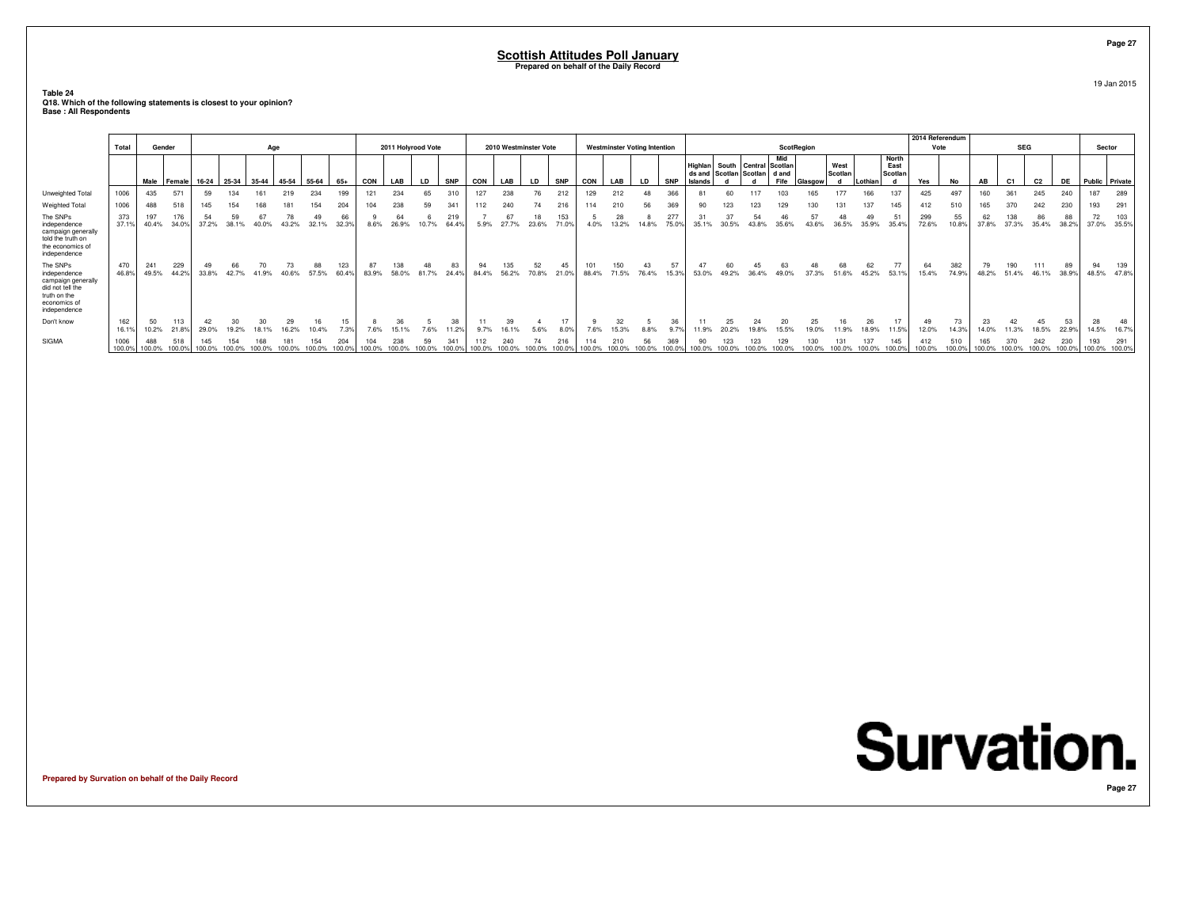# Scottish Attitudes Poll January

**Prepared on behalf of the Daily Record**

19 Jan 2015

**Table 24**
**Q18. Which of the following statements is closest to your opinion?**
**Base : All Respondents**

| | Total | Gender | | Age | | | | | | 2011 Holyrood Vote | | | | 2010 Westminster Vote | | | | Westminster Voting Intention | | | | ScotRegion | | | | | | | | 2014 Referendum Vote | | SEG | | | | Sector | |
|---|---|---|---|---|---|---|---|---|---|---|---|---|---|---|---|---|---|---|---|---|---|---|---|---|---|---|---|---|---|---|---|---|---|---|---|---|---|
| | | Male | Female | 16-24 | 25-34 | 35-44 | 45-54 | 55-64 | 65+ | CON | LAB | LD | SNP | CON | LAB | LD | SNP | CON | LAB | LD | SNP | Highlands and Islands | South Scotland | Central Scotland | Mid Scotland and Fife | Glasgow | West Scotland | Lothian | North East Scotland | Yes | No | AB | C1 | C2 | DE | Public | Private |
| Unweighted Total | 1006 | 435 | 571 | 59 | 134 | 161 | 219 | 234 | 199 | 121 | 234 | 65 | 310 | 127 | 238 | 76 | 212 | 129 | 212 | 48 | 366 | 81 | 60 | 117 | 103 | 165 | 177 | 166 | 137 | 425 | 497 | 160 | 361 | 245 | 240 | 187 | 289 |
| Weighted Total | 1006 | 488 | 518 | 145 | 154 | 168 | 181 | 154 | 204 | 104 | 238 | 59 | 341 | 112 | 240 | 74 | 216 | 114 | 210 | 56 | 369 | 90 | 123 | 123 | 129 | 130 | 131 | 137 | 145 | 412 | 510 | 165 | 370 | 242 | 230 | 193 | 291 |
| The SNPs independence campaign generally told the truth on the economics of independence | 373<br>37.1% | 197<br>40.4% | 176<br>34.0% | 54<br>37.2% | 59<br>38.1% | 67<br>40.0% | 78<br>43.2% | 49<br>32.1% | 66<br>32.3% | 9<br>8.6% | 64<br>26.9% | 6<br>10.7% | 219<br>64.4% | 7<br>5.9% | 67<br>27.7% | 18<br>23.6% | 153<br>71.0% | 5<br>4.0% | 28<br>13.2% | 8<br>14.8% | 277<br>75.0% | 31<br>35.1% | 37<br>30.5% | 54<br>43.8% | 46<br>35.6% | 57<br>43.6% | 48<br>36.5% | 49<br>35.9% | 51<br>35.4% | 299<br>72.6% | 55<br>10.8% | 62<br>37.8% | 138<br>37.3% | 86<br>35.4% | 88<br>38.2% | 72<br>37.0% | 103<br>35.5% |
| The SNPs independence campaign generally did not tell the truth on the economics of independence | 470<br>46.8% | 241<br>49.5% | 229<br>44.2% | 49<br>33.8% | 66<br>42.7% | 70<br>41.9% | 73<br>40.6% | 88<br>57.5% | 123<br>60.4% | 87<br>83.9% | 138<br>58.0% | 48<br>81.7% | 83<br>24.4% | 94<br>84.4% | 135<br>56.2% | 52<br>70.8% | 45<br>21.0% | 101<br>88.4% | 150<br>71.5% | 43<br>76.4% | 57<br>15.3% | 47<br>53.0% | 60<br>49.2% | 45<br>36.4% | 63<br>49.0% | 48<br>37.3% | 68<br>51.6% | 62<br>45.2% | 77<br>53.1% | 64<br>15.4% | 382<br>74.9% | 79<br>48.2% | 190<br>51.4% | 111<br>46.1% | 89<br>38.9% | 94<br>48.5% | 139<br>47.8% |
| Don't know | 162<br>16.1% | 50<br>10.2% | 113<br>21.8% | 42<br>29.0% | 30<br>19.2% | 30<br>18.1% | 29<br>16.2% | 16<br>10.4% | 15<br>7.3% | 8<br>7.6% | 36<br>15.1% | 5<br>7.6% | 38<br>11.2% | 11<br>9.7% | 39<br>16.1% | 4<br>5.6% | 17<br>8.0% | 9<br>7.6% | 32<br>15.3% | 5<br>8.8% | 36<br>9.7% | 11<br>11.9% | 25<br>20.2% | 24<br>19.8% | 20<br>15.5% | 25<br>19.0% | 16<br>11.9% | 26<br>18.9% | 17<br>11.5% | 49<br>12.0% | 73<br>14.3% | 23<br>14.0% | 42<br>11.3% | 45<br>18.5% | 53<br>22.9% | 28<br>14.5% | 48<br>16.7% |
| SIGMA | 1006<br>100.0% | 488<br>100.0% | 518<br>100.0% | 145<br>100.0% | 154<br>100.0% | 168<br>100.0% | 181<br>100.0% | 154<br>100.0% | 204<br>100.0% | 104<br>100.0% | 238<br>100.0% | 59<br>100.0% | 341<br>100.0% | 112<br>100.0% | 240<br>100.0% | 74<br>100.0% | 216<br>100.0% | 114<br>100.0% | 210<br>100.0% | 56<br>100.0% | 369<br>100.0% | 90<br>100.0% | 123<br>100.0% | 123<br>100.0% | 129<br>100.0% | 130<br>100.0% | 131<br>100.0% | 137<br>100.0% | 145<br>100.0% | 412<br>100.0% | 510<br>100.0% | 165<br>100.0% | 370<br>100.0% | 242<br>100.0% | 230<br>100.0% | 193<br>100.0% | 291<br>100.0% |

**Survation.**

**Prepared by Survation on behalf of the Daily Record**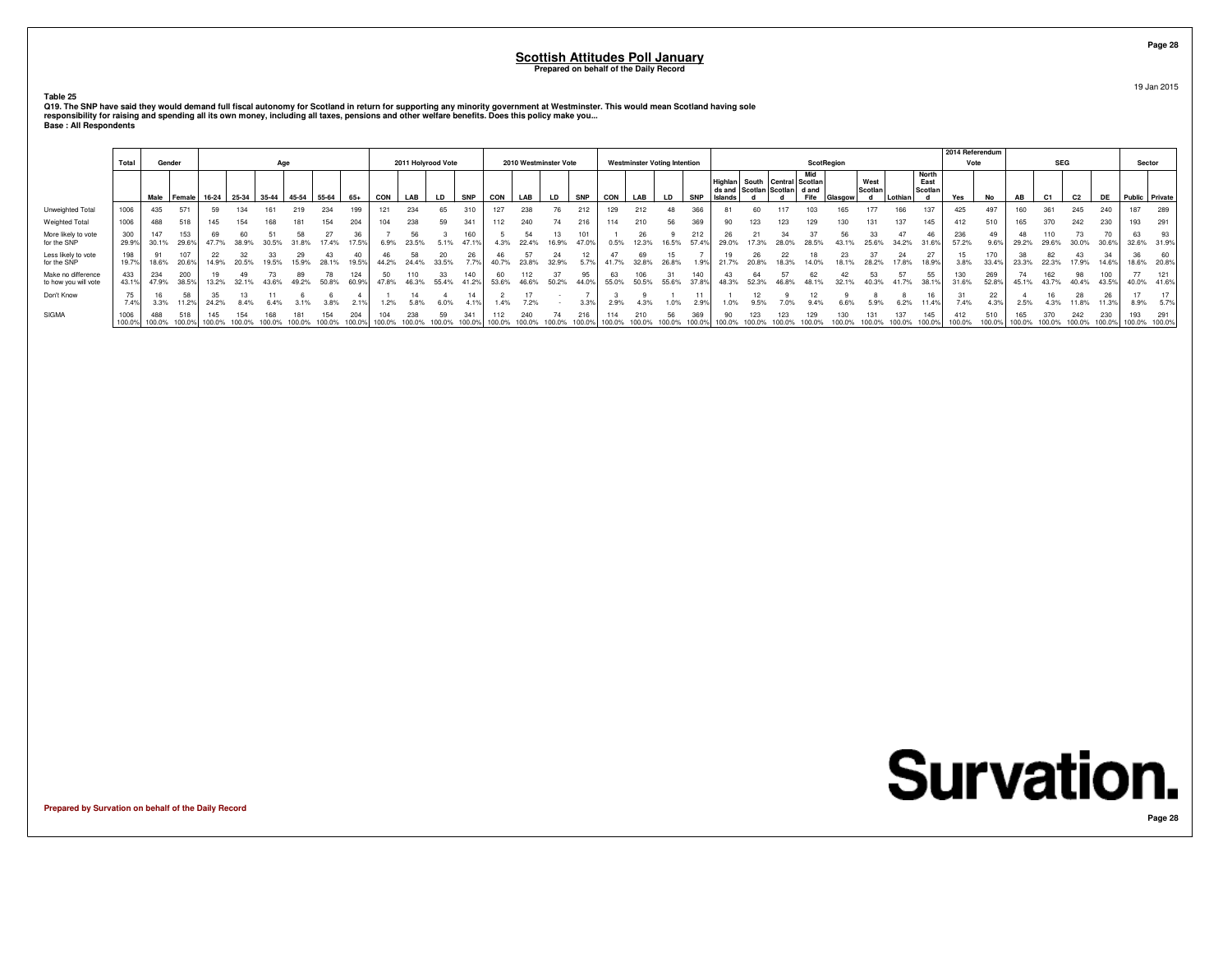# Scottish Attitudes Poll January

**Prepared on behalf of the Daily Record**

19 Jan 2015

**Table 25**

**Q19. The SNP have said they would demand full fiscal autonomy for Scotland in return for supporting any minority government at Westminster. This would mean Scotland having sole responsibility for raising and spending all its own money, including all taxes, pensions and other welfare benefits. Does this policy make you...**

**Base : All Respondents**

| | Total | Gender | | Age | | | | | | 2011 Holyrood Vote | | | | 2010 Westminster Vote | | | | Westminster Voting Intention | | | | ScotRegion | | | | | | | | 2014 Referendum Vote | | SEG | | | | Sector | |
|---|---|---|---|---|---|---|---|---|---|---|---|---|---|---|---|---|---|---|---|---|---|---|---|---|---|---|---|---|---|---|---|---|---|---|---|---|---|
| | | Male | Female | 16-24 | 25-34 | 35-44 | 45-54 | 55-64 | 65+ | CON | LAB | LD | SNP | CON | LAB | LD | SNP | CON | LAB | LD | SNP | Highlands and Islands | South Scotland | Central Scotland | Mid Scotland and Fife | Glasgow | West Scotland | Lothian | North East Scotland | Yes | No | AB | C1 | C2 | DE | Public | Private |
| Unweighted Total | 1006 | 435 | 571 | 59 | 134 | 161 | 219 | 234 | 199 | 121 | 234 | 65 | 310 | 127 | 238 | 76 | 212 | 129 | 212 | 48 | 366 | 81 | 60 | 117 | 103 | 165 | 177 | 166 | 137 | 425 | 497 | 160 | 361 | 245 | 240 | 187 | 289 |
| Weighted Total | 1006 | 488 | 518 | 145 | 154 | 168 | 181 | 154 | 204 | 104 | 238 | 59 | 341 | 112 | 240 | 74 | 216 | 114 | 210 | 56 | 369 | 90 | 123 | 123 | 129 | 130 | 131 | 137 | 145 | 412 | 510 | 165 | 370 | 242 | 230 | 193 | 291 |
| More likely to vote for the SNP | 300 | 147 | 153 | 69 | 60 | 51 | 58 | 27 | 36 | 7 | 56 | 3 | 160 | 5 | 54 | 13 | 101 | 1 | 26 | 9 | 212 | 26 | 21 | 34 | 37 | 56 | 33 | 47 | 46 | 236 | 49 | 48 | 110 | 73 | 70 | 63 | 93 |
| | 29.9% | 30.1% | 29.6% | 47.7% | 38.9% | 30.5% | 31.8% | 17.4% | 17.5% | 6.9% | 23.5% | 5.1% | 47.1% | 4.3% | 22.4% | 16.9% | 47.0% | 0.5% | 12.3% | 16.5% | 57.4% | 29.0% | 17.3% | 28.0% | 28.5% | 43.1% | 25.6% | 34.2% | 31.6% | 57.2% | 9.6% | 29.2% | 29.6% | 30.0% | 30.6% | 32.6% | 31.9% |
| Less likely to vote for the SNP | 198 | 91 | 107 | 22 | 32 | 33 | 29 | 43 | 40 | 46 | 58 | 20 | 26 | 46 | 57 | 24 | 12 | 47 | 69 | 15 | 7 | 19 | 26 | 22 | 18 | 23 | 37 | 24 | 27 | 15 | 170 | 38 | 82 | 43 | 34 | 36 | 60 |
| | 19.7% | 18.6% | 20.6% | 14.9% | 20.5% | 19.5% | 15.9% | 28.1% | 19.5% | 44.2% | 24.4% | 33.5% | 7.7% | 40.7% | 23.8% | 32.9% | 5.7% | 41.7% | 32.8% | 26.8% | 1.9% | 21.7% | 20.8% | 18.3% | 14.0% | 18.1% | 28.2% | 17.8% | 18.9% | 3.8% | 33.4% | 23.3% | 22.3% | 17.9% | 14.6% | 18.6% | 20.8% |
| Make no difference to how you will vote | 433 | 234 | 200 | 19 | 49 | 73 | 89 | 78 | 124 | 50 | 110 | 33 | 140 | 60 | 112 | 37 | 95 | 63 | 106 | 31 | 140 | 43 | 64 | 57 | 62 | 42 | 53 | 57 | 55 | 130 | 269 | 74 | 162 | 98 | 100 | 77 | 121 |
| | 43.1% | 47.9% | 38.5% | 13.2% | 32.1% | 43.6% | 49.2% | 50.8% | 60.9% | 47.8% | 46.3% | 55.4% | 41.2% | 53.6% | 46.6% | 50.2% | 44.0% | 55.0% | 50.5% | 55.6% | 37.8% | 48.3% | 52.3% | 46.8% | 48.1% | 32.1% | 40.3% | 41.7% | 38.1% | 31.6% | 52.8% | 45.1% | 43.7% | 40.4% | 43.5% | 40.0% | 41.6% |
| Don't Know | 75 | 16 | 58 | 35 | 13 | 11 | 6 | 6 | 4 | 1 | 14 | 4 | 14 | 2 | 17 | - | 7 | 3 | 9 | 1 | 11 | 1 | 12 | 9 | 12 | 9 | 8 | 8 | 16 | 31 | 22 | 4 | 16 | 28 | 26 | 17 | 17 |
| | 7.4% | 3.3% | 11.2% | 24.2% | 8.4% | 6.4% | 3.1% | 3.8% | 2.1% | 1.2% | 5.8% | 6.0% | 4.1% | 1.4% | 7.2% | - | 3.3% | 2.9% | 4.3% | 1.0% | 2.9% | 1.0% | 9.5% | 7.0% | 9.4% | 6.6% | 5.9% | 6.2% | 11.4% | 7.4% | 4.3% | 2.5% | 4.3% | 11.8% | 11.3% | 8.9% | 5.7% |
| SIGMA | 1006 | 488 | 518 | 145 | 154 | 168 | 181 | 154 | 204 | 104 | 238 | 59 | 341 | 112 | 240 | 74 | 216 | 114 | 210 | 56 | 369 | 90 | 123 | 123 | 129 | 130 | 131 | 137 | 145 | 412 | 510 | 165 | 370 | 242 | 230 | 193 | 291 |
| | 100.0% | 100.0% | 100.0% | 100.0% | 100.0% | 100.0% | 100.0% | 100.0% | 100.0% | 100.0% | 100.0% | 100.0% | 100.0% | 100.0% | 100.0% | 100.0% | 100.0% | 100.0% | 100.0% | 100.0% | 100.0% | 100.0% | 100.0% | 100.0% | 100.0% | 100.0% | 100.0% | 100.0% | 100.0% | 100.0% | 100.0% | 100.0% | 100.0% | 100.0% | 100.0% | 100.0% | 100.0% |

**Survation.**

**Prepared by Survation on behalf of the Daily Record**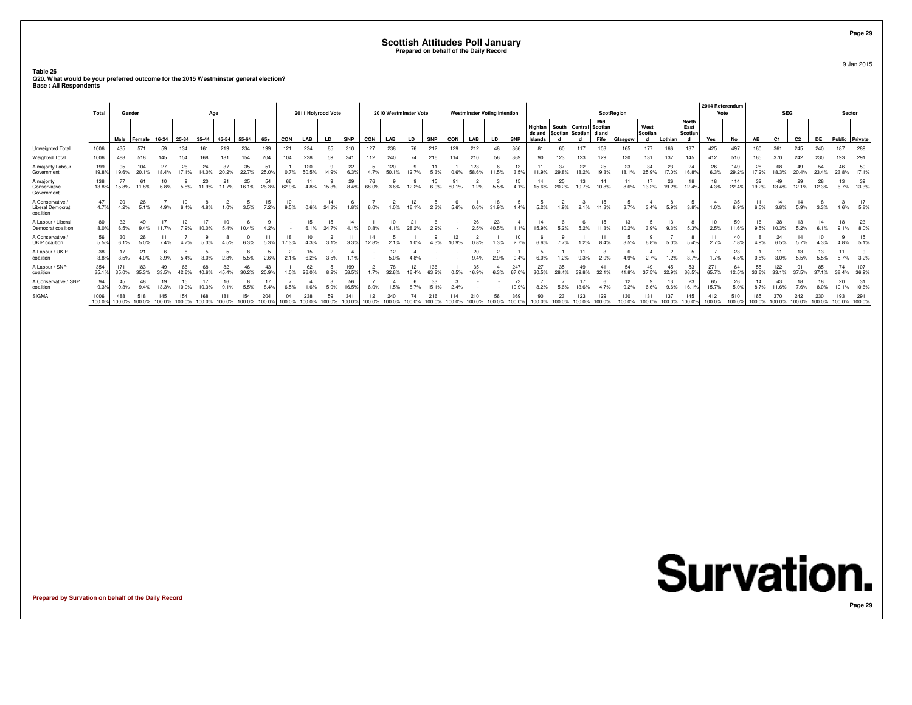# Scottish Attitudes Poll January

**Prepared on behalf of the Daily Record**

19 Jan 2015

**Table 26**
**Q20. What would be your preferred outcome for the 2015 Westminster general election?**
**Base : All Respondents**

| | Total | Gender | | Age | | | | | | 2011 Holyrood Vote | | | | 2010 Westminster Vote | | | | Westminster Voting Intention | | | | ScotRegion | | | | | | | | 2014 Referendum Vote | | SEG | | | | Sector | |
|---|---|---|---|---|---|---|---|---|---|---|---|---|---|---|---|---|---|---|---|---|---|---|---|---|---|---|---|---|---|---|---|---|---|---|---|---|---|
| | | Male | Female | 16-24 | 25-34 | 35-44 | 45-54 | 55-64 | 65+ | CON | LAB | LD | SNP | CON | LAB | LD | SNP | CON | LAB | LD | SNP | Highlands and Islands | South Scotland | Central Scotland | Mid Scotland and Fife | Glasgow | West Scotland | Lothian | North East Scotland | Yes | No | AB | C1 | C2 | DE | Public | Private |
| Unweighted Total | 1006 | 435 | 571 | 59 | 134 | 161 | 219 | 234 | 199 | 121 | 234 | 65 | 310 | 127 | 238 | 76 | 212 | 129 | 212 | 48 | 366 | 81 | 60 | 117 | 103 | 165 | 177 | 166 | 137 | 425 | 497 | 160 | 361 | 245 | 240 | 187 | 289 |
| Weighted Total | 1006 | 488 | 518 | 145 | 154 | 168 | 181 | 154 | 204 | 104 | 238 | 59 | 341 | 112 | 240 | 74 | 216 | 114 | 210 | 56 | 369 | 90 | 123 | 123 | 129 | 130 | 131 | 137 | 145 | 412 | 510 | 165 | 370 | 242 | 230 | 193 | 291 |
| A majority Labour Government | 199<br>19.8% | 95<br>19.6% | 104<br>20.1% | 27<br>18.4% | 26<br>17.1% | 24<br>14.0% | 37<br>20.2% | 35<br>22.7% | 51<br>25.0% | 1<br>0.7% | 120<br>50.5% | 9<br>14.9% | 22<br>6.3% | 5<br>4.7% | 120<br>50.1% | 9<br>12.7% | 11<br>5.3% | 1<br>0.6% | 123<br>58.6% | 6<br>11.5% | 13<br>3.5% | 11<br>11.9% | 37<br>29.8% | 22<br>18.2% | 25<br>19.3% | 23<br>18.1% | 34<br>25.9% | 23<br>17.0% | 24<br>16.8% | 26<br>6.3% | 149<br>29.2% | 28<br>17.2% | 68<br>18.3% | 49<br>20.4% | 54<br>23.4% | 46<br>23.8% | 50<br>17.1% |
| A majority Conservative Government | 138<br>13.8% | 77<br>15.8% | 61<br>11.8% | 10<br>6.8% | 9<br>5.8% | 20<br>11.9% | 21<br>11.7% | 25<br>16.1% | 54<br>26.3% | 66<br>62.9% | 11<br>4.8% | 9<br>15.3% | 29<br>8.4% | 76<br>68.0% | 9<br>3.6% | 9<br>12.2% | 15<br>6.9% | 91<br>80.1% | 2<br>1.2% | 3<br>5.5% | 15<br>4.1% | 14<br>15.6% | 25<br>20.2% | 13<br>10.7% | 14<br>10.8% | 11<br>8.6% | 17<br>13.2% | 26<br>19.2% | 18<br>12.4% | 18<br>4.3% | 114<br>22.4% | 32<br>19.2% | 49<br>13.4% | 29<br>12.1% | 28<br>12.3% | 13<br>6.7% | 39<br>13.3% |
| A Conservative / Liberal Democrat coalition | 47<br>4.7% | 20<br>4.2% | 26<br>5.1% | 7<br>4.9% | 10<br>6.4% | 8<br>4.8% | 2<br>1.0% | 5<br>3.5% | 15<br>7.2% | 10<br>9.5% | 1<br>0.6% | 14<br>24.3% | 6<br>1.8% | 7<br>6.0% | 2<br>1.0% | 12<br>16.1% | 5<br>2.3% | 6<br>5.6% | 1<br>0.6% | 18<br>31.9% | 5<br>1.4% | 5<br>5.2% | 2<br>1.9% | 3<br>2.1% | 15<br>11.3% | 5<br>3.7% | 4<br>3.4% | 8<br>5.9% | 5<br>3.8% | 4<br>1.0% | 35<br>6.9% | 11<br>6.5% | 14<br>3.8% | 14<br>5.9% | 8<br>3.3% | 3<br>1.6% | 17<br>5.8% |
| A Labour / Liberal Democrat coalition | 80<br>8.0% | 32<br>6.5% | 49<br>9.4% | 17<br>11.7% | 12<br>7.9% | 17<br>10.0% | 10<br>5.4% | 16<br>10.4% | 9<br>4.2% | -<br>- | 15<br>6.1% | 15<br>24.7% | 14<br>4.1% | 1<br>0.8% | 10<br>4.1% | 21<br>28.2% | 6<br>2.9% | -<br>- | 26<br>12.5% | 23<br>40.5% | 4<br>1.1% | 14<br>15.9% | 6<br>5.2% | 6<br>5.2% | 15<br>11.3% | 13<br>10.2% | 5<br>3.9% | 13<br>9.3% | 8<br>5.3% | 10<br>2.5% | 59<br>11.6% | 16<br>9.5% | 38<br>10.3% | 13<br>5.2% | 14<br>6.1% | 18<br>9.1% | 23<br>8.0% |
| A Conservative / UKIP coalition | 56<br>5.5% | 30<br>6.1% | 26<br>5.0% | 11<br>7.4% | 7<br>4.7% | 9<br>5.3% | 8<br>4.5% | 10<br>6.3% | 11<br>5.3% | 18<br>17.3% | 10<br>4.3% | 2<br>3.1% | 11<br>3.3% | 14<br>12.8% | 5<br>2.1% | 1<br>1.0% | 9<br>4.3% | 12<br>10.9% | 2<br>0.8% | 1<br>1.3% | 10<br>2.7% | 6<br>6.6% | 9<br>7.7% | 1<br>1.2% | 11<br>8.4% | 5<br>3.5% | 9<br>6.8% | 7<br>5.0% | 8<br>5.4% | 11<br>2.7% | 40<br>7.8% | 8<br>4.9% | 24<br>6.5% | 14<br>5.7% | 10<br>4.3% | 9<br>4.8% | 15<br>5.1% |
| A Labour / UKIP coalition | 38<br>3.8% | 17<br>3.5% | 21<br>4.0% | 6<br>3.9% | 8<br>5.4% | 5<br>3.0% | 5<br>2.8% | 8<br>5.5% | 5<br>2.6% | 2<br>2.1% | 15<br>6.2% | 2<br>3.5% | 4<br>1.1% | -<br>- | 12<br>5.0% | 4<br>4.8% | -<br>- | -<br>- | 20<br>9.4% | 2<br>2.9% | 1<br>0.4% | 5<br>6.0% | 1<br>1.2% | 11<br>9.3% | 3<br>2.0% | 6<br>4.9% | 4<br>2.7% | 2<br>1.2% | 5<br>3.7% | 7<br>1.7% | 23<br>4.5% | 1<br>0.5% | 11<br>3.0% | 13<br>5.5% | 13<br>5.5% | 11<br>5.7% | 9<br>3.2% |
| A Labour / SNP coalition | 354<br>35.1% | 171<br>35.0% | 183<br>35.3% | 49<br>33.5% | 66<br>42.6% | 68<br>40.6% | 82<br>45.4% | 46<br>30.2% | 43<br>20.9% | 1<br>1.0% | 62<br>26.0% | 5<br>8.2% | 199<br>58.5% | 2<br>1.7% | 78<br>32.6% | 12<br>16.4% | 136<br>63.2% | 1<br>0.5% | 35<br>16.9% | 4<br>6.3% | 247<br>67.0% | 27<br>30.5% | 35<br>28.4% | 49<br>39.8% | 41<br>32.1% | 54<br>41.8% | 49<br>37.5% | 45<br>32.9% | 53<br>36.5% | 271<br>65.7% | 64<br>12.5% | 55<br>33.6% | 122<br>33.1% | 91<br>37.5% | 85<br>37.1% | 74<br>38.4% | 107<br>36.9% |
| A Conservative / SNP coalition | 94<br>9.3% | 45<br>9.3% | 48<br>9.4% | 19<br>13.3% | 15<br>10.0% | 17<br>10.3% | 16<br>9.1% | 8<br>5.5% | 17<br>8.4% | 7<br>6.5% | 4<br>1.6% | 3<br>5.9% | 56<br>16.5% | 7<br>6.0% | 4<br>1.5% | 6<br>8.7% | 33<br>15.1% | 3<br>2.4% | -<br>- | -<br>- | 73<br>19.9% | 7<br>8.2% | 7<br>5.6% | 17<br>13.6% | 6<br>4.7% | 12<br>9.2% | 9<br>6.6% | 13<br>9.6% | 23<br>16.1% | 65<br>15.7% | 26<br>5.0% | 14<br>8.7% | 43<br>11.6% | 18<br>7.6% | 18<br>8.0% | 20<br>10.1% | 31<br>10.6% |
| SIGMA | 1006<br>100.0% | 488<br>100.0% | 518<br>100.0% | 145<br>100.0% | 154<br>100.0% | 168<br>100.0% | 181<br>100.0% | 154<br>100.0% | 204<br>100.0% | 104<br>100.0% | 238<br>100.0% | 59<br>100.0% | 341<br>100.0% | 112<br>100.0% | 240<br>100.0% | 74<br>100.0% | 216<br>100.0% | 114<br>100.0% | 210<br>100.0% | 56<br>100.0% | 369<br>100.0% | 90<br>100.0% | 123<br>100.0% | 123<br>100.0% | 129<br>100.0% | 130<br>100.0% | 131<br>100.0% | 137<br>100.0% | 145<br>100.0% | 412<br>100.0% | 510<br>100.0% | 165<br>100.0% | 370<br>100.0% | 242<br>100.0% | 230<br>100.0% | 193<br>100.0% | 291<br>100.0% |

**Prepared by Survation on behalf of the Daily Record**

**Survation.**